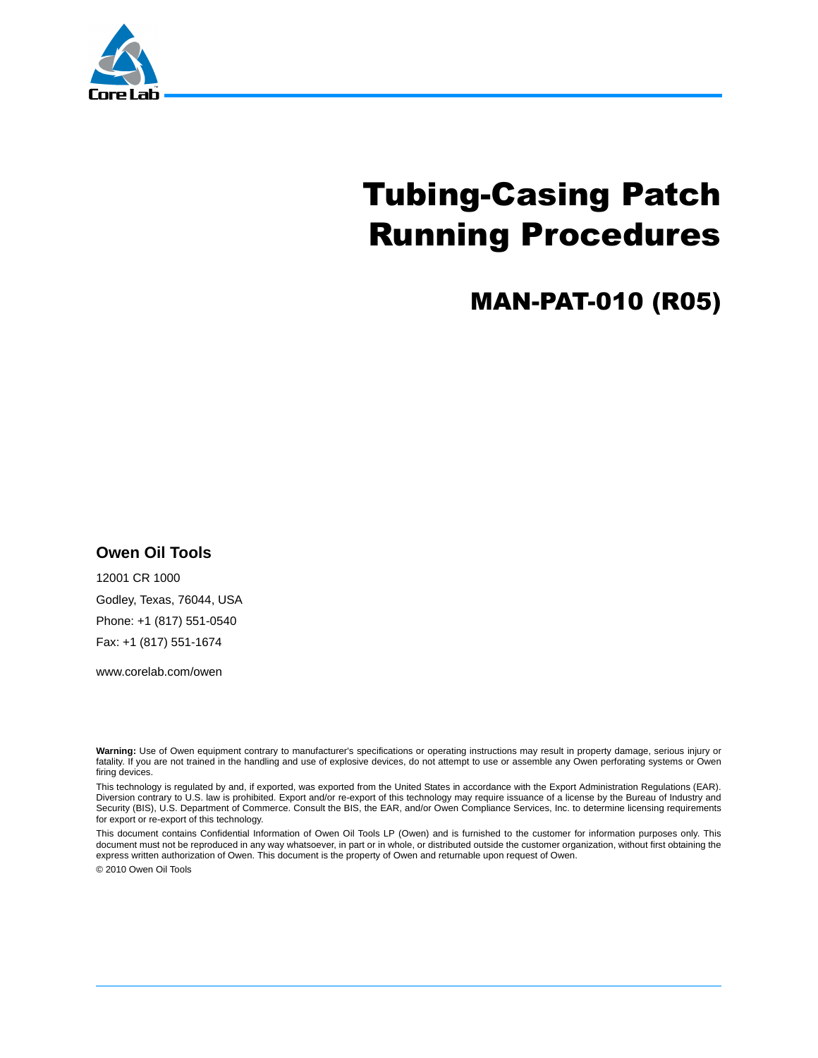# Tubing-Casing Patch Running Procedures

## MAN-PAT-010 (R05)

**Owen Oil Tools**

12001 CR 1000

Godley, Texas, 76044, USA

Phone: +1 (817) 551-0540

Fax: +1 (817) 551-1674

www.corelab.com/owen

**Warning:** Use of Owen equipment contrary to manufacturer's specifications or operating instructions may result in property damage, serious injury or fatality. If you are not trained in the handling and use of explosive devices, do not attempt to use or assemble any Owen perforating systems or Owen firing devices.

This technology is regulated by and, if exported, was exported from the United States in accordance with the Export Administration Regulations (EAR). Diversion contrary to U.S. law is prohibited. Export and/or re-export of this technology may require issuance of a license by the Bureau of Industry and Security (BIS), U.S. Department of Commerce. Consult the BIS, the EAR, and/or Owen Compliance Services, Inc. to determine licensing requirements for export or re-export of this technology.

This document contains Confidential Information of Owen Oil Tools LP (Owen) and is furnished to the customer for information purposes only. This document must not be reproduced in any way whatsoever, in part or in whole, or distributed outside the customer organization, without first obtaining the express written authorization of Owen. This document is the property of Owen and returnable upon request of Owen.

© 2010 Owen Oil Tools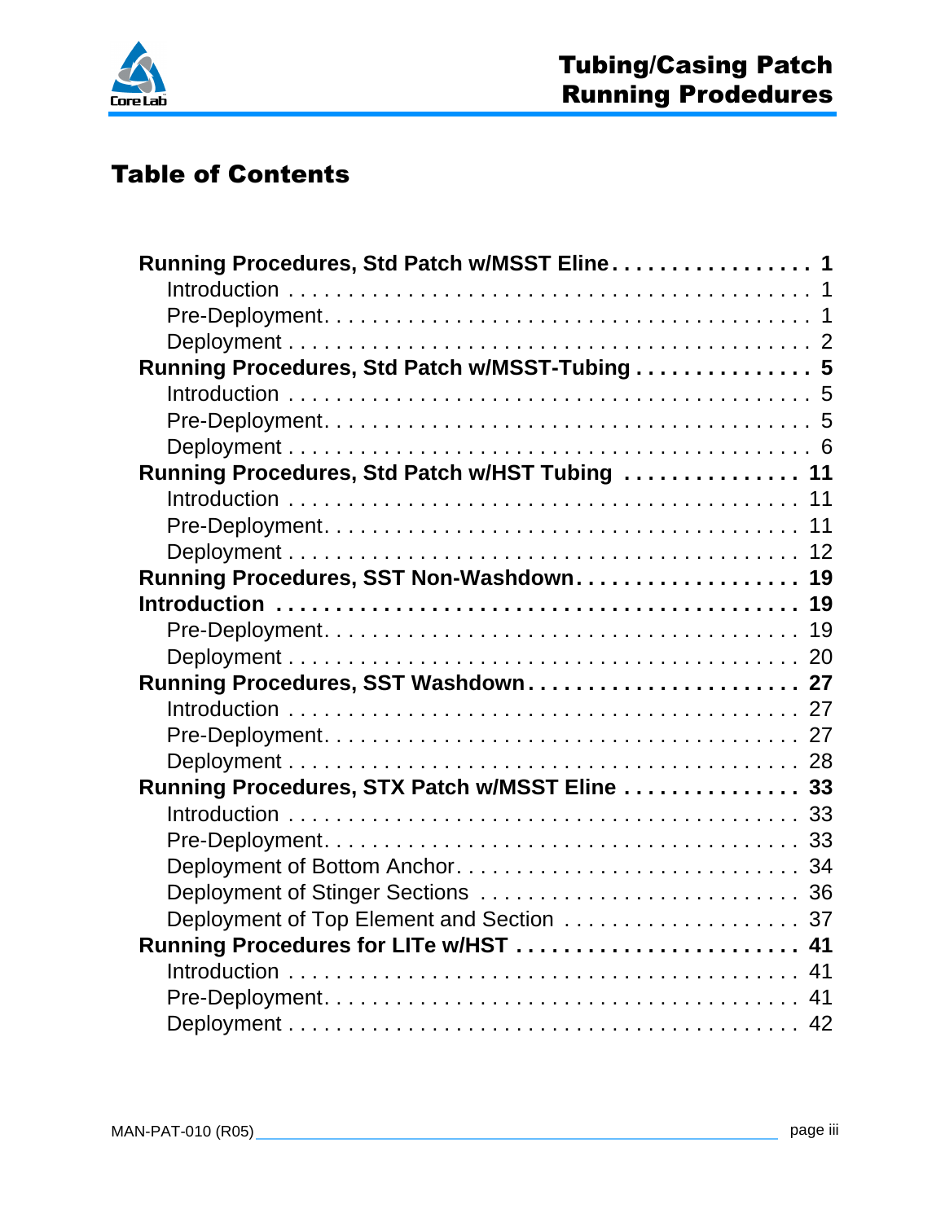# Table of Contents

**Running Procedures, Std Patch w/MSST Eline . . . . . . . . . . . . . . . . . 1**

- Introduction . . . . . . . . . . . . . . . . . . . . . . . . . . . . . . . . . . . . . . . 1
- Pre-Deployment. . . . . . . . . . . . . . . . . . . . . . . . . . . . . . . . . . . . 1
- Deployment . . . . . . . . . . . . . . . . . . . . . . . . . . . . . . . . . . . . . . 2

**Running Procedures, Std Patch w/MSST-Tubing . . . . . . . . . . . . . . 5**

- Introduction . . . . . . . . . . . . . . . . . . . . . . . . . . . . . . . . . . . . . . . 5
- Pre-Deployment. . . . . . . . . . . . . . . . . . . . . . . . . . . . . . . . . . . . 5
- Deployment . . . . . . . . . . . . . . . . . . . . . . . . . . . . . . . . . . . . . . 6

**Running Procedures, Std Patch w/HST Tubing . . . . . . . . . . . . . . . 11**

- Introduction . . . . . . . . . . . . . . . . . . . . . . . . . . . . . . . . . . . . . . 11
- Pre-Deployment. . . . . . . . . . . . . . . . . . . . . . . . . . . . . . . . . . . 11
- Deployment . . . . . . . . . . . . . . . . . . . . . . . . . . . . . . . . . . . . . 12

**Running Procedures, SST Non-Washdown. . . . . . . . . . . . . . . . . . . 19**

**Introduction . . . . . . . . . . . . . . . . . . . . . . . . . . . . . . . . . . . . . . . 19**

- Pre-Deployment. . . . . . . . . . . . . . . . . . . . . . . . . . . . . . . . . . . 19
- Deployment . . . . . . . . . . . . . . . . . . . . . . . . . . . . . . . . . . . . . 20

**Running Procedures, SST Washdown. . . . . . . . . . . . . . . . . . . . . . . 27**

- Introduction . . . . . . . . . . . . . . . . . . . . . . . . . . . . . . . . . . . . . . 27
- Pre-Deployment. . . . . . . . . . . . . . . . . . . . . . . . . . . . . . . . . . . 27
- Deployment . . . . . . . . . . . . . . . . . . . . . . . . . . . . . . . . . . . . . 28

**Running Procedures, STX Patch w/MSST Eline . . . . . . . . . . . . . . . 33**

- Introduction . . . . . . . . . . . . . . . . . . . . . . . . . . . . . . . . . . . . . . 33
- Pre-Deployment. . . . . . . . . . . . . . . . . . . . . . . . . . . . . . . . . . . 33
- Deployment of Bottom Anchor. . . . . . . . . . . . . . . . . . . . . . . . . . 34
- Deployment of Stinger Sections . . . . . . . . . . . . . . . . . . . . . . . . 36
- Deployment of Top Element and Section . . . . . . . . . . . . . . . . . . . 37

**Running Procedures for LITe w/HST . . . . . . . . . . . . . . . . . . . . . . . 41**

- Introduction . . . . . . . . . . . . . . . . . . . . . . . . . . . . . . . . . . . . . . 41
- Pre-Deployment. . . . . . . . . . . . . . . . . . . . . . . . . . . . . . . . . . . 41
- Deployment . . . . . . . . . . . . . . . . . . . . . . . . . . . . . . . . . . . . . 42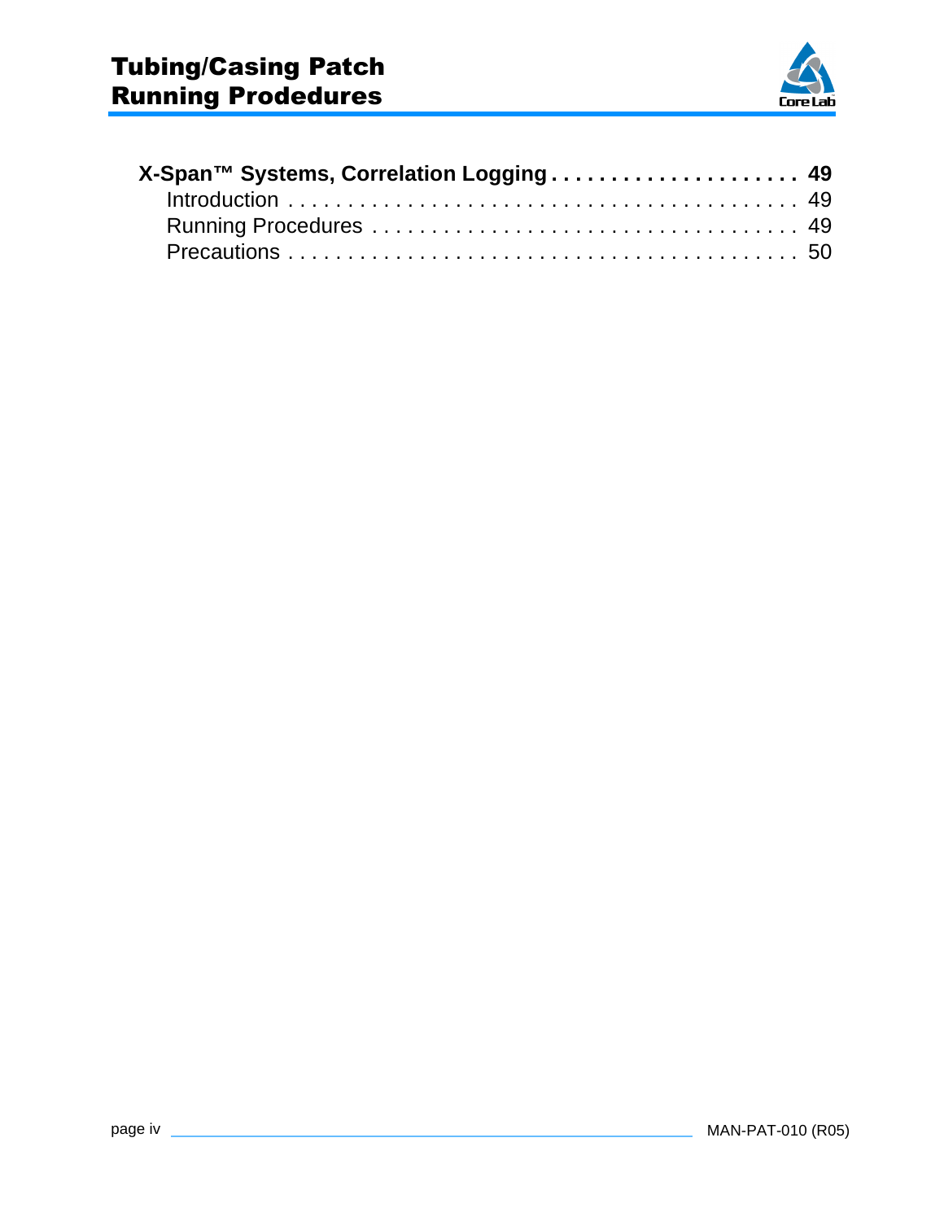**X-Span™ Systems, Correlation Logging . . . . . . . . . . . . . . . . . . . . . 49**

- Introduction . . . . . . . . . . . . . . . . . . . . . . . . . . . . . . . . . . . . . . . . . . . 49
- Running Procedures . . . . . . . . . . . . . . . . . . . . . . . . . . . . . . . . . . . . . . 49
- Precautions . . . . . . . . . . . . . . . . . . . . . . . . . . . . . . . . . . . . . . . . . . . 50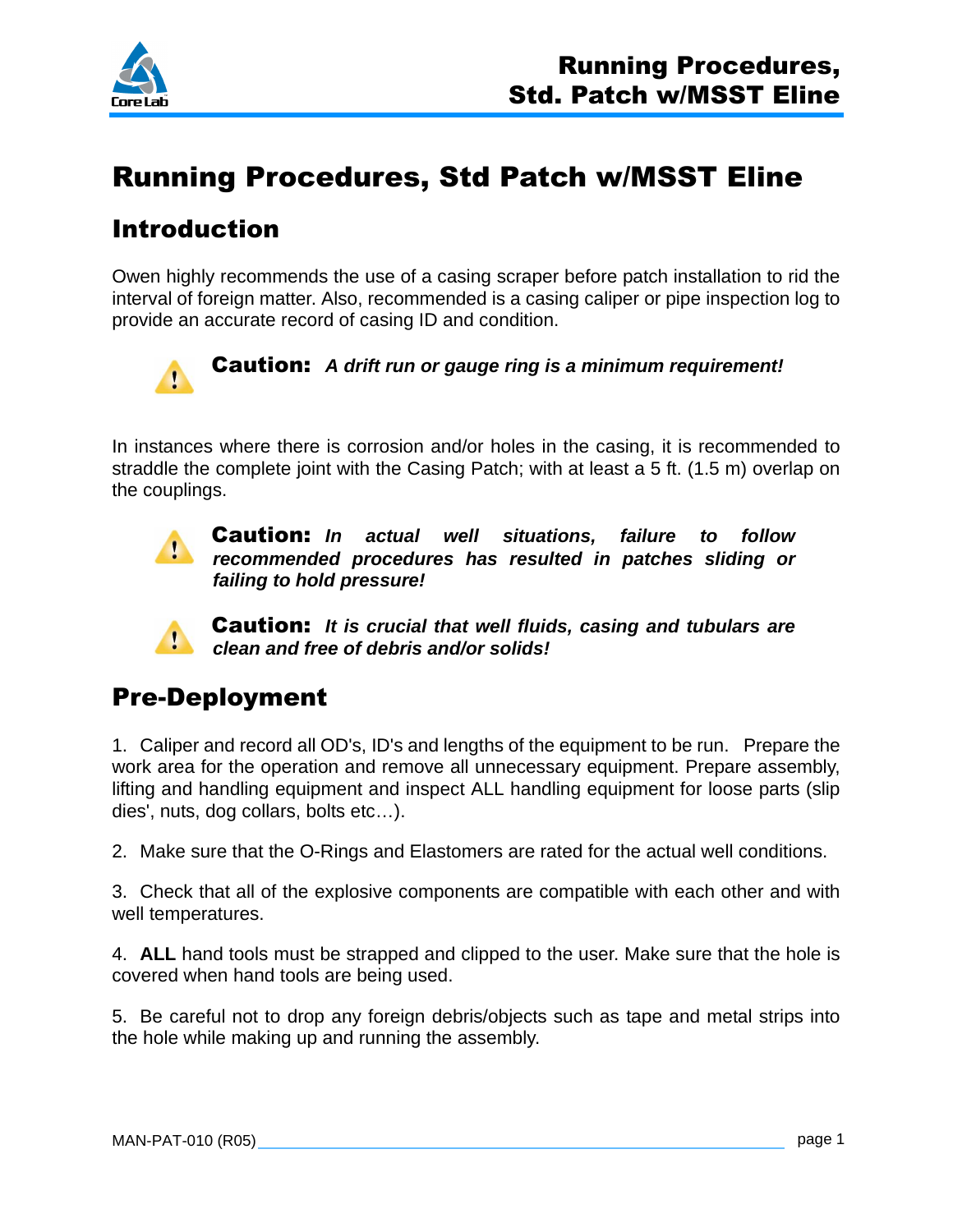# Running Procedures, Std Patch w/MSST Eline

## Introduction

Owen highly recommends the use of a casing scraper before patch installation to rid the interval of foreign matter. Also, recommended is a casing caliper or pipe inspection log to provide an accurate record of casing ID and condition.

**Caution:** ***A drift run or gauge ring is a minimum requirement!***

In instances where there is corrosion and/or holes in the casing, it is recommended to straddle the complete joint with the Casing Patch; with at least a 5 ft. (1.5 m) overlap on the couplings.

**Caution:** ***In actual well situations, failure to follow recommended procedures has resulted in patches sliding or failing to hold pressure!***

**Caution:** ***It is crucial that well fluids, casing and tubulars are clean and free of debris and/or solids!***

## Pre-Deployment

1. Caliper and record all OD's, ID's and lengths of the equipment to be run. Prepare the work area for the operation and remove all unnecessary equipment. Prepare assembly, lifting and handling equipment and inspect ALL handling equipment for loose parts (slip dies', nuts, dog collars, bolts etc…).

2. Make sure that the O-Rings and Elastomers are rated for the actual well conditions.

3. Check that all of the explosive components are compatible with each other and with well temperatures.

4. **ALL** hand tools must be strapped and clipped to the user. Make sure that the hole is covered when hand tools are being used.

5. Be careful not to drop any foreign debris/objects such as tape and metal strips into the hole while making up and running the assembly.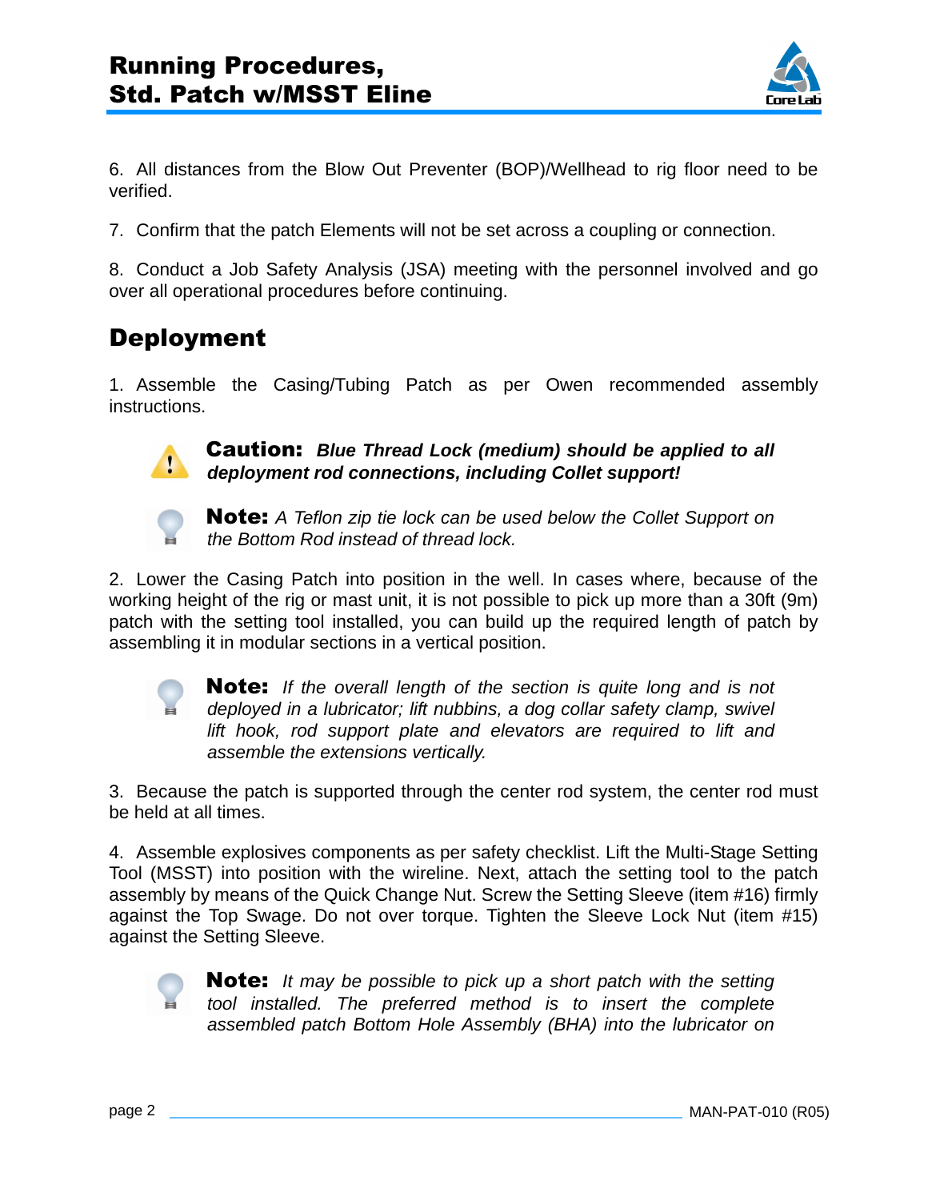6. All distances from the Blow Out Preventer (BOP)/Wellhead to rig floor need to be verified.

7. Confirm that the patch Elements will not be set across a coupling or connection.

8. Conduct a Job Safety Analysis (JSA) meeting with the personnel involved and go over all operational procedures before continuing.

## Deployment

1. Assemble the Casing/Tubing Patch as per Owen recommended assembly instructions.

> **Caution:** ***Blue Thread Lock (medium) should be applied to all deployment rod connections, including Collet support!***

> **Note:** *A Teflon zip tie lock can be used below the Collet Support on the Bottom Rod instead of thread lock.*

2. Lower the Casing Patch into position in the well. In cases where, because of the working height of the rig or mast unit, it is not possible to pick up more than a 30ft (9m) patch with the setting tool installed, you can build up the required length of patch by assembling it in modular sections in a vertical position.

> **Note:** *If the overall length of the section is quite long and is not deployed in a lubricator; lift nubbins, a dog collar safety clamp, swivel lift hook, rod support plate and elevators are required to lift and assemble the extensions vertically.*

3. Because the patch is supported through the center rod system, the center rod must be held at all times.

4. Assemble explosives components as per safety checklist. Lift the Multi-Stage Setting Tool (MSST) into position with the wireline. Next, attach the setting tool to the patch assembly by means of the Quick Change Nut. Screw the Setting Sleeve (item #16) firmly against the Top Swage. Do not over torque. Tighten the Sleeve Lock Nut (item #15) against the Setting Sleeve.

> **Note:** *It may be possible to pick up a short patch with the setting tool installed. The preferred method is to insert the complete assembled patch Bottom Hole Assembly (BHA) into the lubricator on*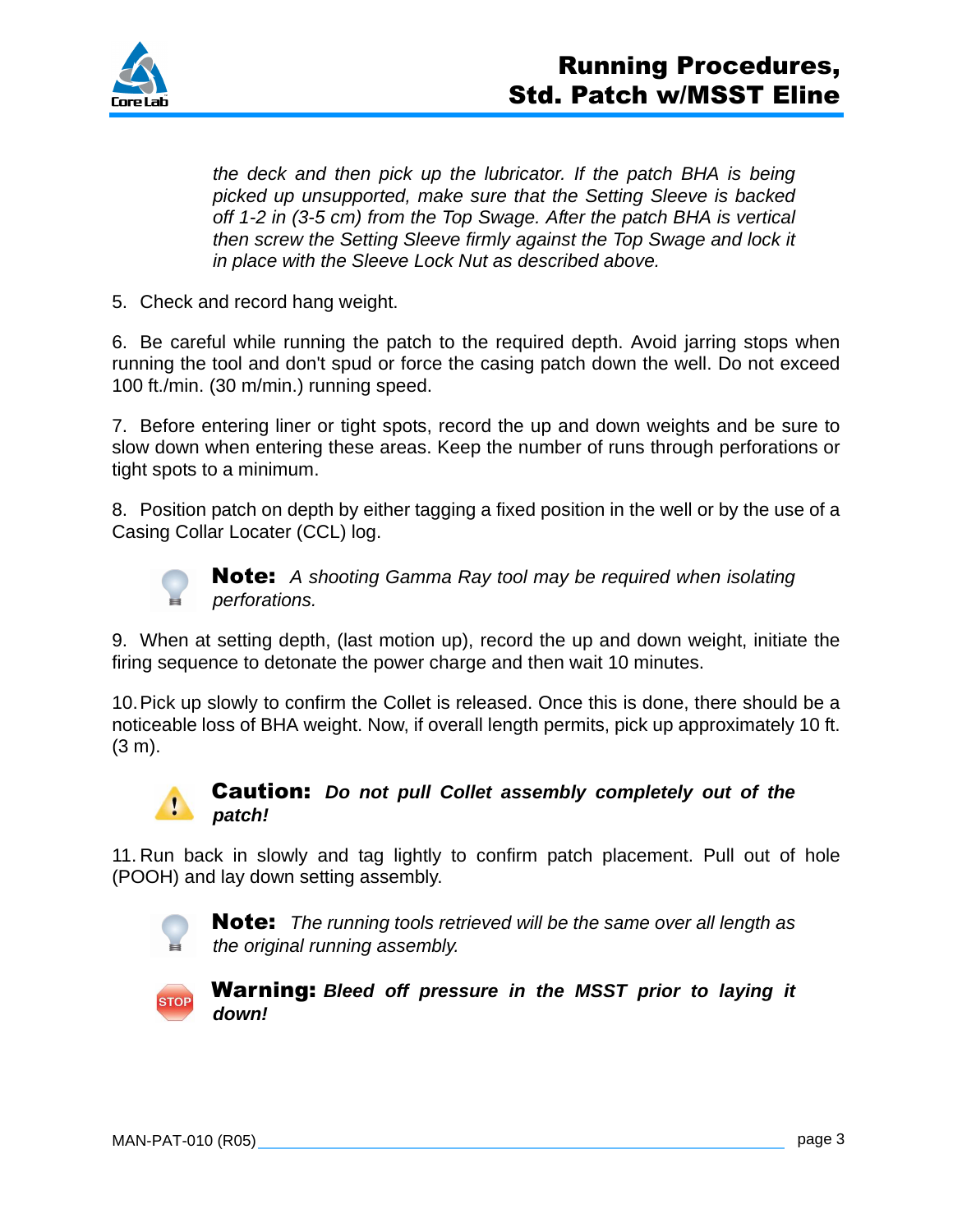*the deck and then pick up the lubricator. If the patch BHA is being picked up unsupported, make sure that the Setting Sleeve is backed off 1-2 in (3-5 cm) from the Top Swage. After the patch BHA is vertical then screw the Setting Sleeve firmly against the Top Swage and lock it in place with the Sleeve Lock Nut as described above.*

5. Check and record hang weight.

6. Be careful while running the patch to the required depth. Avoid jarring stops when running the tool and don't spud or force the casing patch down the well. Do not exceed 100 ft./min. (30 m/min.) running speed.

7. Before entering liner or tight spots, record the up and down weights and be sure to slow down when entering these areas. Keep the number of runs through perforations or tight spots to a minimum.

8. Position patch on depth by either tagging a fixed position in the well or by the use of a Casing Collar Locater (CCL) log.

**Note:** *A shooting Gamma Ray tool may be required when isolating perforations.*

9. When at setting depth, (last motion up), record the up and down weight, initiate the firing sequence to detonate the power charge and then wait 10 minutes.

10. Pick up slowly to confirm the Collet is released. Once this is done, there should be a noticeable loss of BHA weight. Now, if overall length permits, pick up approximately 10 ft. (3 m).

**Caution:** ***Do not pull Collet assembly completely out of the patch!***

11. Run back in slowly and tag lightly to confirm patch placement. Pull out of hole (POOH) and lay down setting assembly.

**Note:** *The running tools retrieved will be the same over all length as the original running assembly.*

**Warning:** ***Bleed off pressure in the MSST prior to laying it down!***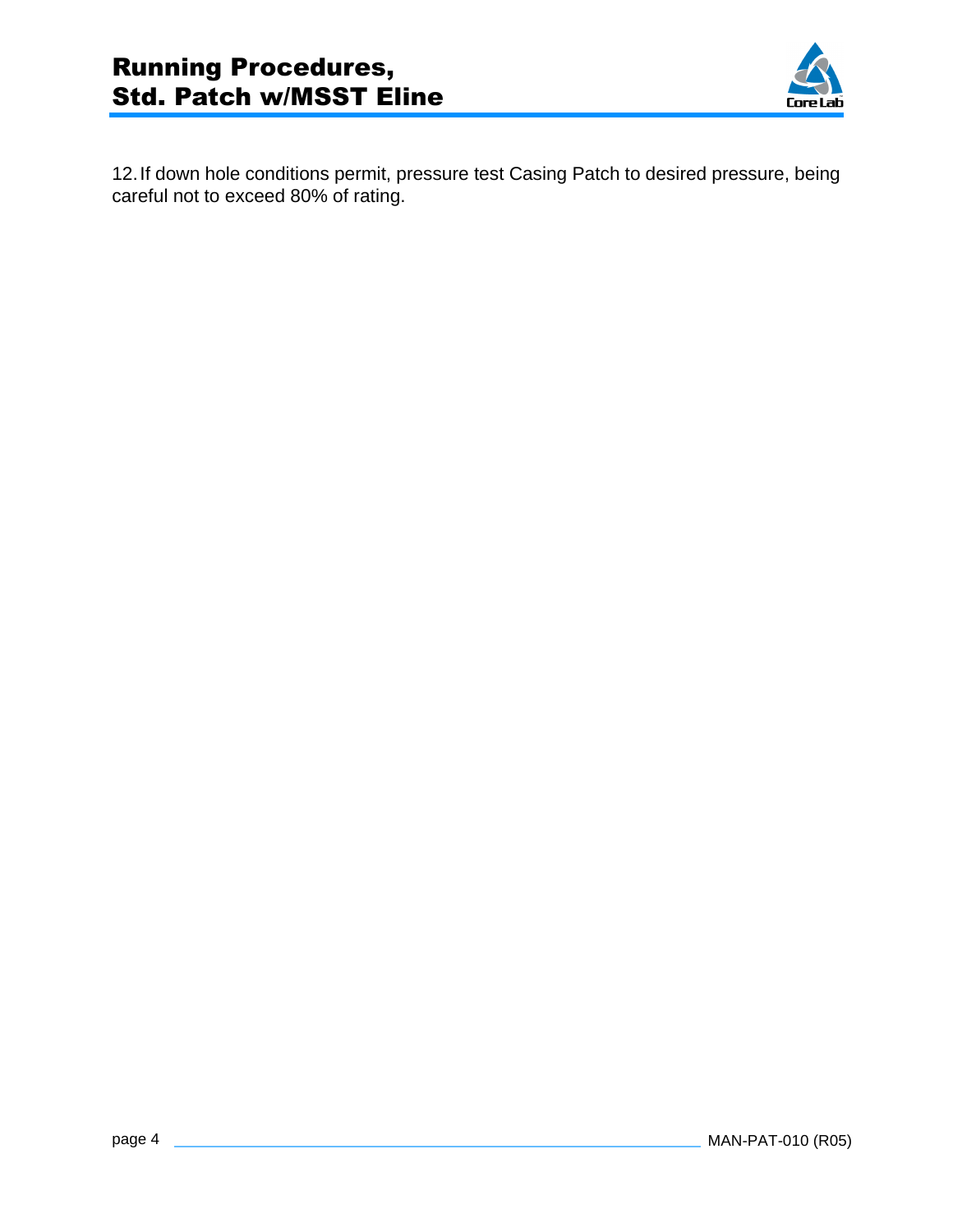12. If down hole conditions permit, pressure test Casing Patch to desired pressure, being careful not to exceed 80% of rating.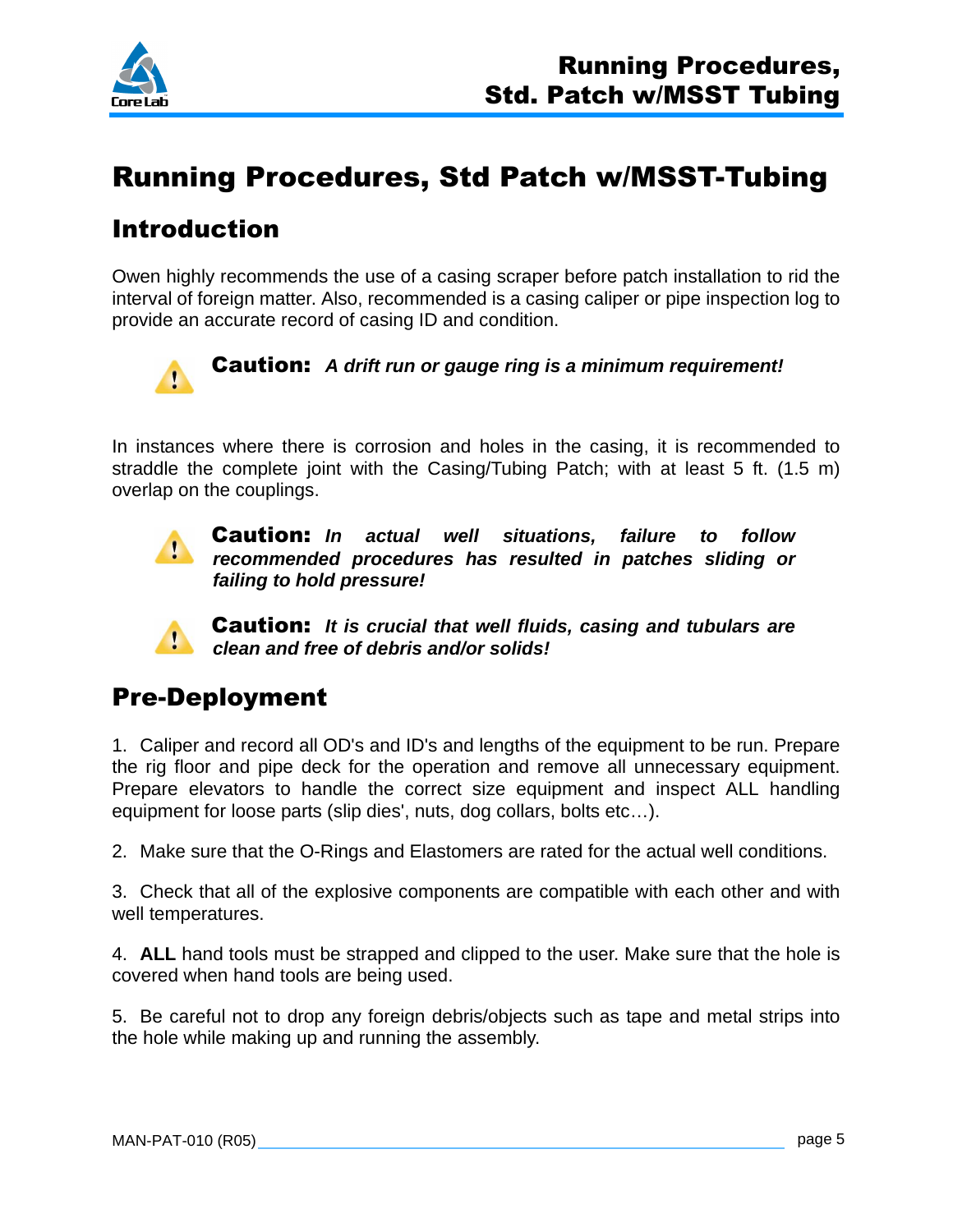# Running Procedures, Std Patch w/MSST-Tubing

## Introduction

Owen highly recommends the use of a casing scraper before patch installation to rid the interval of foreign matter. Also, recommended is a casing caliper or pipe inspection log to provide an accurate record of casing ID and condition.

**Caution:** ***A drift run or gauge ring is a minimum requirement!***

In instances where there is corrosion and holes in the casing, it is recommended to straddle the complete joint with the Casing/Tubing Patch; with at least 5 ft. (1.5 m) overlap on the couplings.

**Caution:** ***In actual well situations, failure to follow recommended procedures has resulted in patches sliding or failing to hold pressure!***

**Caution:** ***It is crucial that well fluids, casing and tubulars are clean and free of debris and/or solids!***

## Pre-Deployment

1. Caliper and record all OD's and ID's and lengths of the equipment to be run. Prepare the rig floor and pipe deck for the operation and remove all unnecessary equipment. Prepare elevators to handle the correct size equipment and inspect ALL handling equipment for loose parts (slip dies', nuts, dog collars, bolts etc…).

2. Make sure that the O-Rings and Elastomers are rated for the actual well conditions.

3. Check that all of the explosive components are compatible with each other and with well temperatures.

4. **ALL** hand tools must be strapped and clipped to the user. Make sure that the hole is covered when hand tools are being used.

5. Be careful not to drop any foreign debris/objects such as tape and metal strips into the hole while making up and running the assembly.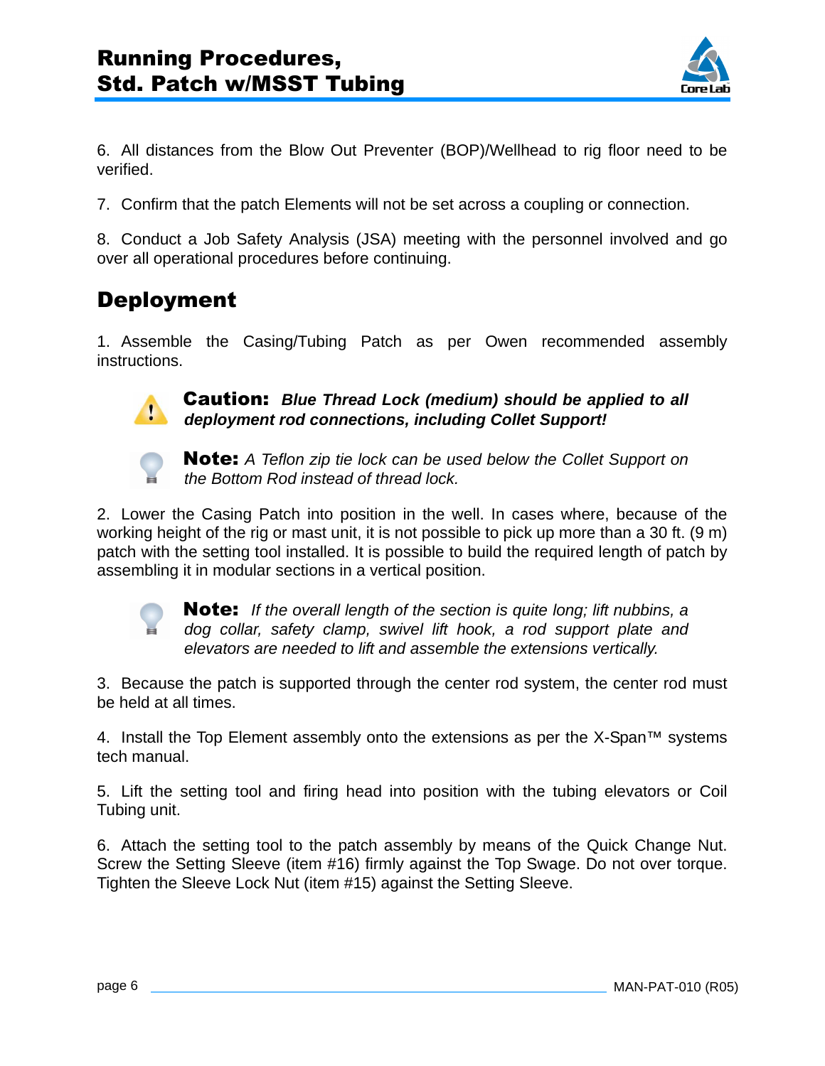6. All distances from the Blow Out Preventer (BOP)/Wellhead to rig floor need to be verified.

7. Confirm that the patch Elements will not be set across a coupling or connection.

8. Conduct a Job Safety Analysis (JSA) meeting with the personnel involved and go over all operational procedures before continuing.

## Deployment

1. Assemble the Casing/Tubing Patch as per Owen recommended assembly instructions.

> **Caution:** ***Blue Thread Lock (medium) should be applied to all deployment rod connections, including Collet Support!***

> **Note:** *A Teflon zip tie lock can be used below the Collet Support on the Bottom Rod instead of thread lock.*

2. Lower the Casing Patch into position in the well. In cases where, because of the working height of the rig or mast unit, it is not possible to pick up more than a 30 ft. (9 m) patch with the setting tool installed. It is possible to build the required length of patch by assembling it in modular sections in a vertical position.

> **Note:** *If the overall length of the section is quite long; lift nubbins, a dog collar, safety clamp, swivel lift hook, a rod support plate and elevators are needed to lift and assemble the extensions vertically.*

3. Because the patch is supported through the center rod system, the center rod must be held at all times.

4. Install the Top Element assembly onto the extensions as per the X-Span™ systems tech manual.

5. Lift the setting tool and firing head into position with the tubing elevators or Coil Tubing unit.

6. Attach the setting tool to the patch assembly by means of the Quick Change Nut. Screw the Setting Sleeve (item #16) firmly against the Top Swage. Do not over torque. Tighten the Sleeve Lock Nut (item #15) against the Setting Sleeve.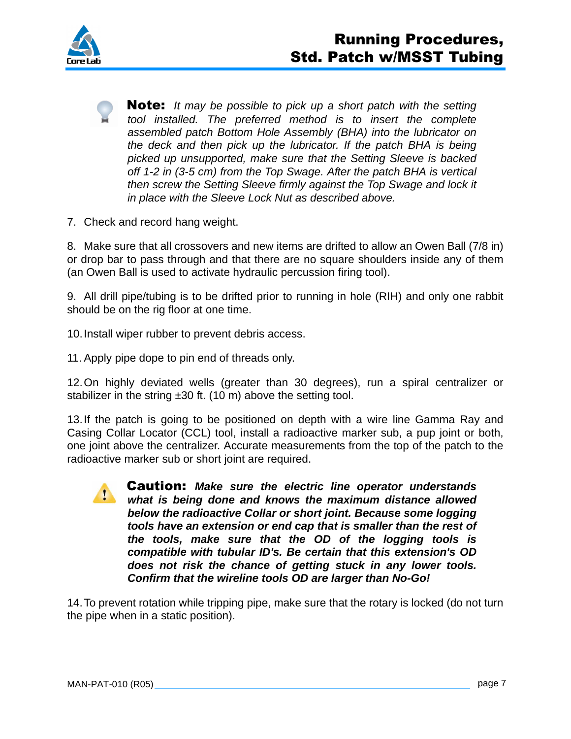**Note:** *It may be possible to pick up a short patch with the setting tool installed. The preferred method is to insert the complete assembled patch Bottom Hole Assembly (BHA) into the lubricator on the deck and then pick up the lubricator. If the patch BHA is being picked up unsupported, make sure that the Setting Sleeve is backed off 1-2 in (3-5 cm) from the Top Swage. After the patch BHA is vertical then screw the Setting Sleeve firmly against the Top Swage and lock it in place with the Sleeve Lock Nut as described above.*

7. Check and record hang weight.

8. Make sure that all crossovers and new items are drifted to allow an Owen Ball (7/8 in) or drop bar to pass through and that there are no square shoulders inside any of them (an Owen Ball is used to activate hydraulic percussion firing tool).

9. All drill pipe/tubing is to be drifted prior to running in hole (RIH) and only one rabbit should be on the rig floor at one time.

10. Install wiper rubber to prevent debris access.

11. Apply pipe dope to pin end of threads only.

12. On highly deviated wells (greater than 30 degrees), run a spiral centralizer or stabilizer in the string ±30 ft. (10 m) above the setting tool.

13. If the patch is going to be positioned on depth with a wire line Gamma Ray and Casing Collar Locator (CCL) tool, install a radioactive marker sub, a pup joint or both, one joint above the centralizer. Accurate measurements from the top of the patch to the radioactive marker sub or short joint are required.

**Caution:** ***Make sure the electric line operator understands what is being done and knows the maximum distance allowed below the radioactive Collar or short joint. Because some logging tools have an extension or end cap that is smaller than the rest of the tools, make sure that the OD of the logging tools is compatible with tubular ID's. Be certain that this extension's OD does not risk the chance of getting stuck in any lower tools. Confirm that the wireline tools OD are larger than No-Go!***

14. To prevent rotation while tripping pipe, make sure that the rotary is locked (do not turn the pipe when in a static position).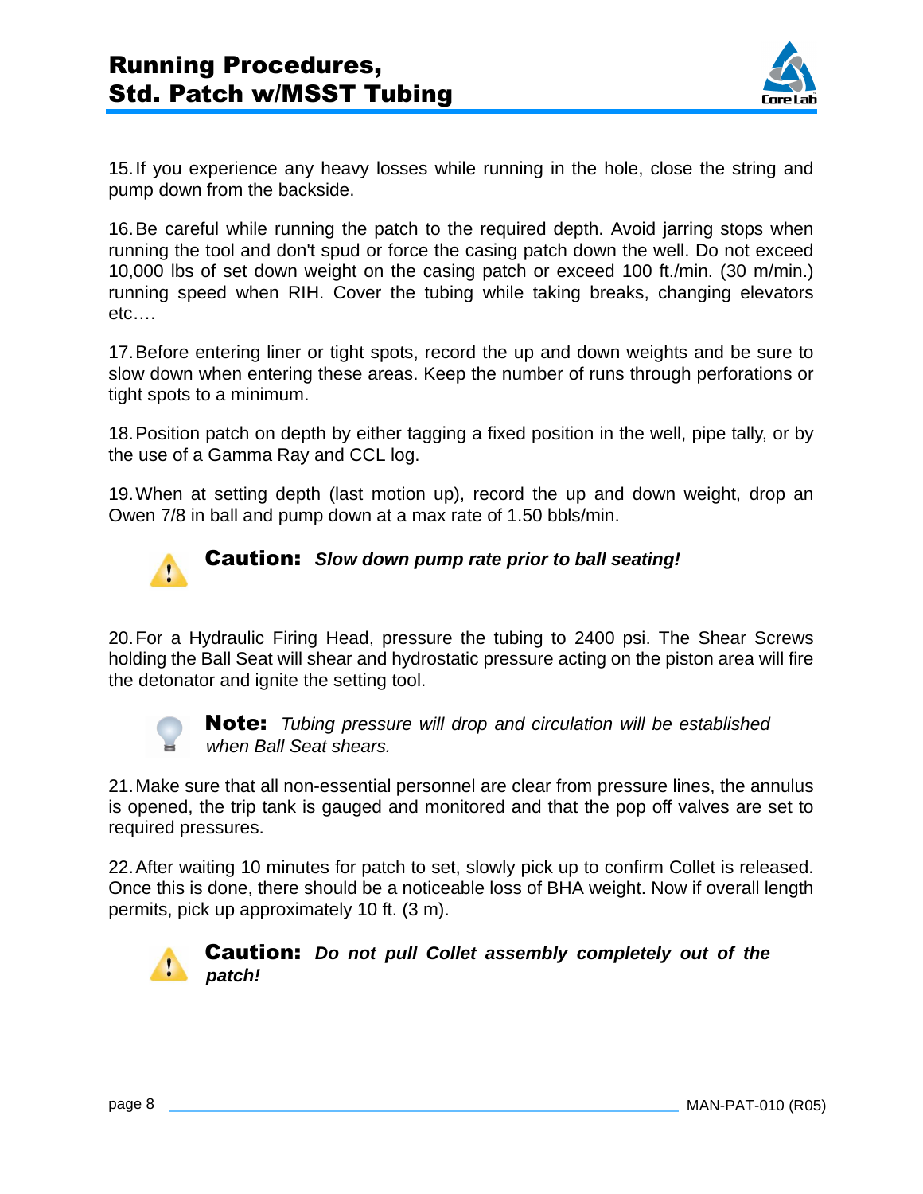15. If you experience any heavy losses while running in the hole, close the string and pump down from the backside.

16. Be careful while running the patch to the required depth. Avoid jarring stops when running the tool and don't spud or force the casing patch down the well. Do not exceed 10,000 lbs of set down weight on the casing patch or exceed 100 ft./min. (30 m/min.) running speed when RIH. Cover the tubing while taking breaks, changing elevators etc….

17. Before entering liner or tight spots, record the up and down weights and be sure to slow down when entering these areas. Keep the number of runs through perforations or tight spots to a minimum.

18. Position patch on depth by either tagging a fixed position in the well, pipe tally, or by the use of a Gamma Ray and CCL log.

19. When at setting depth (last motion up), record the up and down weight, drop an Owen 7/8 in ball and pump down at a max rate of 1.50 bbls/min.

> **Caution:** ***Slow down pump rate prior to ball seating!***

20. For a Hydraulic Firing Head, pressure the tubing to 2400 psi. The Shear Screws holding the Ball Seat will shear and hydrostatic pressure acting on the piston area will fire the detonator and ignite the setting tool.

> **Note:** *Tubing pressure will drop and circulation will be established when Ball Seat shears.*

21. Make sure that all non-essential personnel are clear from pressure lines, the annulus is opened, the trip tank is gauged and monitored and that the pop off valves are set to required pressures.

22. After waiting 10 minutes for patch to set, slowly pick up to confirm Collet is released. Once this is done, there should be a noticeable loss of BHA weight. Now if overall length permits, pick up approximately 10 ft. (3 m).

> **Caution:** ***Do not pull Collet assembly completely out of the patch!***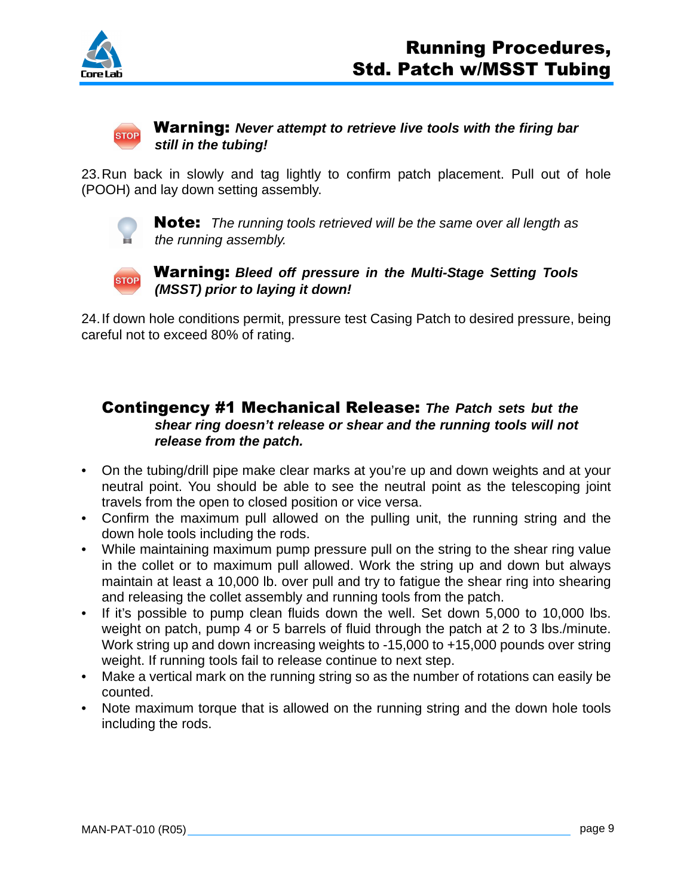**Warning:** ***Never attempt to retrieve live tools with the firing bar still in the tubing!***

23. Run back in slowly and tag lightly to confirm patch placement. Pull out of hole (POOH) and lay down setting assembly.

**Note:** *The running tools retrieved will be the same over all length as the running assembly.*

**Warning:** ***Bleed off pressure in the Multi-Stage Setting Tools (MSST) prior to laying it down!***

24. If down hole conditions permit, pressure test Casing Patch to desired pressure, being careful not to exceed 80% of rating.

## Contingency #1 Mechanical Release: *The Patch sets but the shear ring doesn't release or shear and the running tools will not release from the patch.*

- On the tubing/drill pipe make clear marks at you're up and down weights and at your neutral point. You should be able to see the neutral point as the telescoping joint travels from the open to closed position or vice versa.
- Confirm the maximum pull allowed on the pulling unit, the running string and the down hole tools including the rods.
- While maintaining maximum pump pressure pull on the string to the shear ring value in the collet or to maximum pull allowed. Work the string up and down but always maintain at least a 10,000 lb. over pull and try to fatigue the shear ring into shearing and releasing the collet assembly and running tools from the patch.
- If it's possible to pump clean fluids down the well. Set down 5,000 to 10,000 lbs. weight on patch, pump 4 or 5 barrels of fluid through the patch at 2 to 3 lbs./minute. Work string up and down increasing weights to -15,000 to +15,000 pounds over string weight. If running tools fail to release continue to next step.
- Make a vertical mark on the running string so as the number of rotations can easily be counted.
- Note maximum torque that is allowed on the running string and the down hole tools including the rods.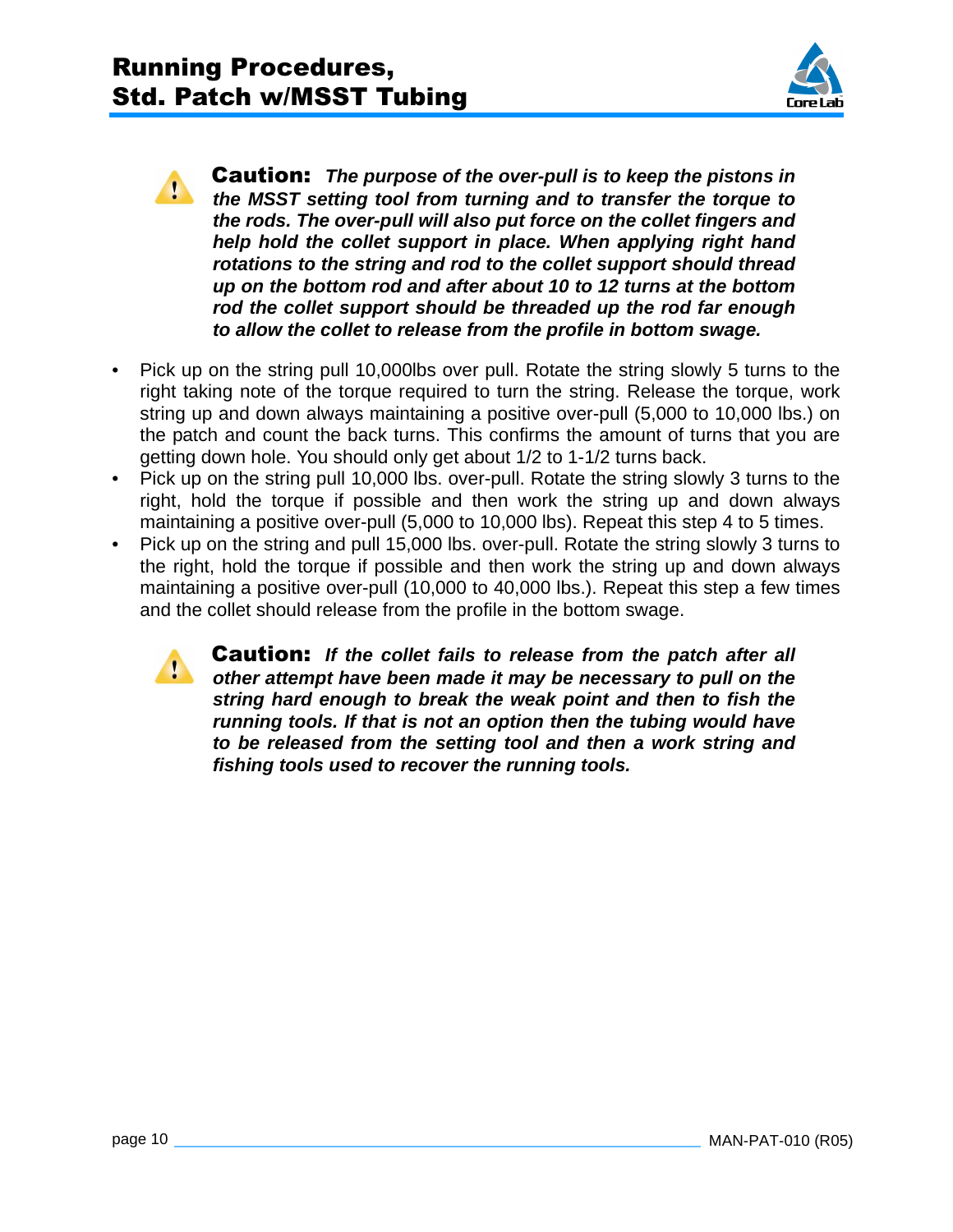> ⚠ **Caution:** ***The purpose of the over-pull is to keep the pistons in the MSST setting tool from turning and to transfer the torque to the rods. The over-pull will also put force on the collet fingers and help hold the collet support in place. When applying right hand rotations to the string and rod to the collet support should thread up on the bottom rod and after about 10 to 12 turns at the bottom rod the collet support should be threaded up the rod far enough to allow the collet to release from the profile in bottom swage.***

- Pick up on the string pull 10,000lbs over pull. Rotate the string slowly 5 turns to the right taking note of the torque required to turn the string. Release the torque, work string up and down always maintaining a positive over-pull (5,000 to 10,000 lbs.) on the patch and count the back turns. This confirms the amount of turns that you are getting down hole. You should only get about 1/2 to 1-1/2 turns back.
- Pick up on the string pull 10,000 lbs. over-pull. Rotate the string slowly 3 turns to the right, hold the torque if possible and then work the string up and down always maintaining a positive over-pull (5,000 to 10,000 lbs). Repeat this step 4 to 5 times.
- Pick up on the string and pull 15,000 lbs. over-pull. Rotate the string slowly 3 turns to the right, hold the torque if possible and then work the string up and down always maintaining a positive over-pull (10,000 to 40,000 lbs.). Repeat this step a few times and the collet should release from the profile in the bottom swage.

> ⚠ **Caution:** ***If the collet fails to release from the patch after all other attempt have been made it may be necessary to pull on the string hard enough to break the weak point and then to fish the running tools. If that is not an option then the tubing would have to be released from the setting tool and then a work string and fishing tools used to recover the running tools.***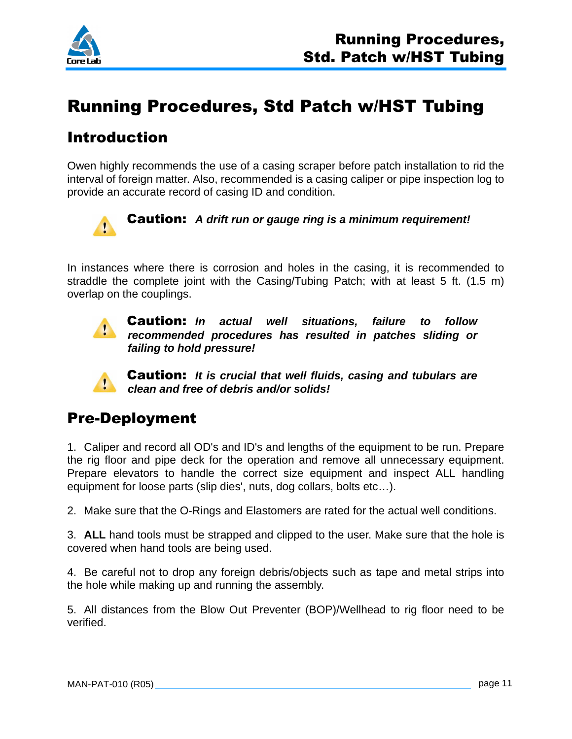# Running Procedures, Std Patch w/HST Tubing

## Introduction

Owen highly recommends the use of a casing scraper before patch installation to rid the interval of foreign matter. Also, recommended is a casing caliper or pipe inspection log to provide an accurate record of casing ID and condition.

**Caution:** ***A drift run or gauge ring is a minimum requirement!***

In instances where there is corrosion and holes in the casing, it is recommended to straddle the complete joint with the Casing/Tubing Patch; with at least 5 ft. (1.5 m) overlap on the couplings.

**Caution:** ***In actual well situations, failure to follow recommended procedures has resulted in patches sliding or failing to hold pressure!***

**Caution:** ***It is crucial that well fluids, casing and tubulars are clean and free of debris and/or solids!***

## Pre-Deployment

1. Caliper and record all OD's and ID's and lengths of the equipment to be run. Prepare the rig floor and pipe deck for the operation and remove all unnecessary equipment. Prepare elevators to handle the correct size equipment and inspect ALL handling equipment for loose parts (slip dies', nuts, dog collars, bolts etc…).

2. Make sure that the O-Rings and Elastomers are rated for the actual well conditions.

3. **ALL** hand tools must be strapped and clipped to the user. Make sure that the hole is covered when hand tools are being used.

4. Be careful not to drop any foreign debris/objects such as tape and metal strips into the hole while making up and running the assembly.

5. All distances from the Blow Out Preventer (BOP)/Wellhead to rig floor need to be verified.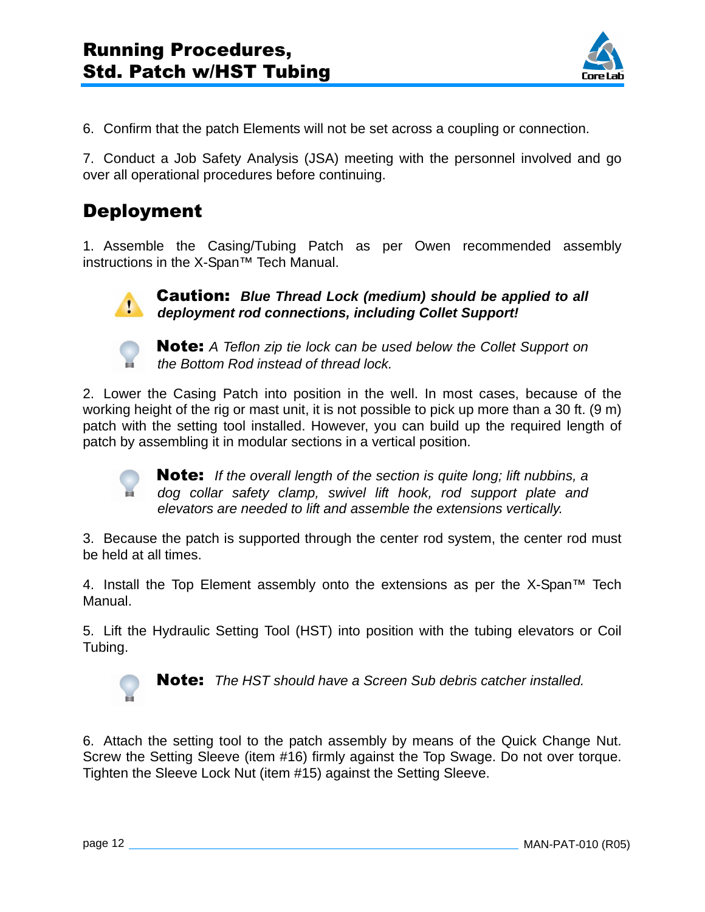6. Confirm that the patch Elements will not be set across a coupling or connection.

7. Conduct a Job Safety Analysis (JSA) meeting with the personnel involved and go over all operational procedures before continuing.

## Deployment

1. Assemble the Casing/Tubing Patch as per Owen recommended assembly instructions in the X-Span™ Tech Manual.

> **Caution:** ***Blue Thread Lock (medium) should be applied to all deployment rod connections, including Collet Support!***

> **Note:** *A Teflon zip tie lock can be used below the Collet Support on the Bottom Rod instead of thread lock.*

2. Lower the Casing Patch into position in the well. In most cases, because of the working height of the rig or mast unit, it is not possible to pick up more than a 30 ft. (9 m) patch with the setting tool installed. However, you can build up the required length of patch by assembling it in modular sections in a vertical position.

> **Note:** *If the overall length of the section is quite long; lift nubbins, a dog collar safety clamp, swivel lift hook, rod support plate and elevators are needed to lift and assemble the extensions vertically.*

3. Because the patch is supported through the center rod system, the center rod must be held at all times.

4. Install the Top Element assembly onto the extensions as per the X-Span™ Tech Manual.

5. Lift the Hydraulic Setting Tool (HST) into position with the tubing elevators or Coil Tubing.

> **Note:** *The HST should have a Screen Sub debris catcher installed.*

6. Attach the setting tool to the patch assembly by means of the Quick Change Nut. Screw the Setting Sleeve (item #16) firmly against the Top Swage. Do not over torque. Tighten the Sleeve Lock Nut (item #15) against the Setting Sleeve.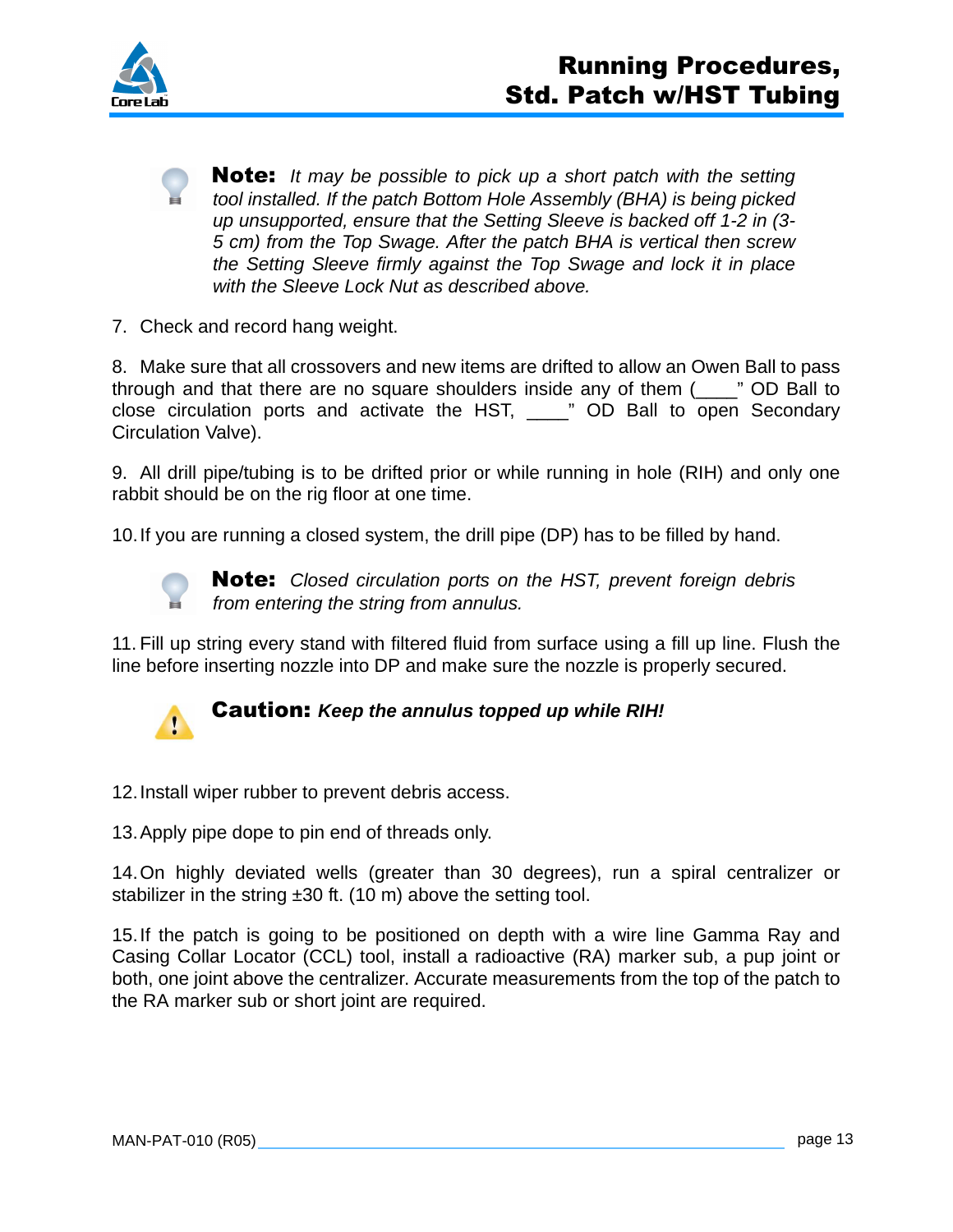**Note:** *It may be possible to pick up a short patch with the setting tool installed. If the patch Bottom Hole Assembly (BHA) is being picked up unsupported, ensure that the Setting Sleeve is backed off 1-2 in (3-5 cm) from the Top Swage. After the patch BHA is vertical then screw the Setting Sleeve firmly against the Top Swage and lock it in place with the Sleeve Lock Nut as described above.*

7. Check and record hang weight.

8. Make sure that all crossovers and new items are drifted to allow an Owen Ball to pass through and that there are no square shoulders inside any of them (____" OD Ball to close circulation ports and activate the HST, ____" OD Ball to open Secondary Circulation Valve).

9. All drill pipe/tubing is to be drifted prior or while running in hole (RIH) and only one rabbit should be on the rig floor at one time.

10. If you are running a closed system, the drill pipe (DP) has to be filled by hand.

**Note:** *Closed circulation ports on the HST, prevent foreign debris from entering the string from annulus.*

11. Fill up string every stand with filtered fluid from surface using a fill up line. Flush the line before inserting nozzle into DP and make sure the nozzle is properly secured.

**Caution:** ***Keep the annulus topped up while RIH!***

12. Install wiper rubber to prevent debris access.

13. Apply pipe dope to pin end of threads only.

14. On highly deviated wells (greater than 30 degrees), run a spiral centralizer or stabilizer in the string ±30 ft. (10 m) above the setting tool.

15. If the patch is going to be positioned on depth with a wire line Gamma Ray and Casing Collar Locator (CCL) tool, install a radioactive (RA) marker sub, a pup joint or both, one joint above the centralizer. Accurate measurements from the top of the patch to the RA marker sub or short joint are required.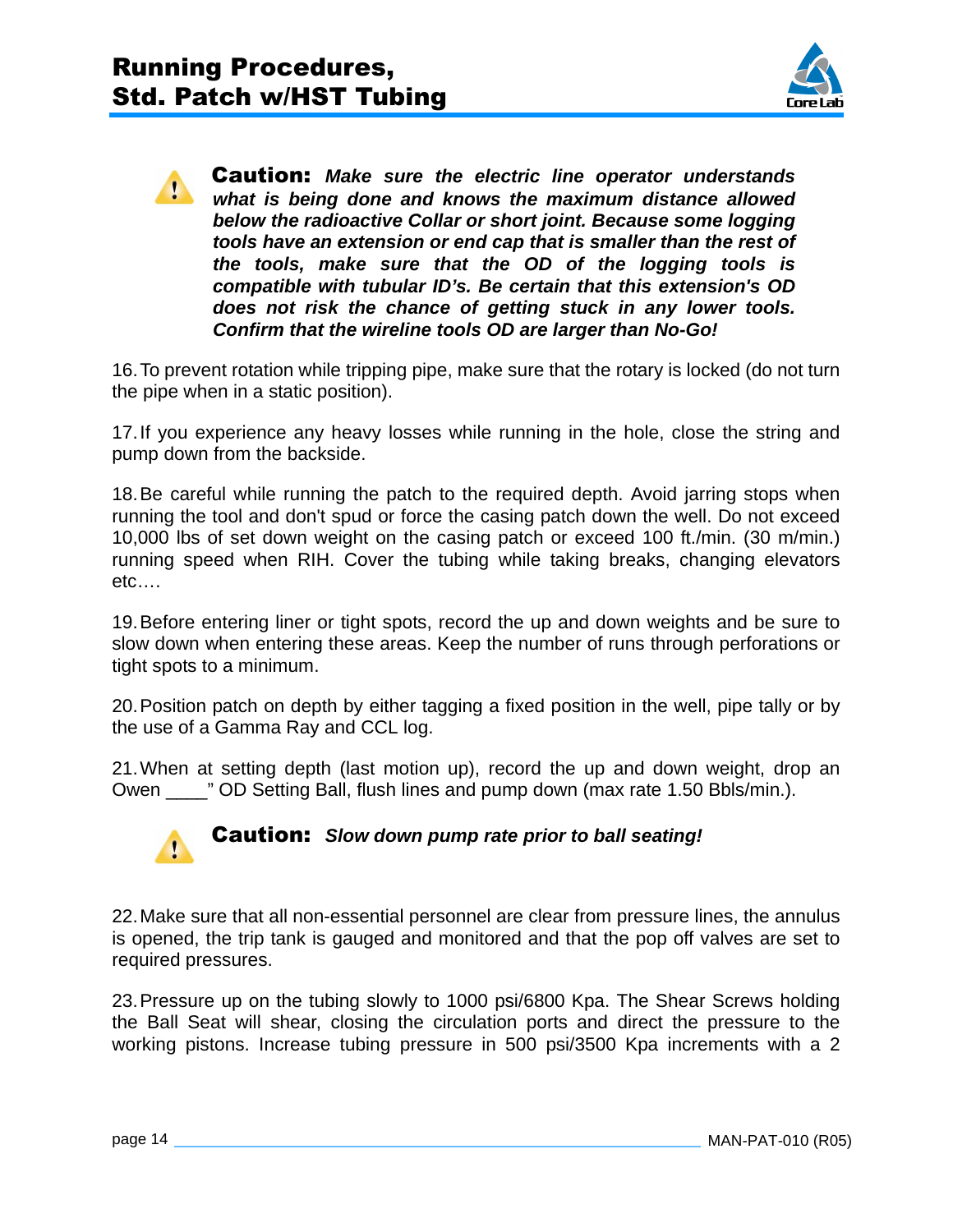**Caution:** ***Make sure the electric line operator understands what is being done and knows the maximum distance allowed below the radioactive Collar or short joint. Because some logging tools have an extension or end cap that is smaller than the rest of the tools, make sure that the OD of the logging tools is compatible with tubular ID's. Be certain that this extension's OD does not risk the chance of getting stuck in any lower tools. Confirm that the wireline tools OD are larger than No-Go!***

16. To prevent rotation while tripping pipe, make sure that the rotary is locked (do not turn the pipe when in a static position).

17. If you experience any heavy losses while running in the hole, close the string and pump down from the backside.

18. Be careful while running the patch to the required depth. Avoid jarring stops when running the tool and don't spud or force the casing patch down the well. Do not exceed 10,000 lbs of set down weight on the casing patch or exceed 100 ft./min. (30 m/min.) running speed when RIH. Cover the tubing while taking breaks, changing elevators etc.…

19. Before entering liner or tight spots, record the up and down weights and be sure to slow down when entering these areas. Keep the number of runs through perforations or tight spots to a minimum.

20. Position patch on depth by either tagging a fixed position in the well, pipe tally or by the use of a Gamma Ray and CCL log.

21. When at setting depth (last motion up), record the up and down weight, drop an Owen ____" OD Setting Ball, flush lines and pump down (max rate 1.50 Bbls/min.).

**Caution:** ***Slow down pump rate prior to ball seating!***

22. Make sure that all non-essential personnel are clear from pressure lines, the annulus is opened, the trip tank is gauged and monitored and that the pop off valves are set to required pressures.

23. Pressure up on the tubing slowly to 1000 psi/6800 Kpa. The Shear Screws holding the Ball Seat will shear, closing the circulation ports and direct the pressure to the working pistons. Increase tubing pressure in 500 psi/3500 Kpa increments with a 2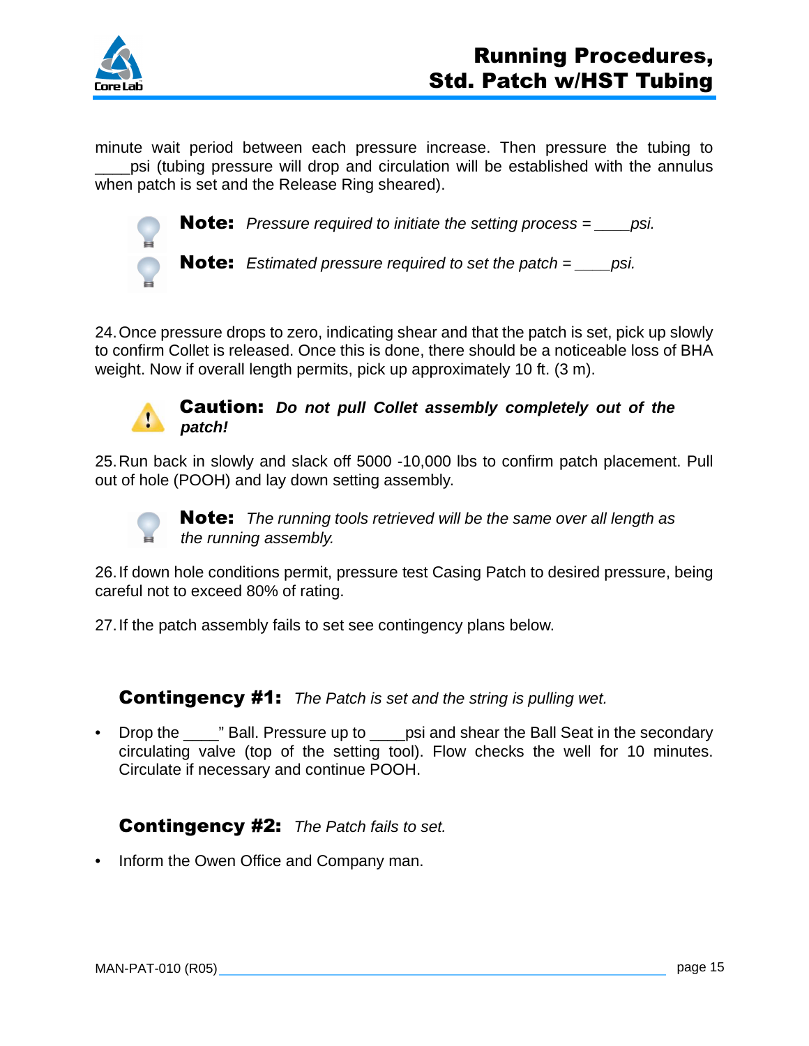minute wait period between each pressure increase. Then pressure the tubing to ____psi (tubing pressure will drop and circulation will be established with the annulus when patch is set and the Release Ring sheared).

**Note:** *Pressure required to initiate the setting process = ____psi.*

**Note:** *Estimated pressure required to set the patch = ____psi.*

24. Once pressure drops to zero, indicating shear and that the patch is set, pick up slowly to confirm Collet is released. Once this is done, there should be a noticeable loss of BHA weight. Now if overall length permits, pick up approximately 10 ft. (3 m).

**Caution:** ***Do not pull Collet assembly completely out of the patch!***

25. Run back in slowly and slack off 5000 -10,000 lbs to confirm patch placement. Pull out of hole (POOH) and lay down setting assembly.

**Note:** *The running tools retrieved will be the same over all length as the running assembly.*

26. If down hole conditions permit, pressure test Casing Patch to desired pressure, being careful not to exceed 80% of rating.

27. If the patch assembly fails to set see contingency plans below.

**Contingency #1:** *The Patch is set and the string is pulling wet.*

- Drop the ____" Ball. Pressure up to ____psi and shear the Ball Seat in the secondary circulating valve (top of the setting tool). Flow checks the well for 10 minutes. Circulate if necessary and continue POOH.

**Contingency #2:** *The Patch fails to set.*

- Inform the Owen Office and Company man.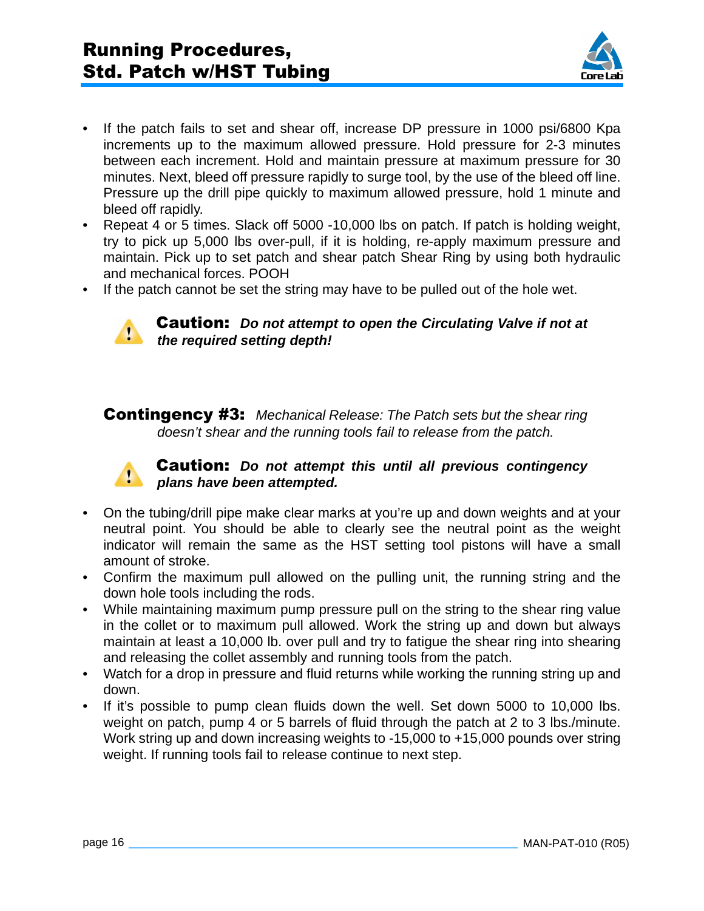- If the patch fails to set and shear off, increase DP pressure in 1000 psi/6800 Kpa increments up to the maximum allowed pressure. Hold pressure for 2-3 minutes between each increment. Hold and maintain pressure at maximum pressure for 30 minutes. Next, bleed off pressure rapidly to surge tool, by the use of the bleed off line. Pressure up the drill pipe quickly to maximum allowed pressure, hold 1 minute and bleed off rapidly.
- Repeat 4 or 5 times. Slack off 5000 -10,000 lbs on patch. If patch is holding weight, try to pick up 5,000 lbs over-pull, if it is holding, re-apply maximum pressure and maintain. Pick up to set patch and shear patch Shear Ring by using both hydraulic and mechanical forces. POOH
- If the patch cannot be set the string may have to be pulled out of the hole wet.

**Caution:** ***Do not attempt to open the Circulating Valve if not at the required setting depth!***

**Contingency #3:** *Mechanical Release: The Patch sets but the shear ring doesn't shear and the running tools fail to release from the patch.*

**Caution:** ***Do not attempt this until all previous contingency plans have been attempted.***

- On the tubing/drill pipe make clear marks at you're up and down weights and at your neutral point. You should be able to clearly see the neutral point as the weight indicator will remain the same as the HST setting tool pistons will have a small amount of stroke.
- Confirm the maximum pull allowed on the pulling unit, the running string and the down hole tools including the rods.
- While maintaining maximum pump pressure pull on the string to the shear ring value in the collet or to maximum pull allowed. Work the string up and down but always maintain at least a 10,000 lb. over pull and try to fatigue the shear ring into shearing and releasing the collet assembly and running tools from the patch.
- Watch for a drop in pressure and fluid returns while working the running string up and down.
- If it's possible to pump clean fluids down the well. Set down 5000 to 10,000 lbs. weight on patch, pump 4 or 5 barrels of fluid through the patch at 2 to 3 lbs./minute. Work string up and down increasing weights to -15,000 to +15,000 pounds over string weight. If running tools fail to release continue to next step.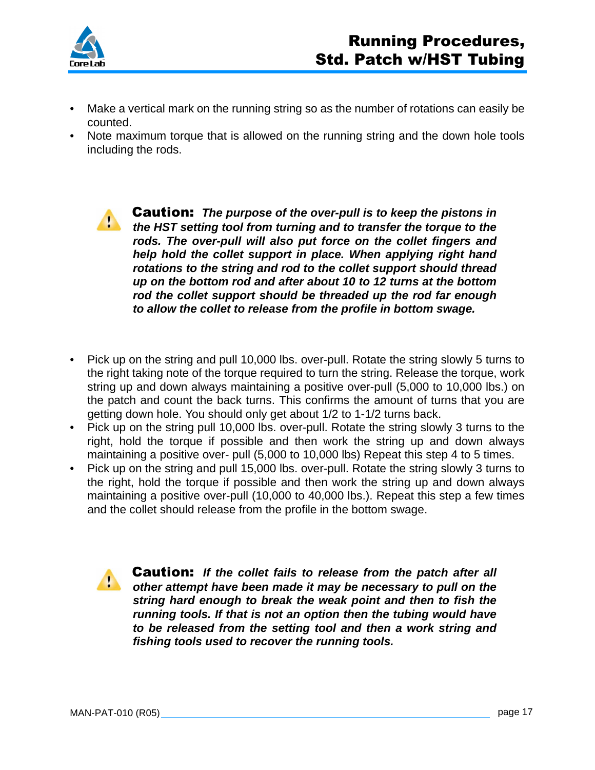- Make a vertical mark on the running string so as the number of rotations can easily be counted.
- Note maximum torque that is allowed on the running string and the down hole tools including the rods.

**Caution:** ***The purpose of the over-pull is to keep the pistons in the HST setting tool from turning and to transfer the torque to the rods. The over-pull will also put force on the collet fingers and help hold the collet support in place. When applying right hand rotations to the string and rod to the collet support should thread up on the bottom rod and after about 10 to 12 turns at the bottom rod the collet support should be threaded up the rod far enough to allow the collet to release from the profile in bottom swage.***

- Pick up on the string and pull 10,000 lbs. over-pull. Rotate the string slowly 5 turns to the right taking note of the torque required to turn the string. Release the torque, work string up and down always maintaining a positive over-pull (5,000 to 10,000 lbs.) on the patch and count the back turns. This confirms the amount of turns that you are getting down hole. You should only get about 1/2 to 1-1/2 turns back.
- Pick up on the string pull 10,000 lbs. over-pull. Rotate the string slowly 3 turns to the right, hold the torque if possible and then work the string up and down always maintaining a positive over- pull (5,000 to 10,000 lbs) Repeat this step 4 to 5 times.
- Pick up on the string and pull 15,000 lbs. over-pull. Rotate the string slowly 3 turns to the right, hold the torque if possible and then work the string up and down always maintaining a positive over-pull (10,000 to 40,000 lbs.). Repeat this step a few times and the collet should release from the profile in the bottom swage.

**Caution:** ***If the collet fails to release from the patch after all other attempt have been made it may be necessary to pull on the string hard enough to break the weak point and then to fish the running tools. If that is not an option then the tubing would have to be released from the setting tool and then a work string and fishing tools used to recover the running tools.***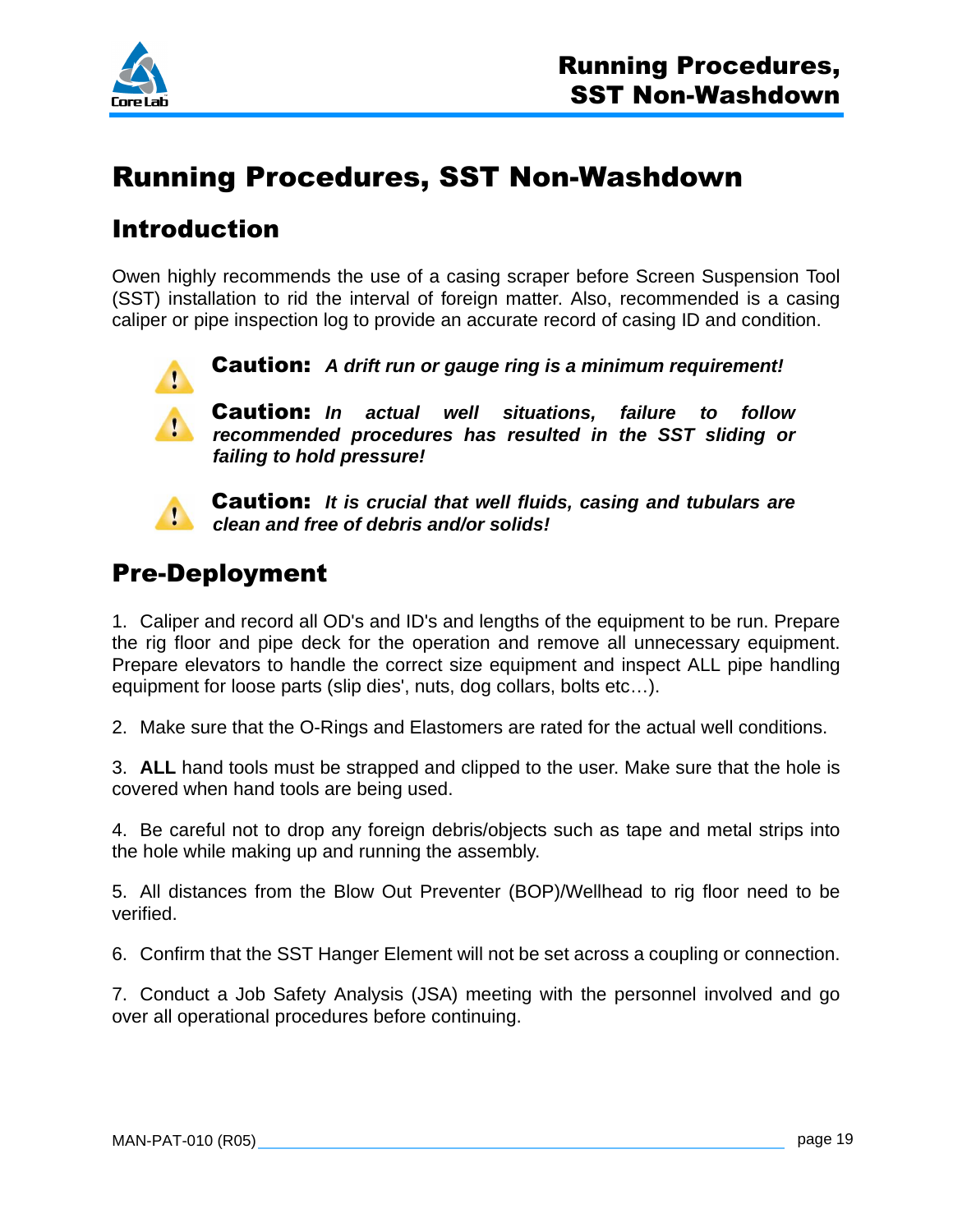# Running Procedures, SST Non-Washdown

## Introduction

Owen highly recommends the use of a casing scraper before Screen Suspension Tool (SST) installation to rid the interval of foreign matter. Also, recommended is a casing caliper or pipe inspection log to provide an accurate record of casing ID and condition.

**Caution:** ***A drift run or gauge ring is a minimum requirement!***

**Caution:** ***In actual well situations, failure to follow recommended procedures has resulted in the SST sliding or failing to hold pressure!***

**Caution:** ***It is crucial that well fluids, casing and tubulars are clean and free of debris and/or solids!***

## Pre-Deployment

1. Caliper and record all OD's and ID's and lengths of the equipment to be run. Prepare the rig floor and pipe deck for the operation and remove all unnecessary equipment. Prepare elevators to handle the correct size equipment and inspect ALL pipe handling equipment for loose parts (slip dies', nuts, dog collars, bolts etc…).

2. Make sure that the O-Rings and Elastomers are rated for the actual well conditions.

3. **ALL** hand tools must be strapped and clipped to the user. Make sure that the hole is covered when hand tools are being used.

4. Be careful not to drop any foreign debris/objects such as tape and metal strips into the hole while making up and running the assembly.

5. All distances from the Blow Out Preventer (BOP)/Wellhead to rig floor need to be verified.

6. Confirm that the SST Hanger Element will not be set across a coupling or connection.

7. Conduct a Job Safety Analysis (JSA) meeting with the personnel involved and go over all operational procedures before continuing.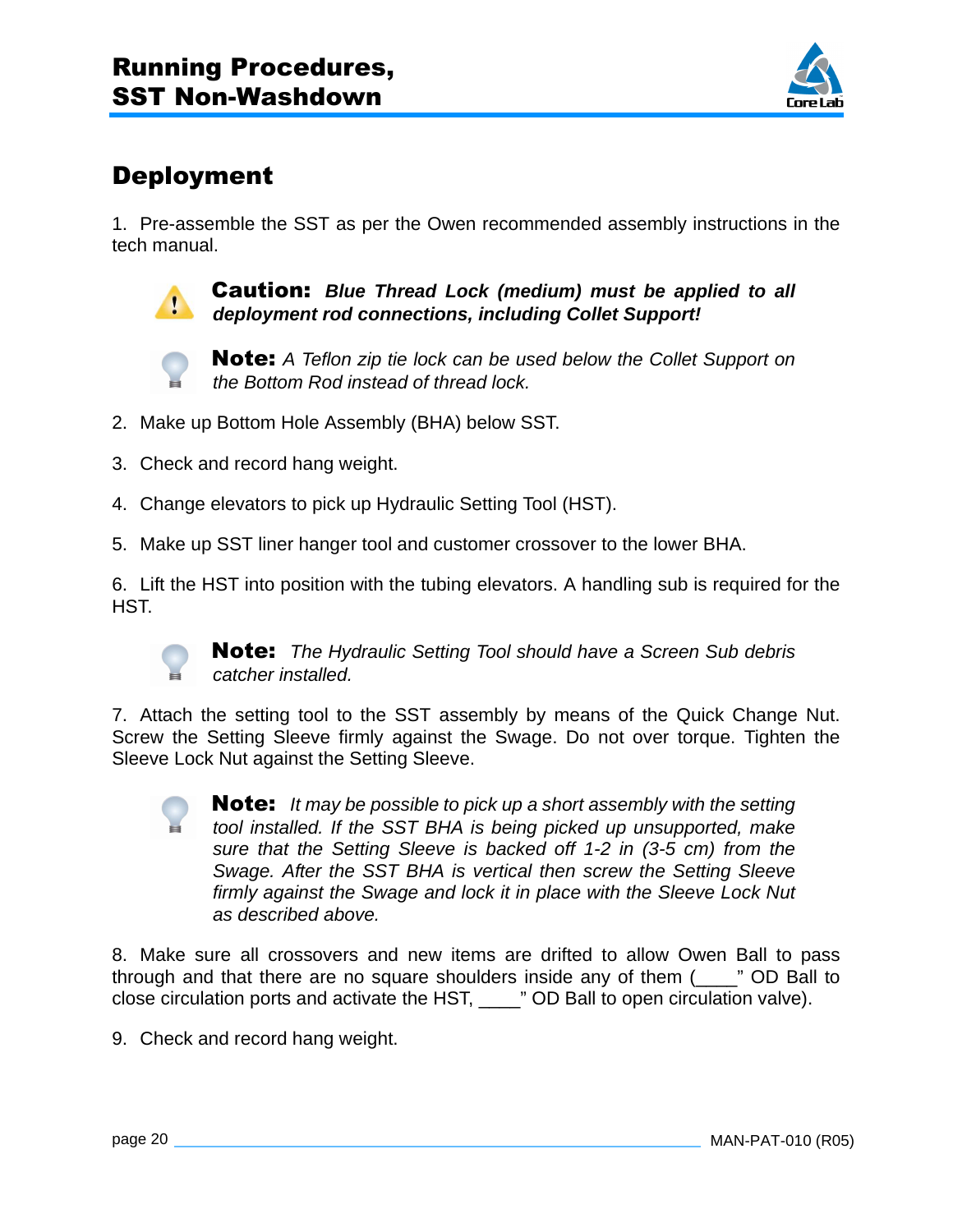## Deployment

1. Pre-assemble the SST as per the Owen recommended assembly instructions in the tech manual.

> **Caution:** ***Blue Thread Lock (medium) must be applied to all deployment rod connections, including Collet Support!***

> **Note:** *A Teflon zip tie lock can be used below the Collet Support on the Bottom Rod instead of thread lock.*

2. Make up Bottom Hole Assembly (BHA) below SST.

3. Check and record hang weight.

4. Change elevators to pick up Hydraulic Setting Tool (HST).

5. Make up SST liner hanger tool and customer crossover to the lower BHA.

6. Lift the HST into position with the tubing elevators. A handling sub is required for the HST.

> **Note:** *The Hydraulic Setting Tool should have a Screen Sub debris catcher installed.*

7. Attach the setting tool to the SST assembly by means of the Quick Change Nut. Screw the Setting Sleeve firmly against the Swage. Do not over torque. Tighten the Sleeve Lock Nut against the Setting Sleeve.

> **Note:** *It may be possible to pick up a short assembly with the setting tool installed. If the SST BHA is being picked up unsupported, make sure that the Setting Sleeve is backed off 1-2 in (3-5 cm) from the Swage. After the SST BHA is vertical then screw the Setting Sleeve firmly against the Swage and lock it in place with the Sleeve Lock Nut as described above.*

8. Make sure all crossovers and new items are drifted to allow Owen Ball to pass through and that there are no square shoulders inside any of them (____" OD Ball to close circulation ports and activate the HST, ____" OD Ball to open circulation valve).

9. Check and record hang weight.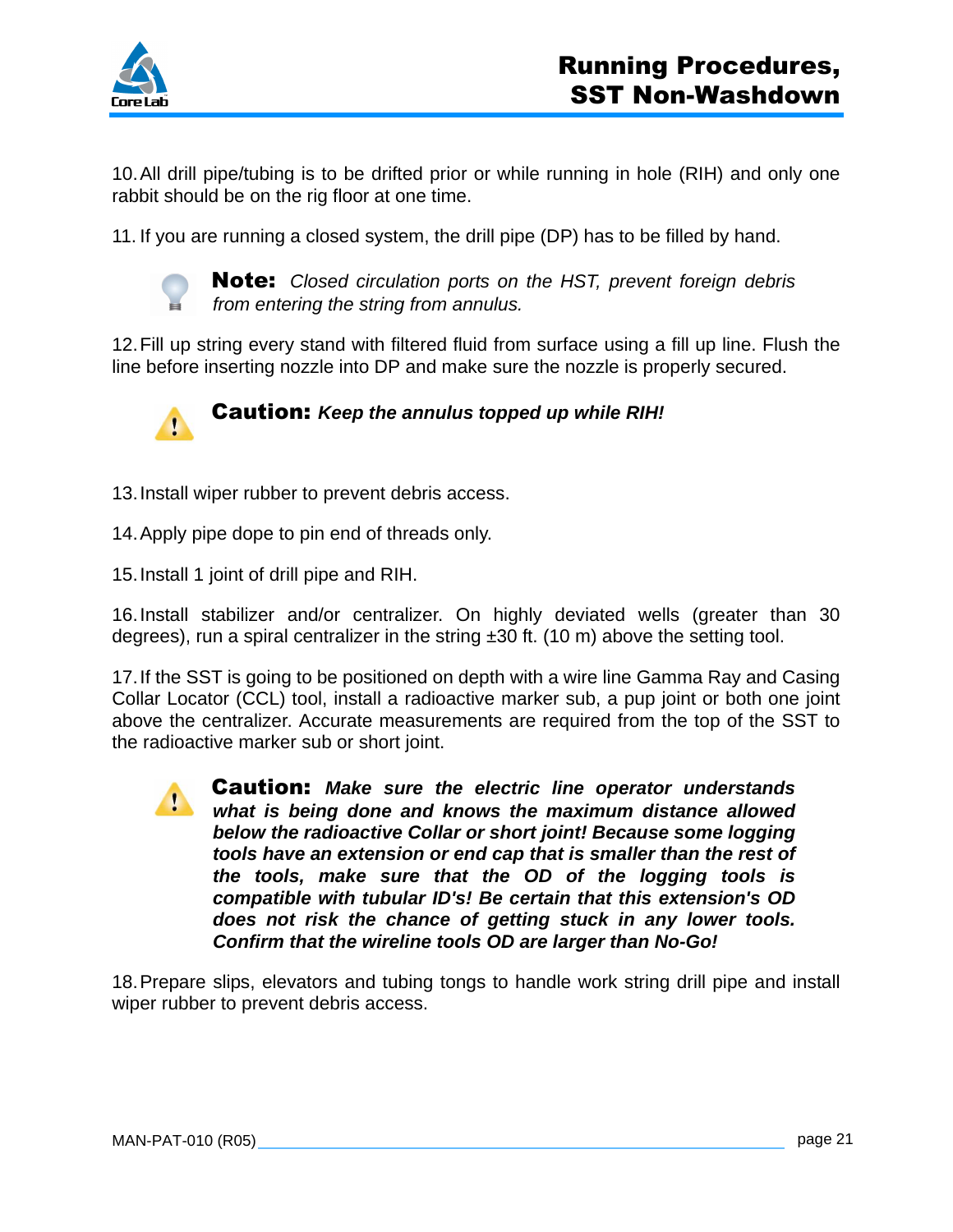10. All drill pipe/tubing is to be drifted prior or while running in hole (RIH) and only one rabbit should be on the rig floor at one time.

11. If you are running a closed system, the drill pipe (DP) has to be filled by hand.

> **Note:** *Closed circulation ports on the HST, prevent foreign debris from entering the string from annulus.*

12. Fill up string every stand with filtered fluid from surface using a fill up line. Flush the line before inserting nozzle into DP and make sure the nozzle is properly secured.

> **Caution:** ***Keep the annulus topped up while RIH!***

13. Install wiper rubber to prevent debris access.

14. Apply pipe dope to pin end of threads only.

15. Install 1 joint of drill pipe and RIH.

16. Install stabilizer and/or centralizer. On highly deviated wells (greater than 30 degrees), run a spiral centralizer in the string ±30 ft. (10 m) above the setting tool.

17. If the SST is going to be positioned on depth with a wire line Gamma Ray and Casing Collar Locator (CCL) tool, install a radioactive marker sub, a pup joint or both one joint above the centralizer. Accurate measurements are required from the top of the SST to the radioactive marker sub or short joint.

> **Caution:** ***Make sure the electric line operator understands what is being done and knows the maximum distance allowed below the radioactive Collar or short joint! Because some logging tools have an extension or end cap that is smaller than the rest of the tools, make sure that the OD of the logging tools is compatible with tubular ID's! Be certain that this extension's OD does not risk the chance of getting stuck in any lower tools. Confirm that the wireline tools OD are larger than No-Go!***

18. Prepare slips, elevators and tubing tongs to handle work string drill pipe and install wiper rubber to prevent debris access.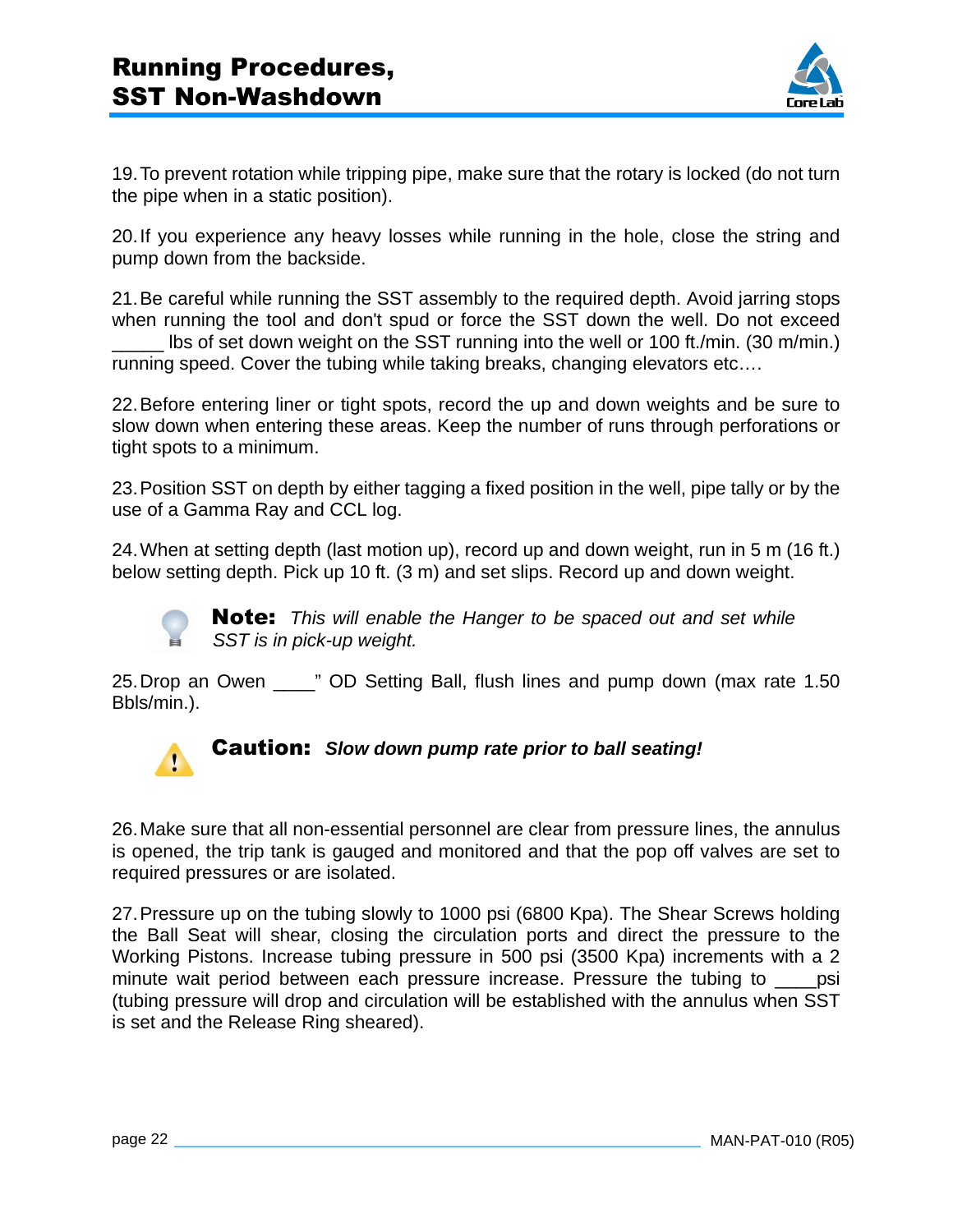19. To prevent rotation while tripping pipe, make sure that the rotary is locked (do not turn the pipe when in a static position).

20. If you experience any heavy losses while running in the hole, close the string and pump down from the backside.

21. Be careful while running the SST assembly to the required depth. Avoid jarring stops when running the tool and don't spud or force the SST down the well. Do not exceed _____ lbs of set down weight on the SST running into the well or 100 ft./min. (30 m/min.) running speed. Cover the tubing while taking breaks, changing elevators etc….

22. Before entering liner or tight spots, record the up and down weights and be sure to slow down when entering these areas. Keep the number of runs through perforations or tight spots to a minimum.

23. Position SST on depth by either tagging a fixed position in the well, pipe tally or by the use of a Gamma Ray and CCL log.

24. When at setting depth (last motion up), record up and down weight, run in 5 m (16 ft.) below setting depth. Pick up 10 ft. (3 m) and set slips. Record up and down weight.

**Note:** *This will enable the Hanger to be spaced out and set while SST is in pick-up weight.*

25. Drop an Owen ____" OD Setting Ball, flush lines and pump down (max rate 1.50 Bbls/min.).

**Caution:** ***Slow down pump rate prior to ball seating!***

26. Make sure that all non-essential personnel are clear from pressure lines, the annulus is opened, the trip tank is gauged and monitored and that the pop off valves are set to required pressures or are isolated.

27. Pressure up on the tubing slowly to 1000 psi (6800 Kpa). The Shear Screws holding the Ball Seat will shear, closing the circulation ports and direct the pressure to the Working Pistons. Increase tubing pressure in 500 psi (3500 Kpa) increments with a 2 minute wait period between each pressure increase. Pressure the tubing to ____psi (tubing pressure will drop and circulation will be established with the annulus when SST is set and the Release Ring sheared).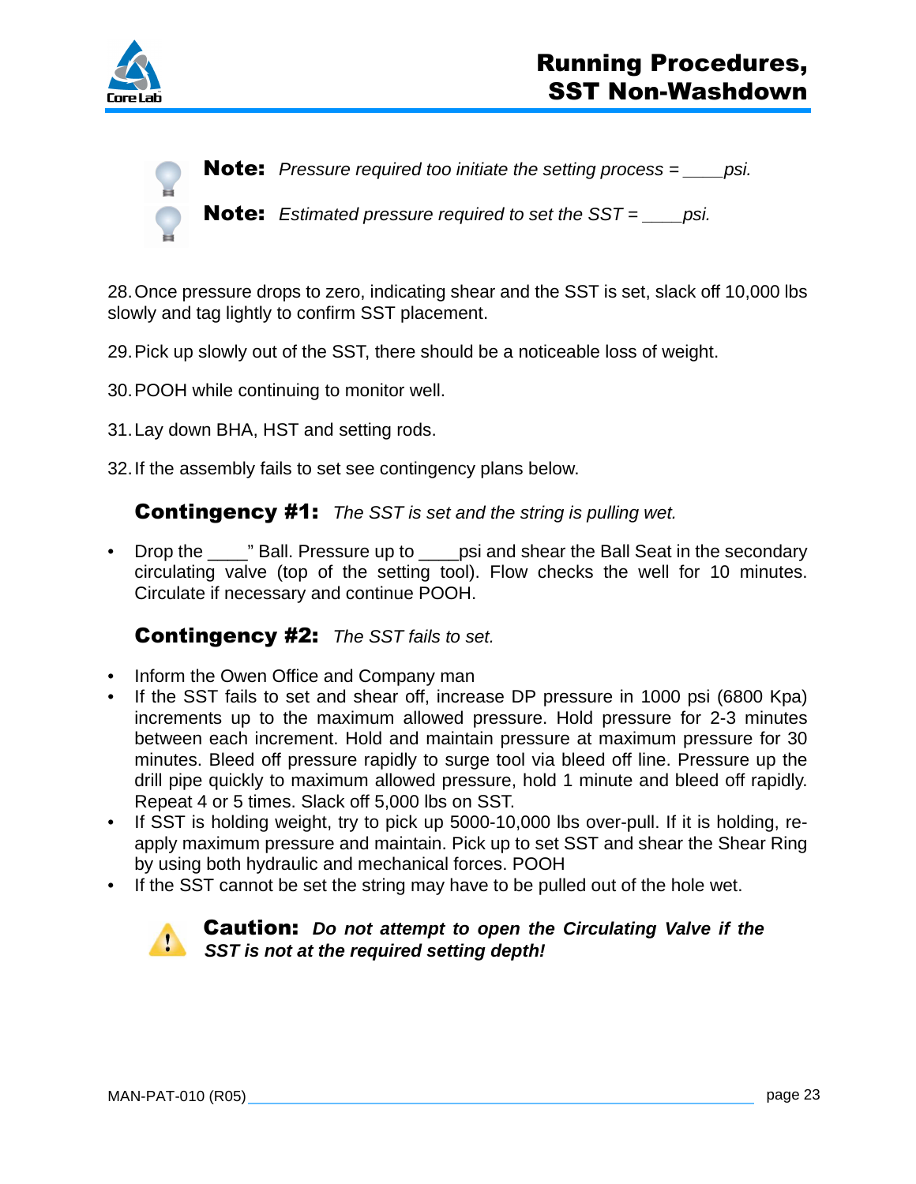**Note:** *Pressure required too initiate the setting process = ____psi.*

**Note:** *Estimated pressure required to set the SST = ____psi.*

28. Once pressure drops to zero, indicating shear and the SST is set, slack off 10,000 lbs slowly and tag lightly to confirm SST placement.

29. Pick up slowly out of the SST, there should be a noticeable loss of weight.

30. POOH while continuing to monitor well.

31. Lay down BHA, HST and setting rods.

32. If the assembly fails to set see contingency plans below.

**Contingency #1:** *The SST is set and the string is pulling wet.*

- Drop the ____" Ball. Pressure up to ____psi and shear the Ball Seat in the secondary circulating valve (top of the setting tool). Flow checks the well for 10 minutes. Circulate if necessary and continue POOH.

**Contingency #2:** *The SST fails to set.*

- Inform the Owen Office and Company man
- If the SST fails to set and shear off, increase DP pressure in 1000 psi (6800 Kpa) increments up to the maximum allowed pressure. Hold pressure for 2-3 minutes between each increment. Hold and maintain pressure at maximum pressure for 30 minutes. Bleed off pressure rapidly to surge tool via bleed off line. Pressure up the drill pipe quickly to maximum allowed pressure, hold 1 minute and bleed off rapidly. Repeat 4 or 5 times. Slack off 5,000 lbs on SST.
- If SST is holding weight, try to pick up 5000-10,000 lbs over-pull. If it is holding, re-apply maximum pressure and maintain. Pick up to set SST and shear the Shear Ring by using both hydraulic and mechanical forces. POOH
- If the SST cannot be set the string may have to be pulled out of the hole wet.

**Caution:** ***Do not attempt to open the Circulating Valve if the SST is not at the required setting depth!***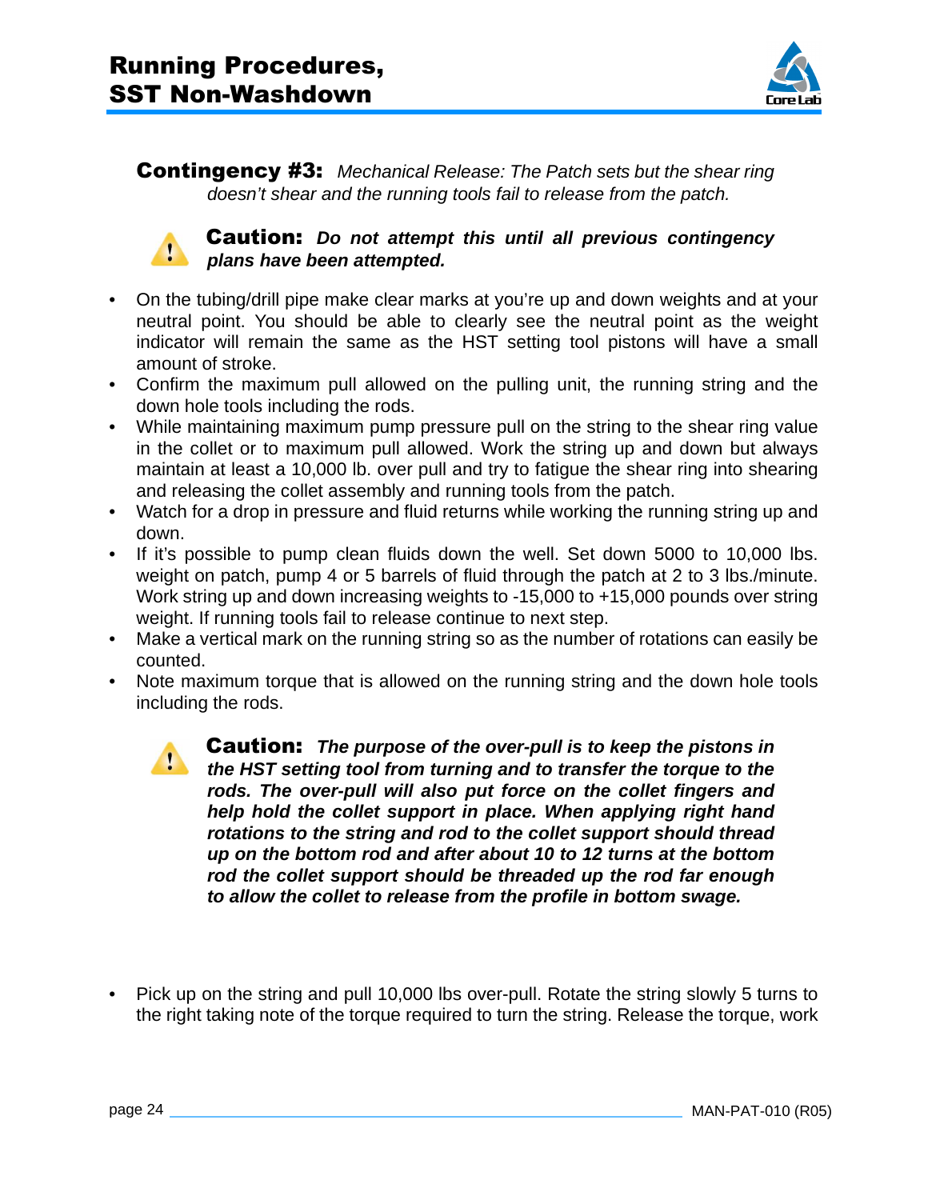**Contingency #3:** *Mechanical Release: The Patch sets but the shear ring doesn't shear and the running tools fail to release from the patch.*

**Caution:** ***Do not attempt this until all previous contingency plans have been attempted.***

- On the tubing/drill pipe make clear marks at you're up and down weights and at your neutral point. You should be able to clearly see the neutral point as the weight indicator will remain the same as the HST setting tool pistons will have a small amount of stroke.
- Confirm the maximum pull allowed on the pulling unit, the running string and the down hole tools including the rods.
- While maintaining maximum pump pressure pull on the string to the shear ring value in the collet or to maximum pull allowed. Work the string up and down but always maintain at least a 10,000 lb. over pull and try to fatigue the shear ring into shearing and releasing the collet assembly and running tools from the patch.
- Watch for a drop in pressure and fluid returns while working the running string up and down.
- If it's possible to pump clean fluids down the well. Set down 5000 to 10,000 lbs. weight on patch, pump 4 or 5 barrels of fluid through the patch at 2 to 3 lbs./minute. Work string up and down increasing weights to -15,000 to +15,000 pounds over string weight. If running tools fail to release continue to next step.
- Make a vertical mark on the running string so as the number of rotations can easily be counted.
- Note maximum torque that is allowed on the running string and the down hole tools including the rods.

**Caution:** ***The purpose of the over-pull is to keep the pistons in the HST setting tool from turning and to transfer the torque to the rods. The over-pull will also put force on the collet fingers and help hold the collet support in place. When applying right hand rotations to the string and rod to the collet support should thread up on the bottom rod and after about 10 to 12 turns at the bottom rod the collet support should be threaded up the rod far enough to allow the collet to release from the profile in bottom swage.***

- Pick up on the string and pull 10,000 lbs over-pull. Rotate the string slowly 5 turns to the right taking note of the torque required to turn the string. Release the torque, work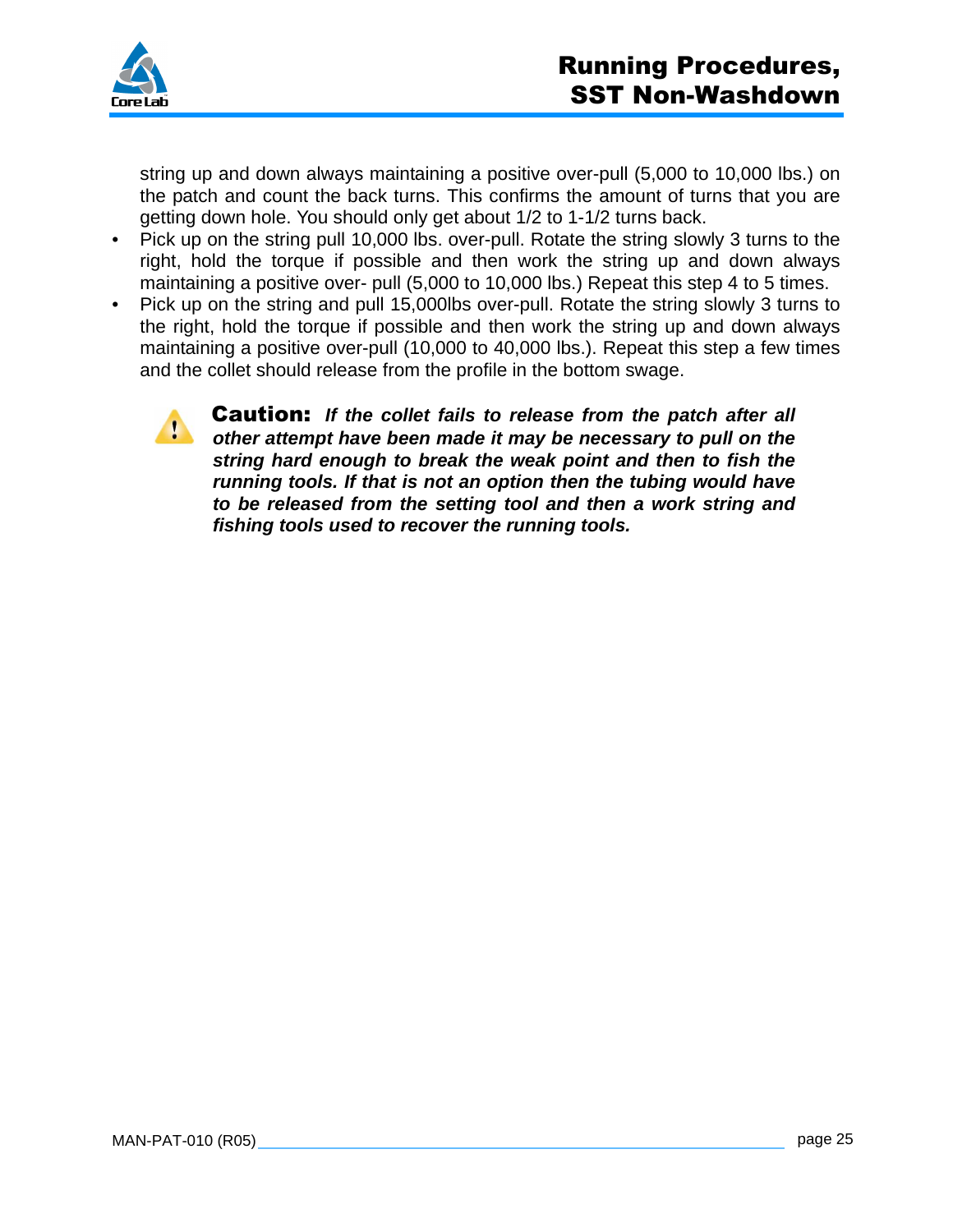string up and down always maintaining a positive over-pull (5,000 to 10,000 lbs.) on the patch and count the back turns. This confirms the amount of turns that you are getting down hole. You should only get about 1/2 to 1-1/2 turns back.

- Pick up on the string pull 10,000 lbs. over-pull. Rotate the string slowly 3 turns to the right, hold the torque if possible and then work the string up and down always maintaining a positive over- pull (5,000 to 10,000 lbs.) Repeat this step 4 to 5 times.
- Pick up on the string and pull 15,000lbs over-pull. Rotate the string slowly 3 turns to the right, hold the torque if possible and then work the string up and down always maintaining a positive over-pull (10,000 to 40,000 lbs.). Repeat this step a few times and the collet should release from the profile in the bottom swage.

**Caution:** ***If the collet fails to release from the patch after all other attempt have been made it may be necessary to pull on the string hard enough to break the weak point and then to fish the running tools. If that is not an option then the tubing would have to be released from the setting tool and then a work string and fishing tools used to recover the running tools.***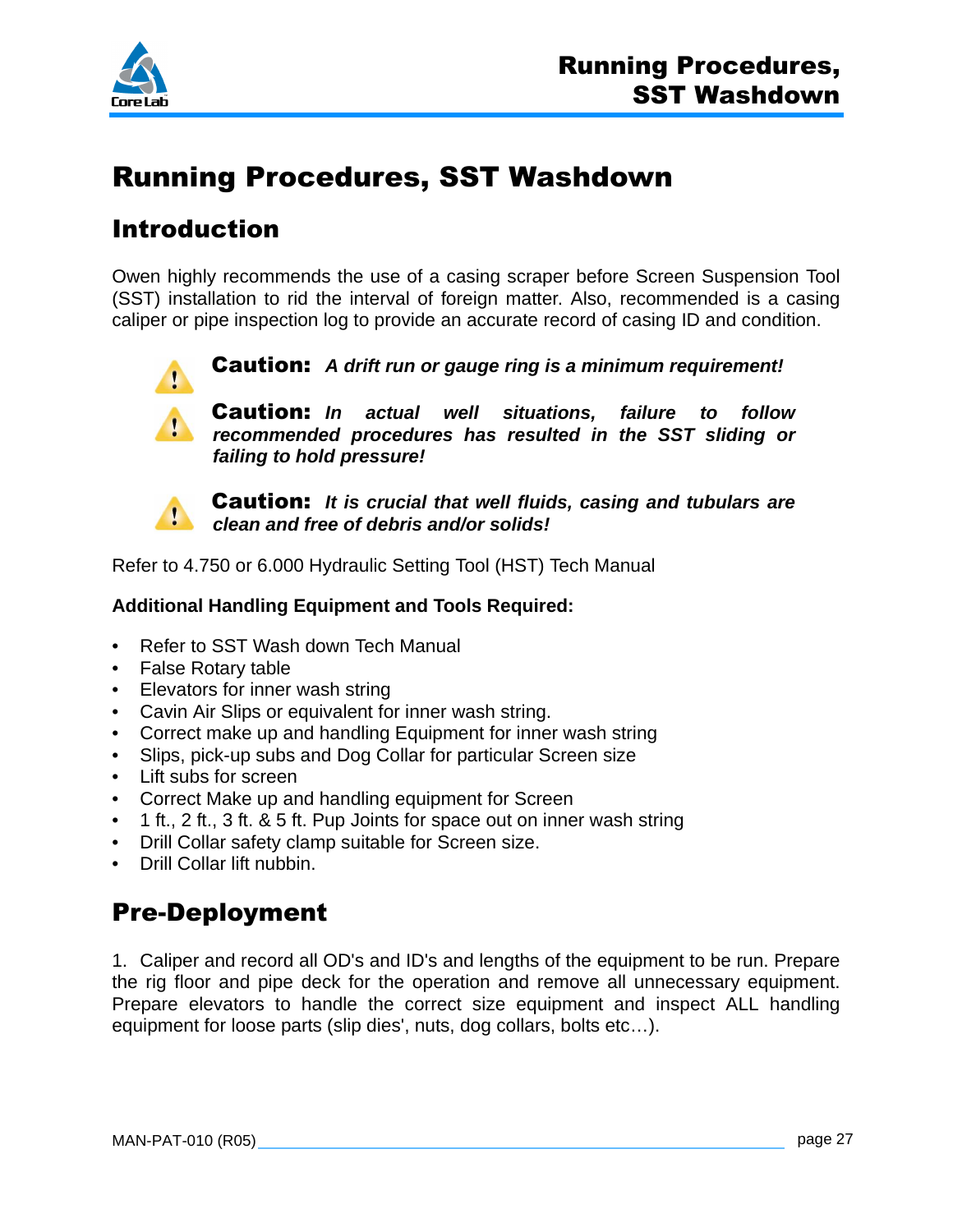# Running Procedures, SST Washdown

## Introduction

Owen highly recommends the use of a casing scraper before Screen Suspension Tool (SST) installation to rid the interval of foreign matter. Also, recommended is a casing caliper or pipe inspection log to provide an accurate record of casing ID and condition.

**Caution:** ***A drift run or gauge ring is a minimum requirement!***

**Caution:** ***In actual well situations, failure to follow recommended procedures has resulted in the SST sliding or failing to hold pressure!***

**Caution:** ***It is crucial that well fluids, casing and tubulars are clean and free of debris and/or solids!***

Refer to 4.750 or 6.000 Hydraulic Setting Tool (HST) Tech Manual

**Additional Handling Equipment and Tools Required:**

- Refer to SST Wash down Tech Manual
- False Rotary table
- Elevators for inner wash string
- Cavin Air Slips or equivalent for inner wash string.
- Correct make up and handling Equipment for inner wash string
- Slips, pick-up subs and Dog Collar for particular Screen size
- Lift subs for screen
- Correct Make up and handling equipment for Screen
- 1 ft., 2 ft., 3 ft. & 5 ft. Pup Joints for space out on inner wash string
- Drill Collar safety clamp suitable for Screen size.
- Drill Collar lift nubbin.

## Pre-Deployment

1. Caliper and record all OD's and ID's and lengths of the equipment to be run. Prepare the rig floor and pipe deck for the operation and remove all unnecessary equipment. Prepare elevators to handle the correct size equipment and inspect ALL handling equipment for loose parts (slip dies', nuts, dog collars, bolts etc…).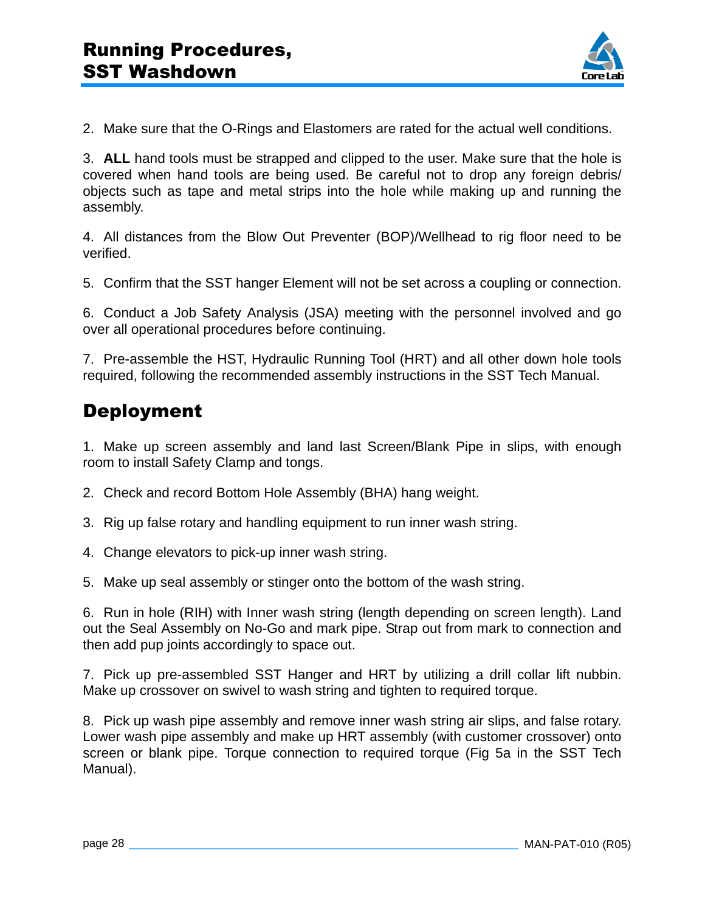2. Make sure that the O-Rings and Elastomers are rated for the actual well conditions.

3. **ALL** hand tools must be strapped and clipped to the user. Make sure that the hole is covered when hand tools are being used. Be careful not to drop any foreign debris/ objects such as tape and metal strips into the hole while making up and running the assembly.

4. All distances from the Blow Out Preventer (BOP)/Wellhead to rig floor need to be verified.

5. Confirm that the SST hanger Element will not be set across a coupling or connection.

6. Conduct a Job Safety Analysis (JSA) meeting with the personnel involved and go over all operational procedures before continuing.

7. Pre-assemble the HST, Hydraulic Running Tool (HRT) and all other down hole tools required, following the recommended assembly instructions in the SST Tech Manual.

## Deployment

1. Make up screen assembly and land last Screen/Blank Pipe in slips, with enough room to install Safety Clamp and tongs.

2. Check and record Bottom Hole Assembly (BHA) hang weight.

3. Rig up false rotary and handling equipment to run inner wash string.

4. Change elevators to pick-up inner wash string.

5. Make up seal assembly or stinger onto the bottom of the wash string.

6. Run in hole (RIH) with Inner wash string (length depending on screen length). Land out the Seal Assembly on No-Go and mark pipe. Strap out from mark to connection and then add pup joints accordingly to space out.

7. Pick up pre-assembled SST Hanger and HRT by utilizing a drill collar lift nubbin. Make up crossover on swivel to wash string and tighten to required torque.

8. Pick up wash pipe assembly and remove inner wash string air slips, and false rotary. Lower wash pipe assembly and make up HRT assembly (with customer crossover) onto screen or blank pipe. Torque connection to required torque (Fig 5a in the SST Tech Manual).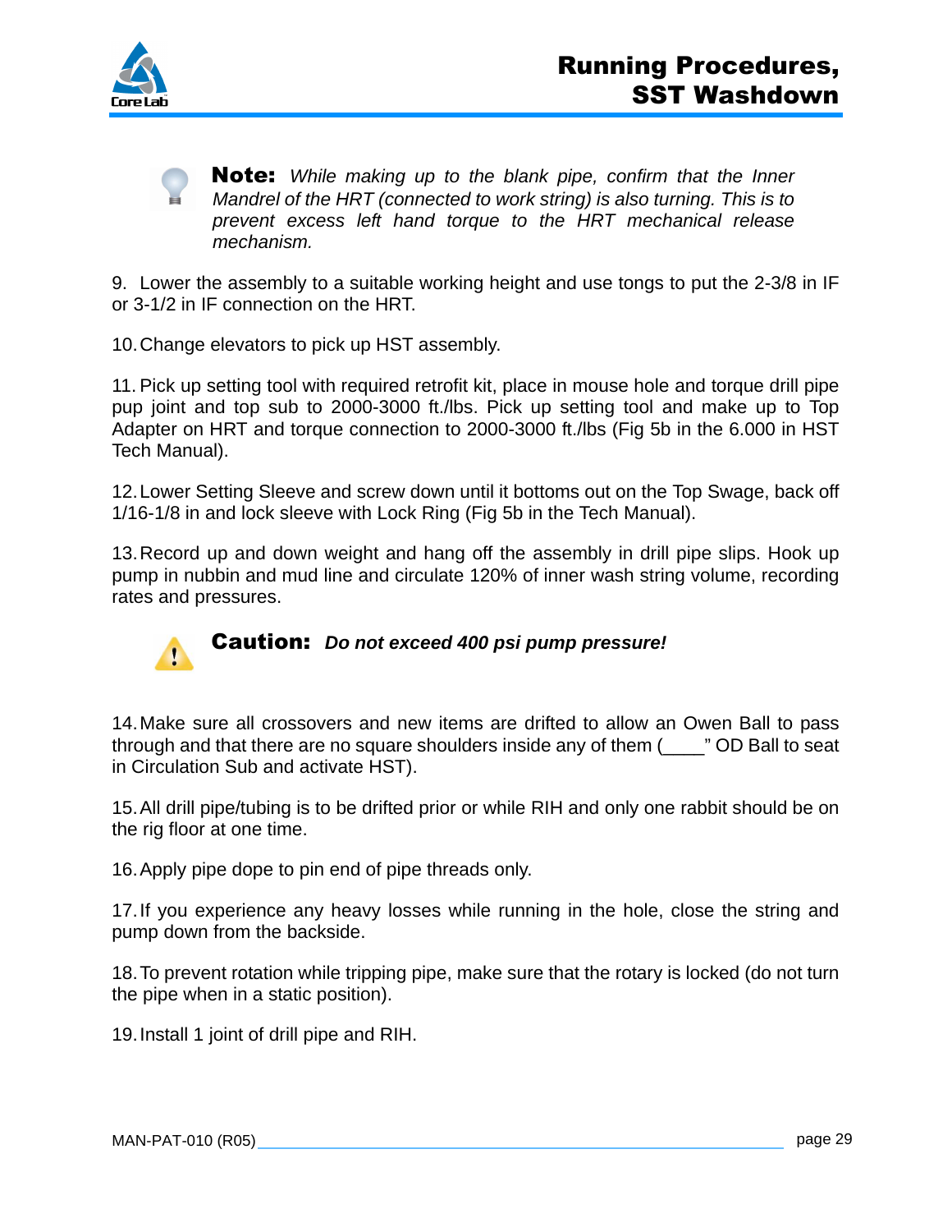**Note:** *While making up to the blank pipe, confirm that the Inner Mandrel of the HRT (connected to work string) is also turning. This is to prevent excess left hand torque to the HRT mechanical release mechanism.*

9. Lower the assembly to a suitable working height and use tongs to put the 2-3/8 in IF or 3-1/2 in IF connection on the HRT.

10. Change elevators to pick up HST assembly.

11. Pick up setting tool with required retrofit kit, place in mouse hole and torque drill pipe pup joint and top sub to 2000-3000 ft./lbs. Pick up setting tool and make up to Top Adapter on HRT and torque connection to 2000-3000 ft./lbs (Fig 5b in the 6.000 in HST Tech Manual).

12. Lower Setting Sleeve and screw down until it bottoms out on the Top Swage, back off 1/16-1/8 in and lock sleeve with Lock Ring (Fig 5b in the Tech Manual).

13. Record up and down weight and hang off the assembly in drill pipe slips. Hook up pump in nubbin and mud line and circulate 120% of inner wash string volume, recording rates and pressures.

**Caution:** ***Do not exceed 400 psi pump pressure!***

14. Make sure all crossovers and new items are drifted to allow an Owen Ball to pass through and that there are no square shoulders inside any of them (____" OD Ball to seat in Circulation Sub and activate HST).

15. All drill pipe/tubing is to be drifted prior or while RIH and only one rabbit should be on the rig floor at one time.

16. Apply pipe dope to pin end of pipe threads only.

17. If you experience any heavy losses while running in the hole, close the string and pump down from the backside.

18. To prevent rotation while tripping pipe, make sure that the rotary is locked (do not turn the pipe when in a static position).

19. Install 1 joint of drill pipe and RIH.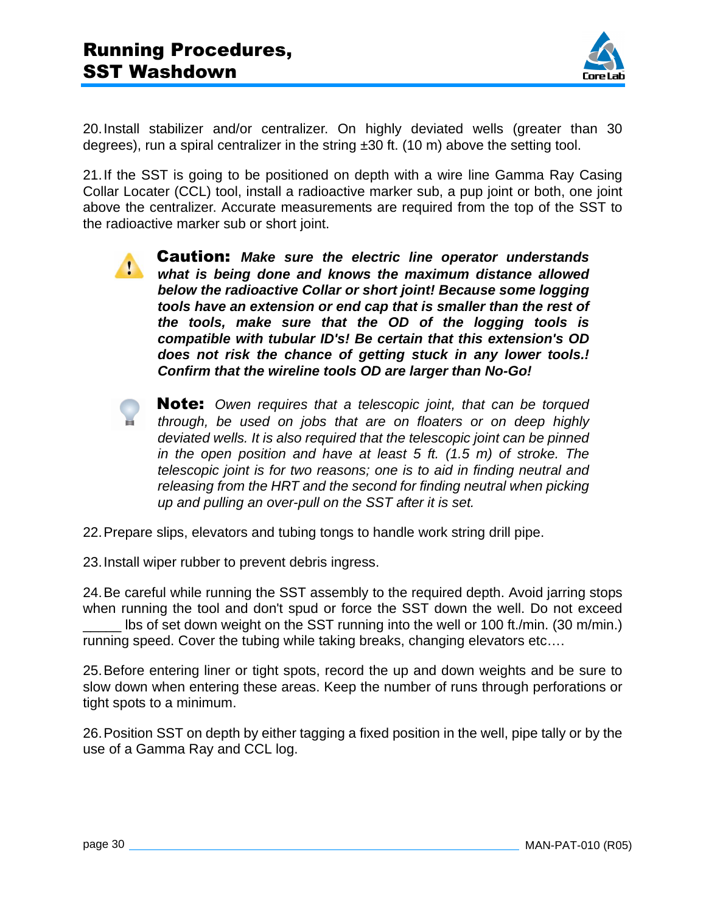# Running Procedures, SST Washdown

20. Install stabilizer and/or centralizer. On highly deviated wells (greater than 30 degrees), run a spiral centralizer in the string ±30 ft. (10 m) above the setting tool.

21. If the SST is going to be positioned on depth with a wire line Gamma Ray Casing Collar Locater (CCL) tool, install a radioactive marker sub, a pup joint or both, one joint above the centralizer. Accurate measurements are required from the top of the SST to the radioactive marker sub or short joint.

> **Caution:** ***Make sure the electric line operator understands what is being done and knows the maximum distance allowed below the radioactive Collar or short joint! Because some logging tools have an extension or end cap that is smaller than the rest of the tools, make sure that the OD of the logging tools is compatible with tubular ID's! Be certain that this extension's OD does not risk the chance of getting stuck in any lower tools.! Confirm that the wireline tools OD are larger than No-Go!***

> **Note:** *Owen requires that a telescopic joint, that can be torqued through, be used on jobs that are on floaters or on deep highly deviated wells. It is also required that the telescopic joint can be pinned in the open position and have at least 5 ft. (1.5 m) of stroke. The telescopic joint is for two reasons; one is to aid in finding neutral and releasing from the HRT and the second for finding neutral when picking up and pulling an over-pull on the SST after it is set.*

22. Prepare slips, elevators and tubing tongs to handle work string drill pipe.

23. Install wiper rubber to prevent debris ingress.

24. Be careful while running the SST assembly to the required depth. Avoid jarring stops when running the tool and don't spud or force the SST down the well. Do not exceed _____ lbs of set down weight on the SST running into the well or 100 ft./min. (30 m/min.) running speed. Cover the tubing while taking breaks, changing elevators etc.…

25. Before entering liner or tight spots, record the up and down weights and be sure to slow down when entering these areas. Keep the number of runs through perforations or tight spots to a minimum.

26. Position SST on depth by either tagging a fixed position in the well, pipe tally or by the use of a Gamma Ray and CCL log.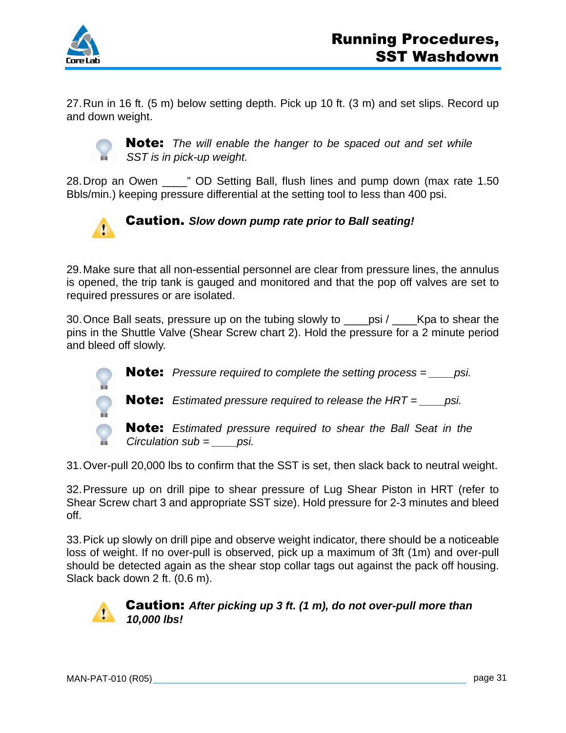27. Run in 16 ft. (5 m) below setting depth. Pick up 10 ft. (3 m) and set slips. Record up and down weight.

> **Note:** *The will enable the hanger to be spaced out and set while SST is in pick-up weight.*

28. Drop an Owen ____” OD Setting Ball, flush lines and pump down (max rate 1.50 Bbls/min.) keeping pressure differential at the setting tool to less than 400 psi.

> **Caution.** ***Slow down pump rate prior to Ball seating!***

29. Make sure that all non-essential personnel are clear from pressure lines, the annulus is opened, the trip tank is gauged and monitored and that the pop off valves are set to required pressures or are isolated.

30. Once Ball seats, pressure up on the tubing slowly to ____psi / ____Kpa to shear the pins in the Shuttle Valve (Shear Screw chart 2). Hold the pressure for a 2 minute period and bleed off slowly.

> **Note:** *Pressure required to complete the setting process = ____psi.*

> **Note:** *Estimated pressure required to release the HRT = ____psi.*

> **Note:** *Estimated pressure required to shear the Ball Seat in the Circulation sub = ____psi.*

31. Over-pull 20,000 lbs to confirm that the SST is set, then slack back to neutral weight.

32. Pressure up on drill pipe to shear pressure of Lug Shear Piston in HRT (refer to Shear Screw chart 3 and appropriate SST size). Hold pressure for 2-3 minutes and bleed off.

33. Pick up slowly on drill pipe and observe weight indicator, there should be a noticeable loss of weight. If no over-pull is observed, pick up a maximum of 3ft (1m) and over-pull should be detected again as the shear stop collar tags out against the pack off housing. Slack back down 2 ft. (0.6 m).

> **Caution:** ***After picking up 3 ft. (1 m), do not over-pull more than 10,000 lbs!***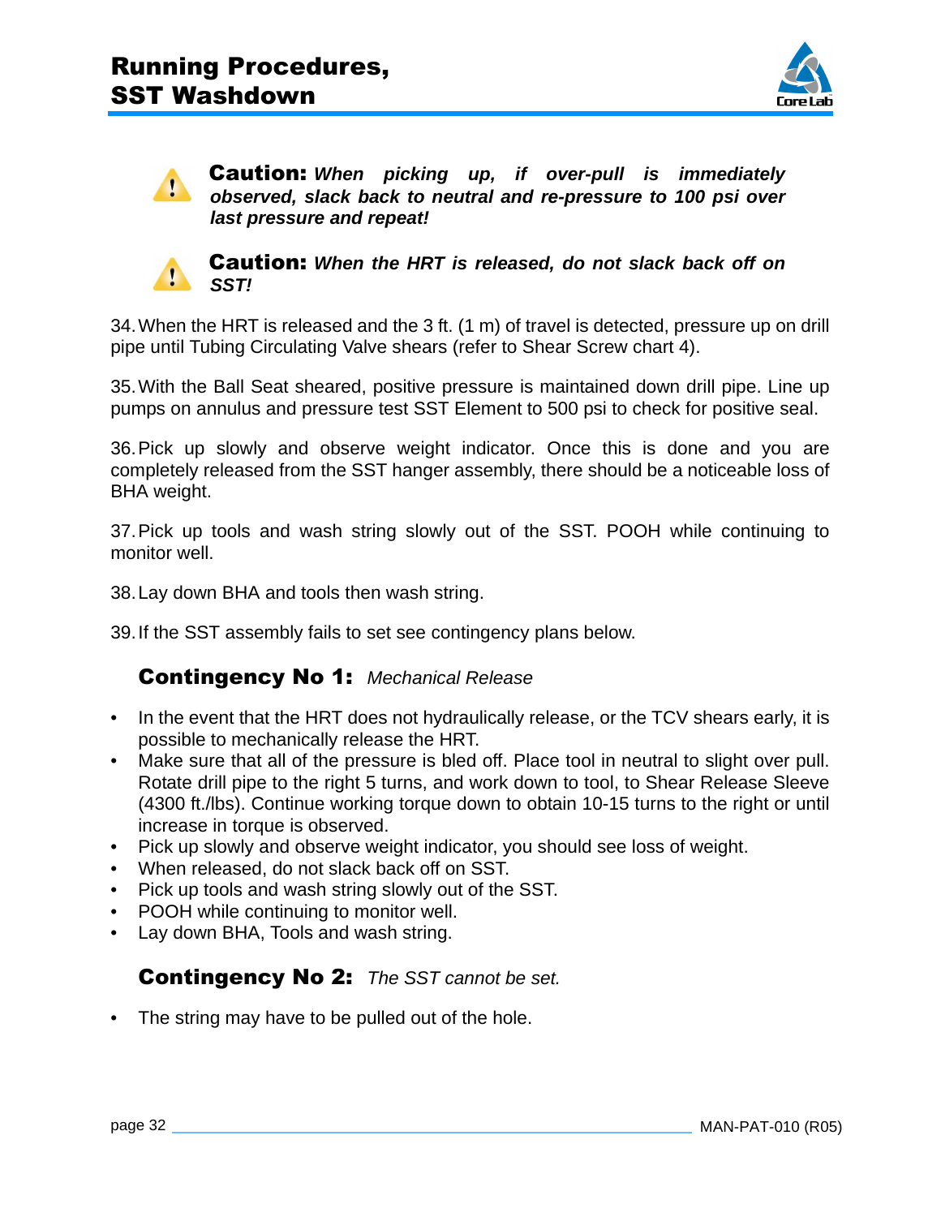> ⚠ **Caution:** ***When picking up, if over-pull is immediately observed, slack back to neutral and re-pressure to 100 psi over last pressure and repeat!***

> ⚠ **Caution:** ***When the HRT is released, do not slack back off on SST!***

34. When the HRT is released and the 3 ft. (1 m) of travel is detected, pressure up on drill pipe until Tubing Circulating Valve shears (refer to Shear Screw chart 4).

35. With the Ball Seat sheared, positive pressure is maintained down drill pipe. Line up pumps on annulus and pressure test SST Element to 500 psi to check for positive seal.

36. Pick up slowly and observe weight indicator. Once this is done and you are completely released from the SST hanger assembly, there should be a noticeable loss of BHA weight.

37. Pick up tools and wash string slowly out of the SST. POOH while continuing to monitor well.

38. Lay down BHA and tools then wash string.

39. If the SST assembly fails to set see contingency plans below.

### Contingency No 1: *Mechanical Release*

- In the event that the HRT does not hydraulically release, or the TCV shears early, it is possible to mechanically release the HRT.
- Make sure that all of the pressure is bled off. Place tool in neutral to slight over pull. Rotate drill pipe to the right 5 turns, and work down to tool, to Shear Release Sleeve (4300 ft./lbs). Continue working torque down to obtain 10-15 turns to the right or until increase in torque is observed.
- Pick up slowly and observe weight indicator, you should see loss of weight.
- When released, do not slack back off on SST.
- Pick up tools and wash string slowly out of the SST.
- POOH while continuing to monitor well.
- Lay down BHA, Tools and wash string.

### Contingency No 2: *The SST cannot be set.*

- The string may have to be pulled out of the hole.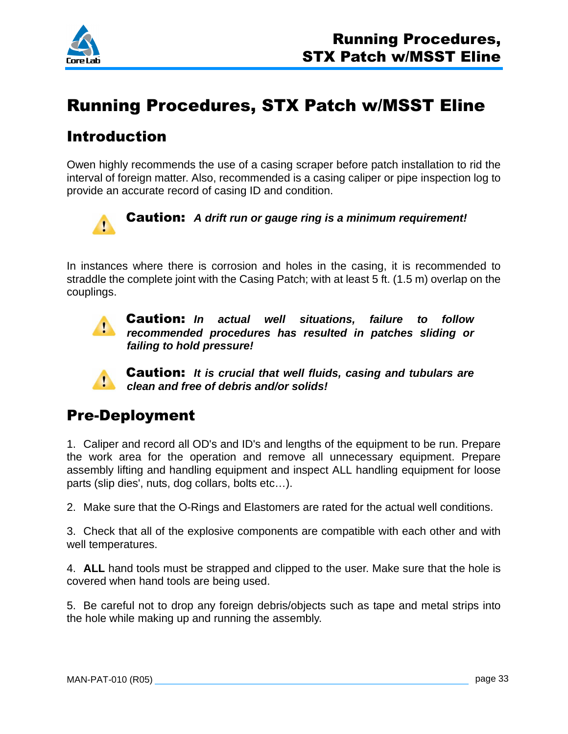# Running Procedures, STX Patch w/MSST Eline

## Introduction

Owen highly recommends the use of a casing scraper before patch installation to rid the interval of foreign matter. Also, recommended is a casing caliper or pipe inspection log to provide an accurate record of casing ID and condition.

**Caution:** ***A drift run or gauge ring is a minimum requirement!***

In instances where there is corrosion and holes in the casing, it is recommended to straddle the complete joint with the Casing Patch; with at least 5 ft. (1.5 m) overlap on the couplings.

**Caution:** ***In actual well situations, failure to follow recommended procedures has resulted in patches sliding or failing to hold pressure!***

**Caution:** ***It is crucial that well fluids, casing and tubulars are clean and free of debris and/or solids!***

## Pre-Deployment

1. Caliper and record all OD's and ID's and lengths of the equipment to be run. Prepare the work area for the operation and remove all unnecessary equipment. Prepare assembly lifting and handling equipment and inspect ALL handling equipment for loose parts (slip dies', nuts, dog collars, bolts etc…).

2. Make sure that the O-Rings and Elastomers are rated for the actual well conditions.

3. Check that all of the explosive components are compatible with each other and with well temperatures.

4. **ALL** hand tools must be strapped and clipped to the user. Make sure that the hole is covered when hand tools are being used.

5. Be careful not to drop any foreign debris/objects such as tape and metal strips into the hole while making up and running the assembly.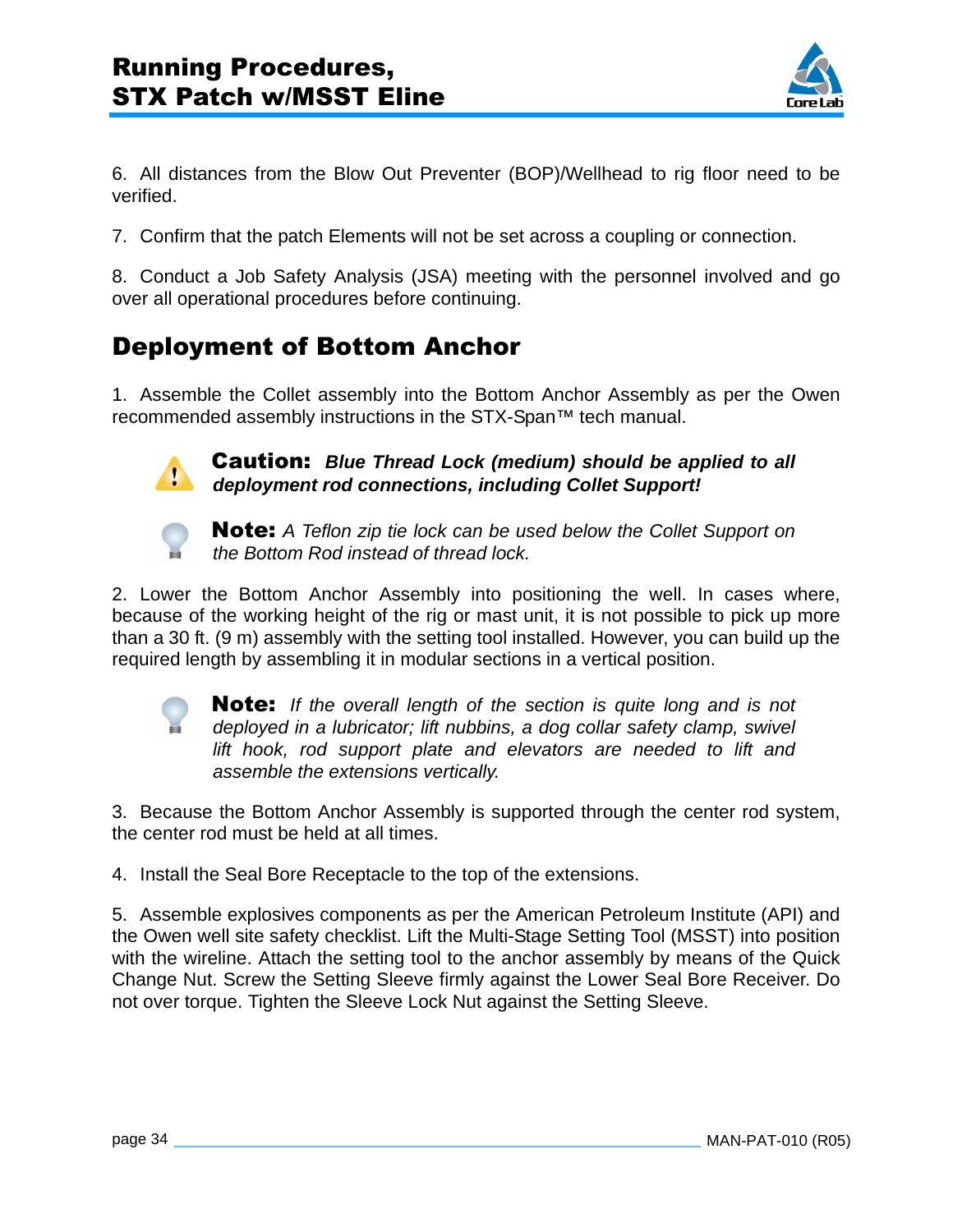6. All distances from the Blow Out Preventer (BOP)/Wellhead to rig floor need to be verified.

7. Confirm that the patch Elements will not be set across a coupling or connection.

8. Conduct a Job Safety Analysis (JSA) meeting with the personnel involved and go over all operational procedures before continuing.

## Deployment of Bottom Anchor

1. Assemble the Collet assembly into the Bottom Anchor Assembly as per the Owen recommended assembly instructions in the STX-Span™ tech manual.

> **Caution:** ***Blue Thread Lock (medium) should be applied to all deployment rod connections, including Collet Support!***

> **Note:** *A Teflon zip tie lock can be used below the Collet Support on the Bottom Rod instead of thread lock.*

2. Lower the Bottom Anchor Assembly into positioning the well. In cases where, because of the working height of the rig or mast unit, it is not possible to pick up more than a 30 ft. (9 m) assembly with the setting tool installed. However, you can build up the required length by assembling it in modular sections in a vertical position.

> **Note:** *If the overall length of the section is quite long and is not deployed in a lubricator; lift nubbins, a dog collar safety clamp, swivel lift hook, rod support plate and elevators are needed to lift and assemble the extensions vertically.*

3. Because the Bottom Anchor Assembly is supported through the center rod system, the center rod must be held at all times.

4. Install the Seal Bore Receptacle to the top of the extensions.

5. Assemble explosives components as per the American Petroleum Institute (API) and the Owen well site safety checklist. Lift the Multi-Stage Setting Tool (MSST) into position with the wireline. Attach the setting tool to the anchor assembly by means of the Quick Change Nut. Screw the Setting Sleeve firmly against the Lower Seal Bore Receiver. Do not over torque. Tighten the Sleeve Lock Nut against the Setting Sleeve.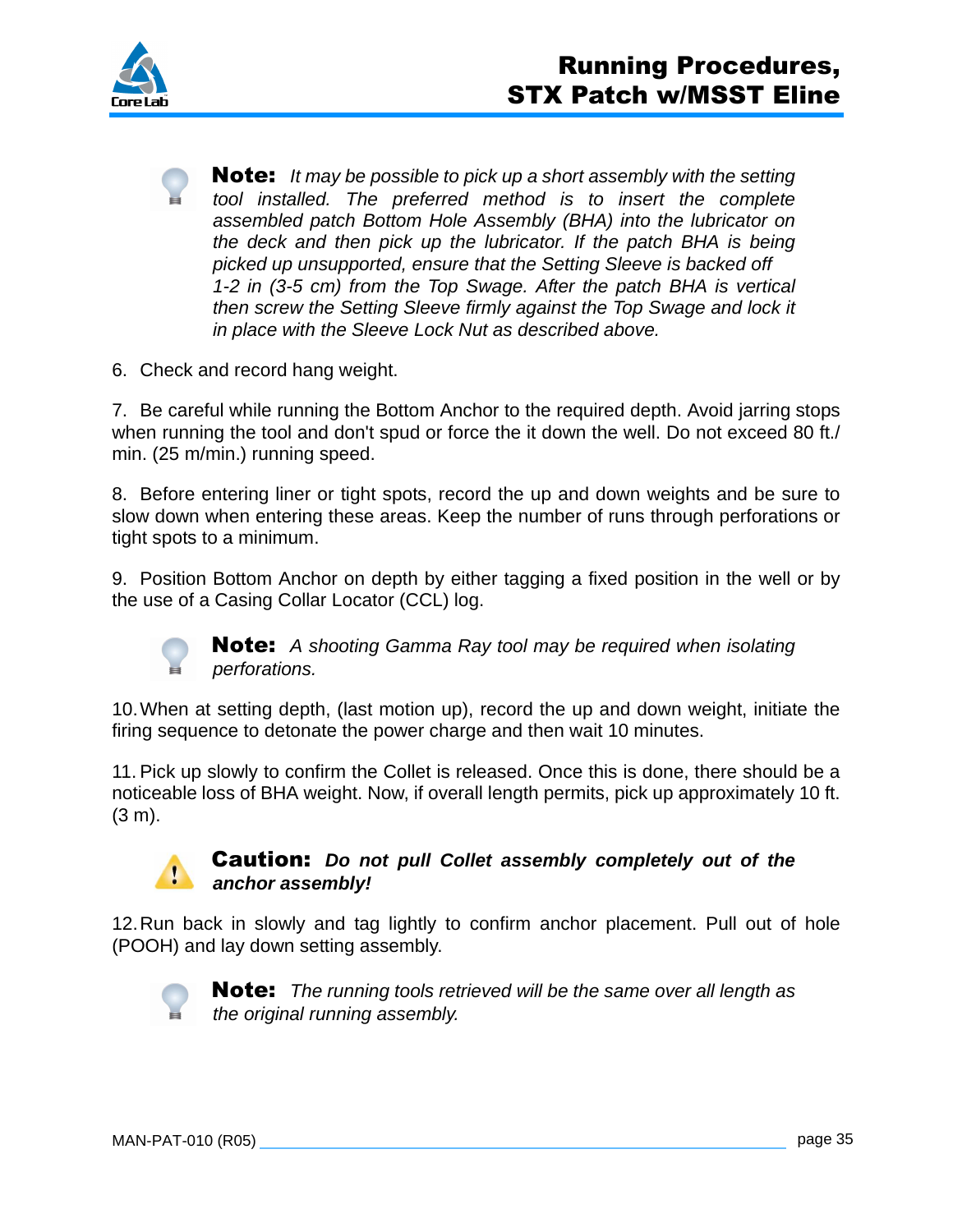**Note:** *It may be possible to pick up a short assembly with the setting tool installed. The preferred method is to insert the complete assembled patch Bottom Hole Assembly (BHA) into the lubricator on the deck and then pick up the lubricator. If the patch BHA is being picked up unsupported, ensure that the Setting Sleeve is backed off 1-2 in (3-5 cm) from the Top Swage. After the patch BHA is vertical then screw the Setting Sleeve firmly against the Top Swage and lock it in place with the Sleeve Lock Nut as described above.*

6. Check and record hang weight.

7. Be careful while running the Bottom Anchor to the required depth. Avoid jarring stops when running the tool and don't spud or force the it down the well. Do not exceed 80 ft./ min. (25 m/min.) running speed.

8. Before entering liner or tight spots, record the up and down weights and be sure to slow down when entering these areas. Keep the number of runs through perforations or tight spots to a minimum.

9. Position Bottom Anchor on depth by either tagging a fixed position in the well or by the use of a Casing Collar Locator (CCL) log.

**Note:** *A shooting Gamma Ray tool may be required when isolating perforations.*

10. When at setting depth, (last motion up), record the up and down weight, initiate the firing sequence to detonate the power charge and then wait 10 minutes.

11. Pick up slowly to confirm the Collet is released. Once this is done, there should be a noticeable loss of BHA weight. Now, if overall length permits, pick up approximately 10 ft. (3 m).

**Caution:** ***Do not pull Collet assembly completely out of the anchor assembly!***

12. Run back in slowly and tag lightly to confirm anchor placement. Pull out of hole (POOH) and lay down setting assembly.

**Note:** *The running tools retrieved will be the same over all length as the original running assembly.*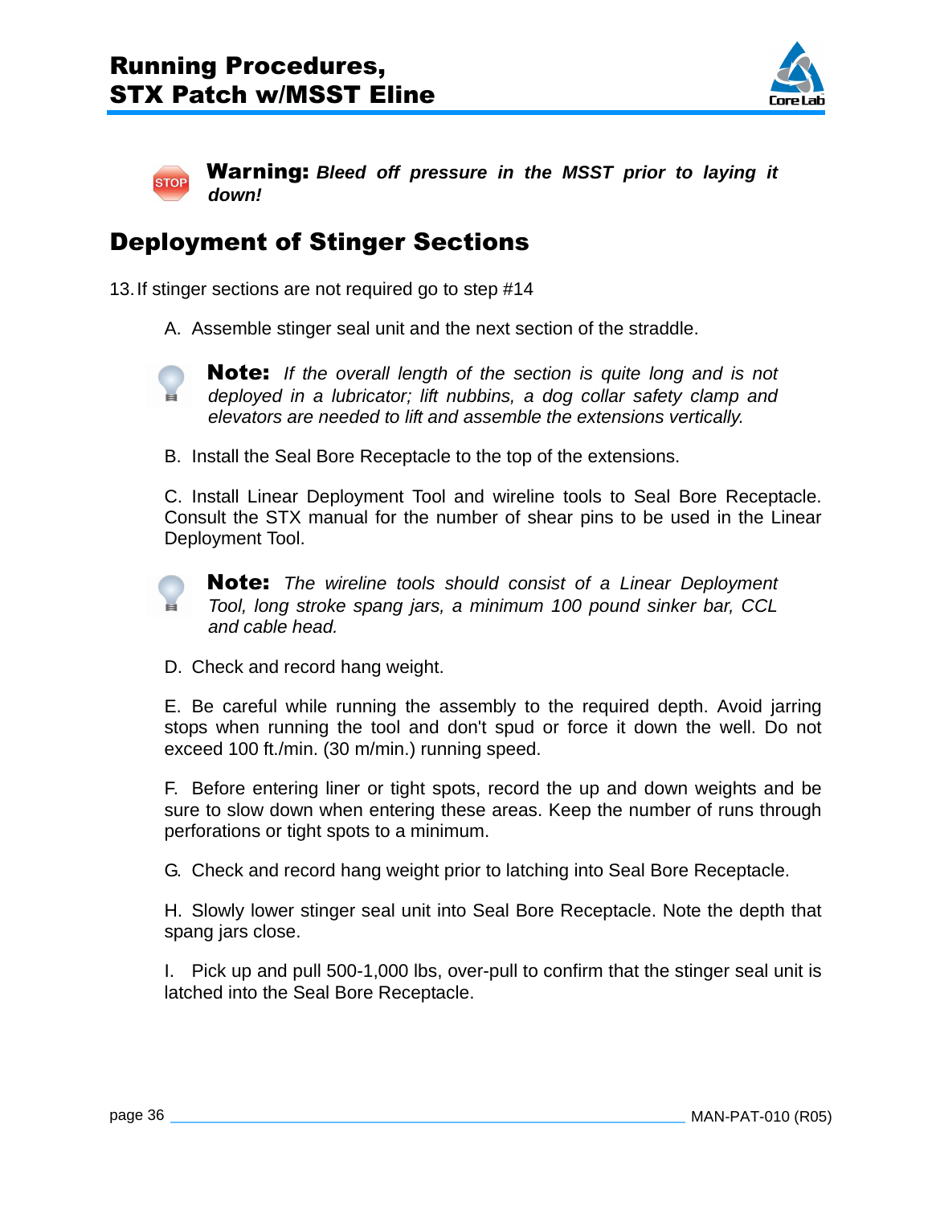**Warning:** ***Bleed off pressure in the MSST prior to laying it down!***

## Deployment of Stinger Sections

13. If stinger sections are not required go to step #14

A. Assemble stinger seal unit and the next section of the straddle.

**Note:** *If the overall length of the section is quite long and is not deployed in a lubricator; lift nubbins, a dog collar safety clamp and elevators are needed to lift and assemble the extensions vertically.*

B. Install the Seal Bore Receptacle to the top of the extensions.

C. Install Linear Deployment Tool and wireline tools to Seal Bore Receptacle. Consult the STX manual for the number of shear pins to be used in the Linear Deployment Tool.

**Note:** *The wireline tools should consist of a Linear Deployment Tool, long stroke spang jars, a minimum 100 pound sinker bar, CCL and cable head.*

D. Check and record hang weight.

E. Be careful while running the assembly to the required depth. Avoid jarring stops when running the tool and don't spud or force it down the well. Do not exceed 100 ft./min. (30 m/min.) running speed.

F. Before entering liner or tight spots, record the up and down weights and be sure to slow down when entering these areas. Keep the number of runs through perforations or tight spots to a minimum.

G. Check and record hang weight prior to latching into Seal Bore Receptacle.

H. Slowly lower stinger seal unit into Seal Bore Receptacle. Note the depth that spang jars close.

I. Pick up and pull 500-1,000 lbs, over-pull to confirm that the stinger seal unit is latched into the Seal Bore Receptacle.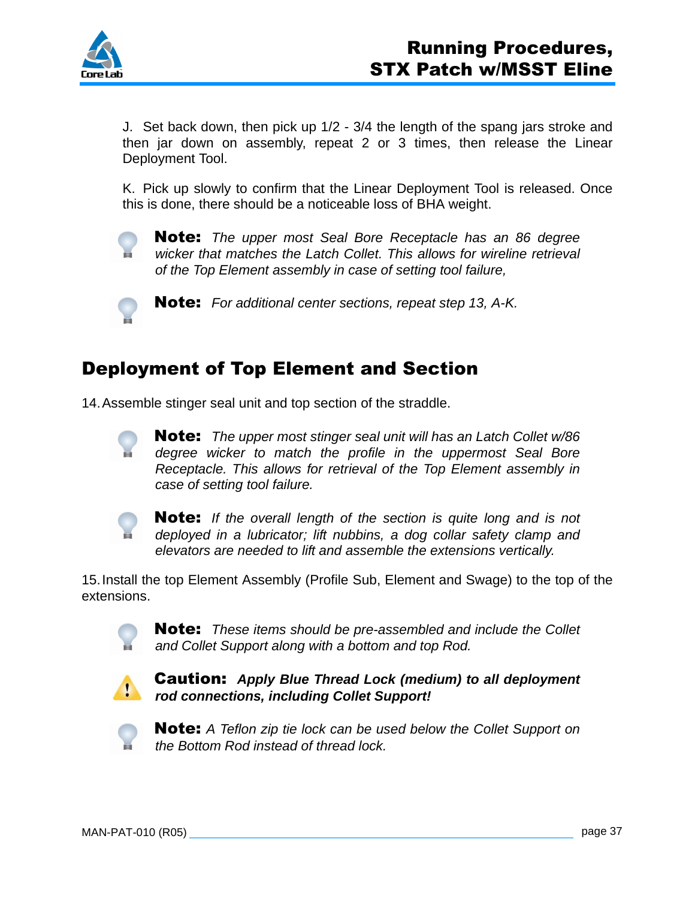J. Set back down, then pick up 1/2 - 3/4 the length of the spang jars stroke and then jar down on assembly, repeat 2 or 3 times, then release the Linear Deployment Tool.

K. Pick up slowly to confirm that the Linear Deployment Tool is released. Once this is done, there should be a noticeable loss of BHA weight.

**Note:** *The upper most Seal Bore Receptacle has an 86 degree wicker that matches the Latch Collet. This allows for wireline retrieval of the Top Element assembly in case of setting tool failure,*

**Note:** *For additional center sections, repeat step 13, A-K.*

## Deployment of Top Element and Section

14. Assemble stinger seal unit and top section of the straddle.

**Note:** *The upper most stinger seal unit will has an Latch Collet w/86 degree wicker to match the profile in the uppermost Seal Bore Receptacle. This allows for retrieval of the Top Element assembly in case of setting tool failure.*

**Note:** *If the overall length of the section is quite long and is not deployed in a lubricator; lift nubbins, a dog collar safety clamp and elevators are needed to lift and assemble the extensions vertically.*

15. Install the top Element Assembly (Profile Sub, Element and Swage) to the top of the extensions.

**Note:** *These items should be pre-assembled and include the Collet and Collet Support along with a bottom and top Rod.*

**Caution:** ***Apply Blue Thread Lock (medium) to all deployment rod connections, including Collet Support!***

**Note:** *A Teflon zip tie lock can be used below the Collet Support on the Bottom Rod instead of thread lock.*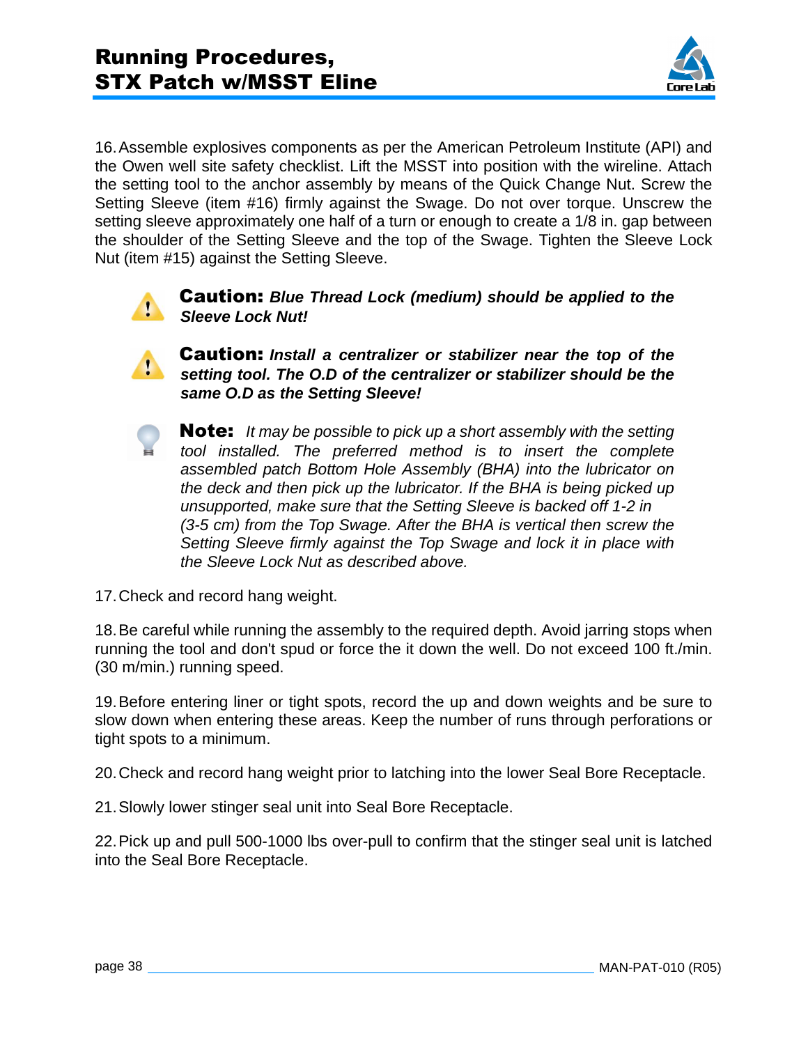16. Assemble explosives components as per the American Petroleum Institute (API) and the Owen well site safety checklist. Lift the MSST into position with the wireline. Attach the setting tool to the anchor assembly by means of the Quick Change Nut. Screw the Setting Sleeve (item #16) firmly against the Swage. Do not over torque. Unscrew the setting sleeve approximately one half of a turn or enough to create a 1/8 in. gap between the shoulder of the Setting Sleeve and the top of the Swage. Tighten the Sleeve Lock Nut (item #15) against the Setting Sleeve.

**Caution:** ***Blue Thread Lock (medium) should be applied to the Sleeve Lock Nut!***

**Caution:** ***Install a centralizer or stabilizer near the top of the setting tool. The O.D of the centralizer or stabilizer should be the same O.D as the Setting Sleeve!***

**Note:** *It may be possible to pick up a short assembly with the setting tool installed. The preferred method is to insert the complete assembled patch Bottom Hole Assembly (BHA) into the lubricator on the deck and then pick up the lubricator. If the BHA is being picked up unsupported, make sure that the Setting Sleeve is backed off 1-2 in (3-5 cm) from the Top Swage. After the BHA is vertical then screw the Setting Sleeve firmly against the Top Swage and lock it in place with the Sleeve Lock Nut as described above.*

17. Check and record hang weight.

18. Be careful while running the assembly to the required depth. Avoid jarring stops when running the tool and don't spud or force the it down the well. Do not exceed 100 ft./min. (30 m/min.) running speed.

19. Before entering liner or tight spots, record the up and down weights and be sure to slow down when entering these areas. Keep the number of runs through perforations or tight spots to a minimum.

20. Check and record hang weight prior to latching into the lower Seal Bore Receptacle.

21. Slowly lower stinger seal unit into Seal Bore Receptacle.

22. Pick up and pull 500-1000 lbs over-pull to confirm that the stinger seal unit is latched into the Seal Bore Receptacle.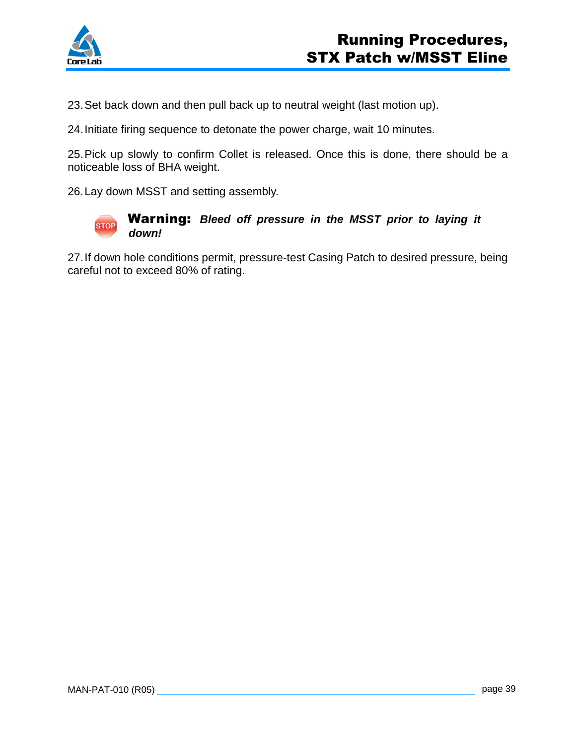23. Set back down and then pull back up to neutral weight (last motion up).

24. Initiate firing sequence to detonate the power charge, wait 10 minutes.

25. Pick up slowly to confirm Collet is released. Once this is done, there should be a noticeable loss of BHA weight.

26. Lay down MSST and setting assembly.

STOP **Warning:** ***Bleed off pressure in the MSST prior to laying it down!***

27. If down hole conditions permit, pressure-test Casing Patch to desired pressure, being careful not to exceed 80% of rating.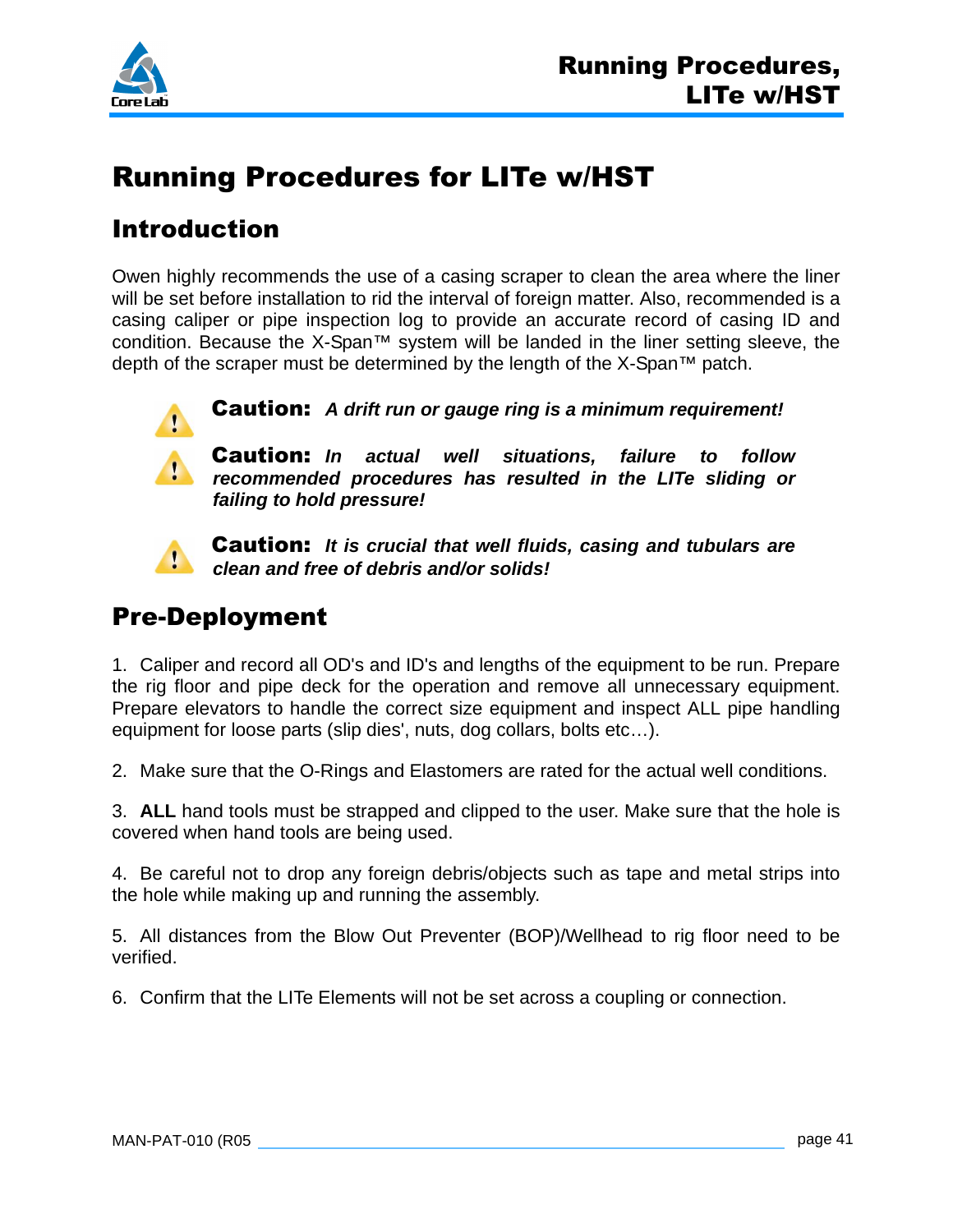# Running Procedures for LITe w/HST

## Introduction

Owen highly recommends the use of a casing scraper to clean the area where the liner will be set before installation to rid the interval of foreign matter. Also, recommended is a casing caliper or pipe inspection log to provide an accurate record of casing ID and condition. Because the X-Span™ system will be landed in the liner setting sleeve, the depth of the scraper must be determined by the length of the X-Span™ patch.

**Caution:** ***A drift run or gauge ring is a minimum requirement!***

**Caution:** ***In actual well situations, failure to follow recommended procedures has resulted in the LITe sliding or failing to hold pressure!***

**Caution:** ***It is crucial that well fluids, casing and tubulars are clean and free of debris and/or solids!***

## Pre-Deployment

1. Caliper and record all OD's and ID's and lengths of the equipment to be run. Prepare the rig floor and pipe deck for the operation and remove all unnecessary equipment. Prepare elevators to handle the correct size equipment and inspect ALL pipe handling equipment for loose parts (slip dies', nuts, dog collars, bolts etc…).

2. Make sure that the O-Rings and Elastomers are rated for the actual well conditions.

3. **ALL** hand tools must be strapped and clipped to the user. Make sure that the hole is covered when hand tools are being used.

4. Be careful not to drop any foreign debris/objects such as tape and metal strips into the hole while making up and running the assembly.

5. All distances from the Blow Out Preventer (BOP)/Wellhead to rig floor need to be verified.

6. Confirm that the LITe Elements will not be set across a coupling or connection.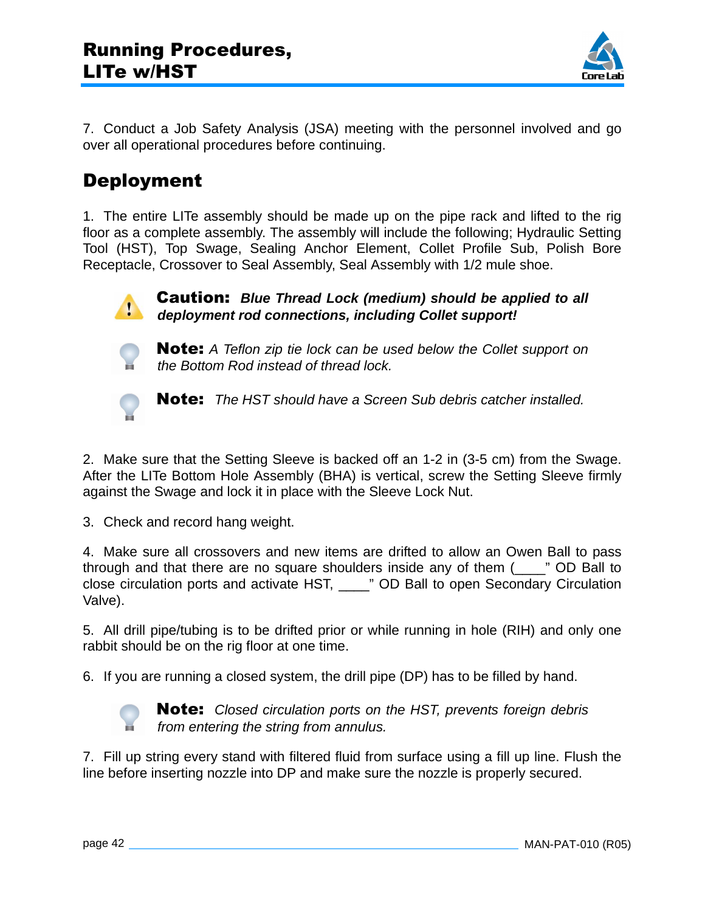7. Conduct a Job Safety Analysis (JSA) meeting with the personnel involved and go over all operational procedures before continuing.

## Deployment

1. The entire LITe assembly should be made up on the pipe rack and lifted to the rig floor as a complete assembly. The assembly will include the following; Hydraulic Setting Tool (HST), Top Swage, Sealing Anchor Element, Collet Profile Sub, Polish Bore Receptacle, Crossover to Seal Assembly, Seal Assembly with 1/2 mule shoe.

> **Caution:** ***Blue Thread Lock (medium) should be applied to all deployment rod connections, including Collet support!***

> **Note:** *A Teflon zip tie lock can be used below the Collet support on the Bottom Rod instead of thread lock.*

> **Note:** *The HST should have a Screen Sub debris catcher installed.*

2. Make sure that the Setting Sleeve is backed off an 1-2 in (3-5 cm) from the Swage. After the LITe Bottom Hole Assembly (BHA) is vertical, screw the Setting Sleeve firmly against the Swage and lock it in place with the Sleeve Lock Nut.

3. Check and record hang weight.

4. Make sure all crossovers and new items are drifted to allow an Owen Ball to pass through and that there are no square shoulders inside any of them (____" OD Ball to close circulation ports and activate HST, ____" OD Ball to open Secondary Circulation Valve).

5. All drill pipe/tubing is to be drifted prior or while running in hole (RIH) and only one rabbit should be on the rig floor at one time.

6. If you are running a closed system, the drill pipe (DP) has to be filled by hand.

> **Note:** *Closed circulation ports on the HST, prevents foreign debris from entering the string from annulus.*

7. Fill up string every stand with filtered fluid from surface using a fill up line. Flush the line before inserting nozzle into DP and make sure the nozzle is properly secured.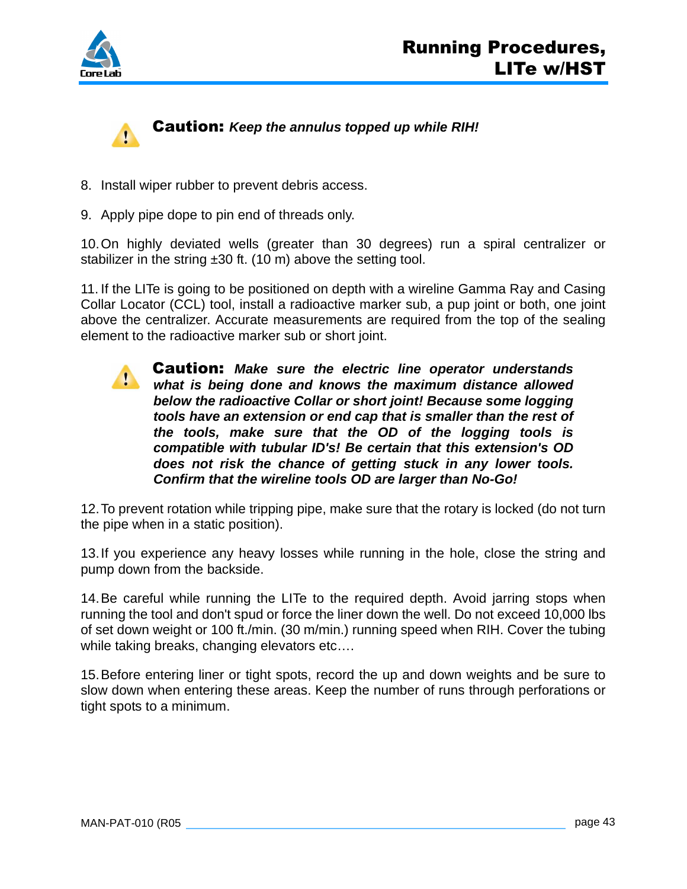**Caution:** ***Keep the annulus topped up while RIH!***

8. Install wiper rubber to prevent debris access.

9. Apply pipe dope to pin end of threads only.

10. On highly deviated wells (greater than 30 degrees) run a spiral centralizer or stabilizer in the string ±30 ft. (10 m) above the setting tool.

11. If the LITe is going to be positioned on depth with a wireline Gamma Ray and Casing Collar Locator (CCL) tool, install a radioactive marker sub, a pup joint or both, one joint above the centralizer. Accurate measurements are required from the top of the sealing element to the radioactive marker sub or short joint.

**Caution:** ***Make sure the electric line operator understands what is being done and knows the maximum distance allowed below the radioactive Collar or short joint! Because some logging tools have an extension or end cap that is smaller than the rest of the tools, make sure that the OD of the logging tools is compatible with tubular ID's! Be certain that this extension's OD does not risk the chance of getting stuck in any lower tools. Confirm that the wireline tools OD are larger than No-Go!***

12. To prevent rotation while tripping pipe, make sure that the rotary is locked (do not turn the pipe when in a static position).

13. If you experience any heavy losses while running in the hole, close the string and pump down from the backside.

14. Be careful while running the LITe to the required depth. Avoid jarring stops when running the tool and don't spud or force the liner down the well. Do not exceed 10,000 lbs of set down weight or 100 ft./min. (30 m/min.) running speed when RIH. Cover the tubing while taking breaks, changing elevators etc….

15. Before entering liner or tight spots, record the up and down weights and be sure to slow down when entering these areas. Keep the number of runs through perforations or tight spots to a minimum.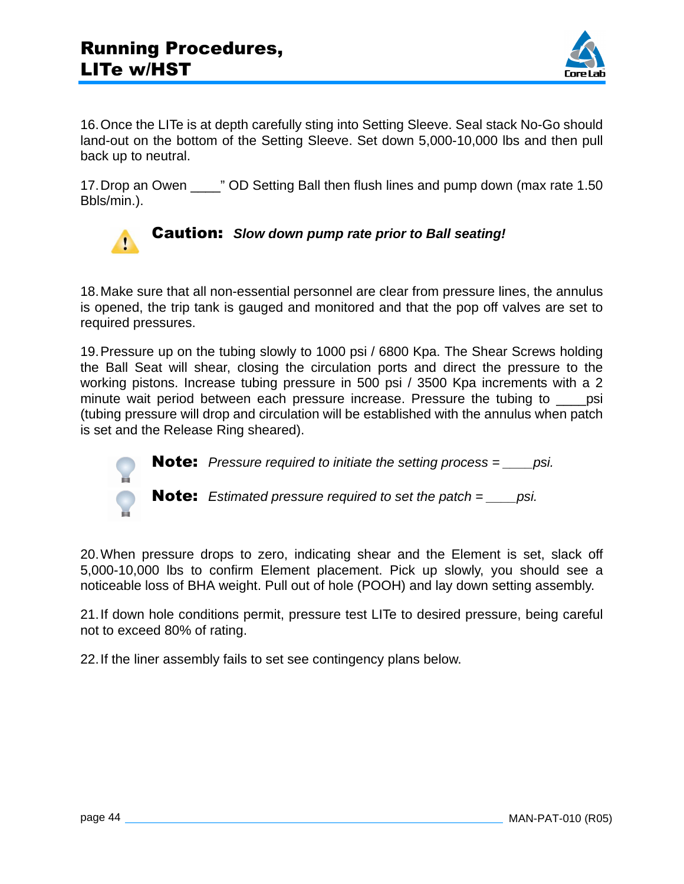16. Once the LITe is at depth carefully sting into Setting Sleeve. Seal stack No-Go should land-out on the bottom of the Setting Sleeve. Set down 5,000-10,000 lbs and then pull back up to neutral.

17. Drop an Owen ____" OD Setting Ball then flush lines and pump down (max rate 1.50 Bbls/min.).

> **Caution:** ***Slow down pump rate prior to Ball seating!***

18. Make sure that all non-essential personnel are clear from pressure lines, the annulus is opened, the trip tank is gauged and monitored and that the pop off valves are set to required pressures.

19. Pressure up on the tubing slowly to 1000 psi / 6800 Kpa. The Shear Screws holding the Ball Seat will shear, closing the circulation ports and direct the pressure to the working pistons. Increase tubing pressure in 500 psi / 3500 Kpa increments with a 2 minute wait period between each pressure increase. Pressure the tubing to ____psi (tubing pressure will drop and circulation will be established with the annulus when patch is set and the Release Ring sheared).

> **Note:** *Pressure required to initiate the setting process = ____psi.*

> **Note:** *Estimated pressure required to set the patch = ____psi.*

20. When pressure drops to zero, indicating shear and the Element is set, slack off 5,000-10,000 lbs to confirm Element placement. Pick up slowly, you should see a noticeable loss of BHA weight. Pull out of hole (POOH) and lay down setting assembly.

21. If down hole conditions permit, pressure test LITe to desired pressure, being careful not to exceed 80% of rating.

22. If the liner assembly fails to set see contingency plans below.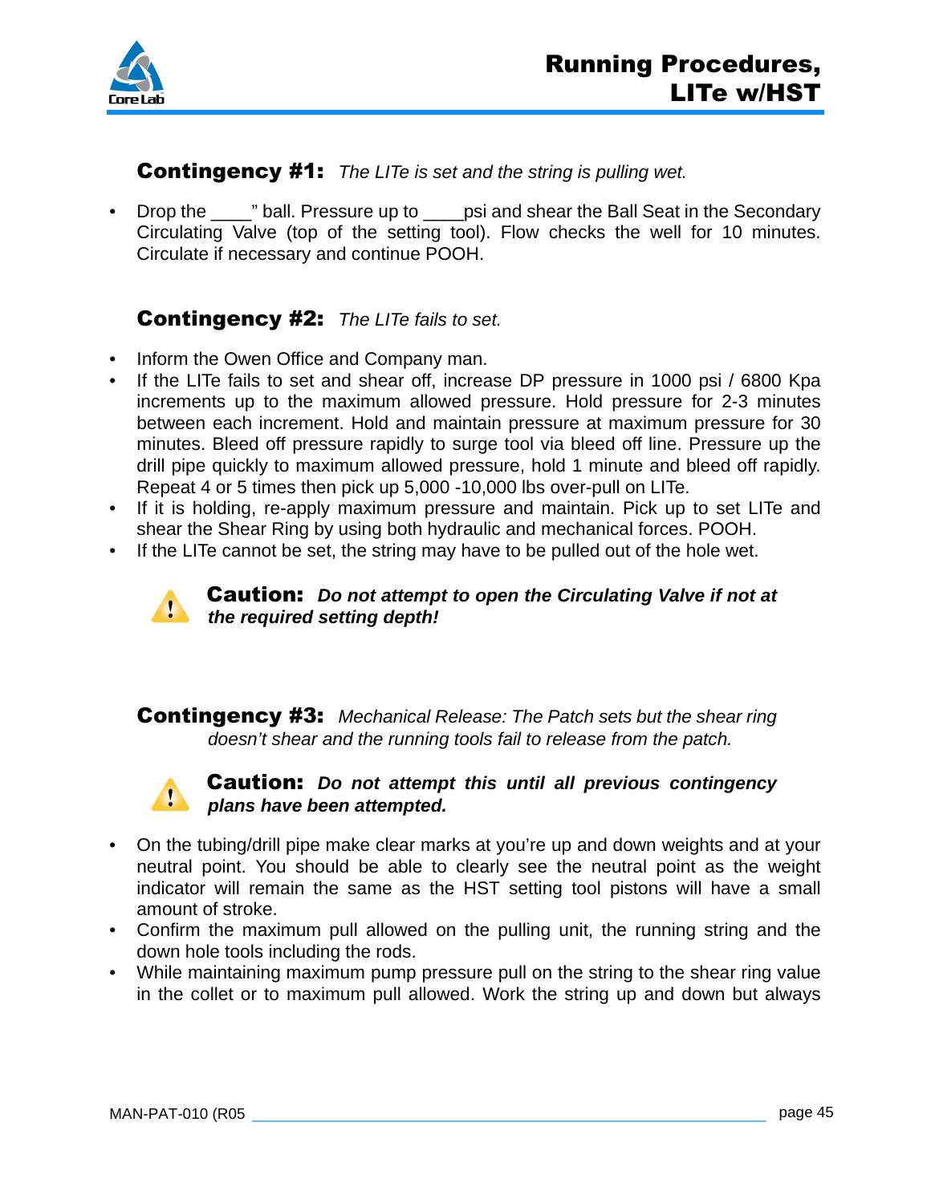**Contingency #1:** *The LITe is set and the string is pulling wet.*

- Drop the ____” ball. Pressure up to ____psi and shear the Ball Seat in the Secondary Circulating Valve (top of the setting tool). Flow checks the well for 10 minutes. Circulate if necessary and continue POOH.

**Contingency #2:** *The LITe fails to set.*

- Inform the Owen Office and Company man.
- If the LITe fails to set and shear off, increase DP pressure in 1000 psi / 6800 Kpa increments up to the maximum allowed pressure. Hold pressure for 2-3 minutes between each increment. Hold and maintain pressure at maximum pressure for 30 minutes. Bleed off pressure rapidly to surge tool via bleed off line. Pressure up the drill pipe quickly to maximum allowed pressure, hold 1 minute and bleed off rapidly. Repeat 4 or 5 times then pick up 5,000 -10,000 lbs over-pull on LITe.
- If it is holding, re-apply maximum pressure and maintain. Pick up to set LITe and shear the Shear Ring by using both hydraulic and mechanical forces. POOH.
- If the LITe cannot be set, the string may have to be pulled out of the hole wet.

**Caution:** ***Do not attempt to open the Circulating Valve if not at the required setting depth!***

**Contingency #3:** *Mechanical Release: The Patch sets but the shear ring doesn’t shear and the running tools fail to release from the patch.*

**Caution:** ***Do not attempt this until all previous contingency plans have been attempted.***

- On the tubing/drill pipe make clear marks at you’re up and down weights and at your neutral point. You should be able to clearly see the neutral point as the weight indicator will remain the same as the HST setting tool pistons will have a small amount of stroke.
- Confirm the maximum pull allowed on the pulling unit, the running string and the down hole tools including the rods.
- While maintaining maximum pump pressure pull on the string to the shear ring value in the collet or to maximum pull allowed. Work the string up and down but always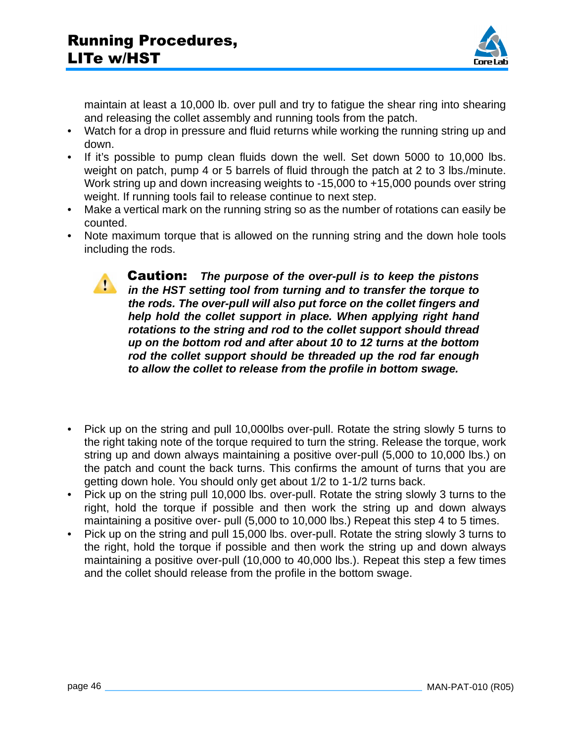maintain at least a 10,000 lb. over pull and try to fatigue the shear ring into shearing and releasing the collet assembly and running tools from the patch.

- Watch for a drop in pressure and fluid returns while working the running string up and down.
- If it's possible to pump clean fluids down the well. Set down 5000 to 10,000 lbs. weight on patch, pump 4 or 5 barrels of fluid through the patch at 2 to 3 lbs./minute. Work string up and down increasing weights to -15,000 to +15,000 pounds over string weight. If running tools fail to release continue to next step.
- Make a vertical mark on the running string so as the number of rotations can easily be counted.
- Note maximum torque that is allowed on the running string and the down hole tools including the rods.

> **Caution:** ***The purpose of the over-pull is to keep the pistons in the HST setting tool from turning and to transfer the torque to the rods. The over-pull will also put force on the collet fingers and help hold the collet support in place. When applying right hand rotations to the string and rod to the collet support should thread up on the bottom rod and after about 10 to 12 turns at the bottom rod the collet support should be threaded up the rod far enough to allow the collet to release from the profile in bottom swage.***

- Pick up on the string and pull 10,000lbs over-pull. Rotate the string slowly 5 turns to the right taking note of the torque required to turn the string. Release the torque, work string up and down always maintaining a positive over-pull (5,000 to 10,000 lbs.) on the patch and count the back turns. This confirms the amount of turns that you are getting down hole. You should only get about 1/2 to 1-1/2 turns back.
- Pick up on the string pull 10,000 lbs. over-pull. Rotate the string slowly 3 turns to the right, hold the torque if possible and then work the string up and down always maintaining a positive over- pull (5,000 to 10,000 lbs.) Repeat this step 4 to 5 times.
- Pick up on the string and pull 15,000 lbs. over-pull. Rotate the string slowly 3 turns to the right, hold the torque if possible and then work the string up and down always maintaining a positive over-pull (10,000 to 40,000 lbs.). Repeat this step a few times and the collet should release from the profile in the bottom swage.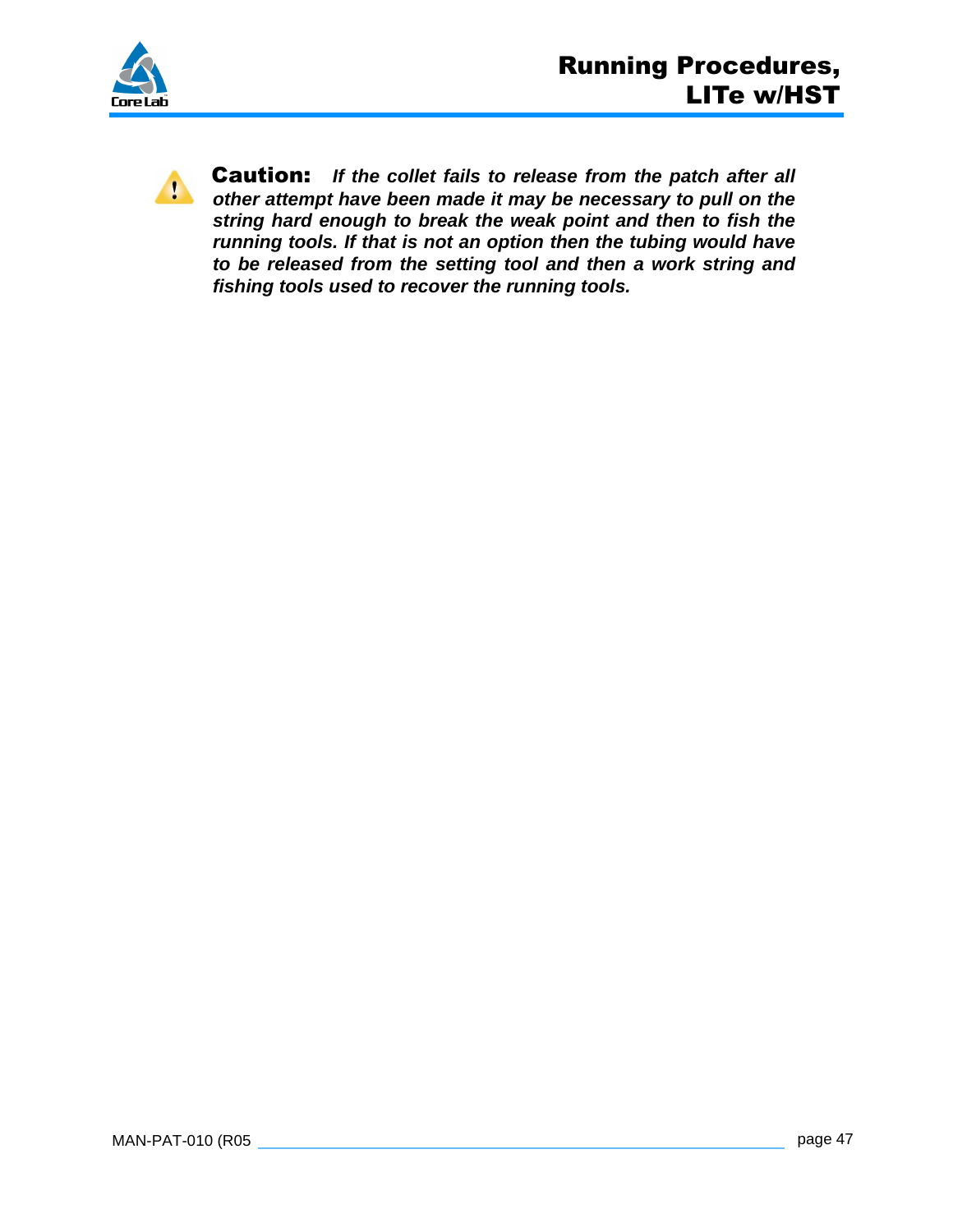**Caution:** ***If the collet fails to release from the patch after all other attempt have been made it may be necessary to pull on the string hard enough to break the weak point and then to fish the running tools. If that is not an option then the tubing would have to be released from the setting tool and then a work string and fishing tools used to recover the running tools.***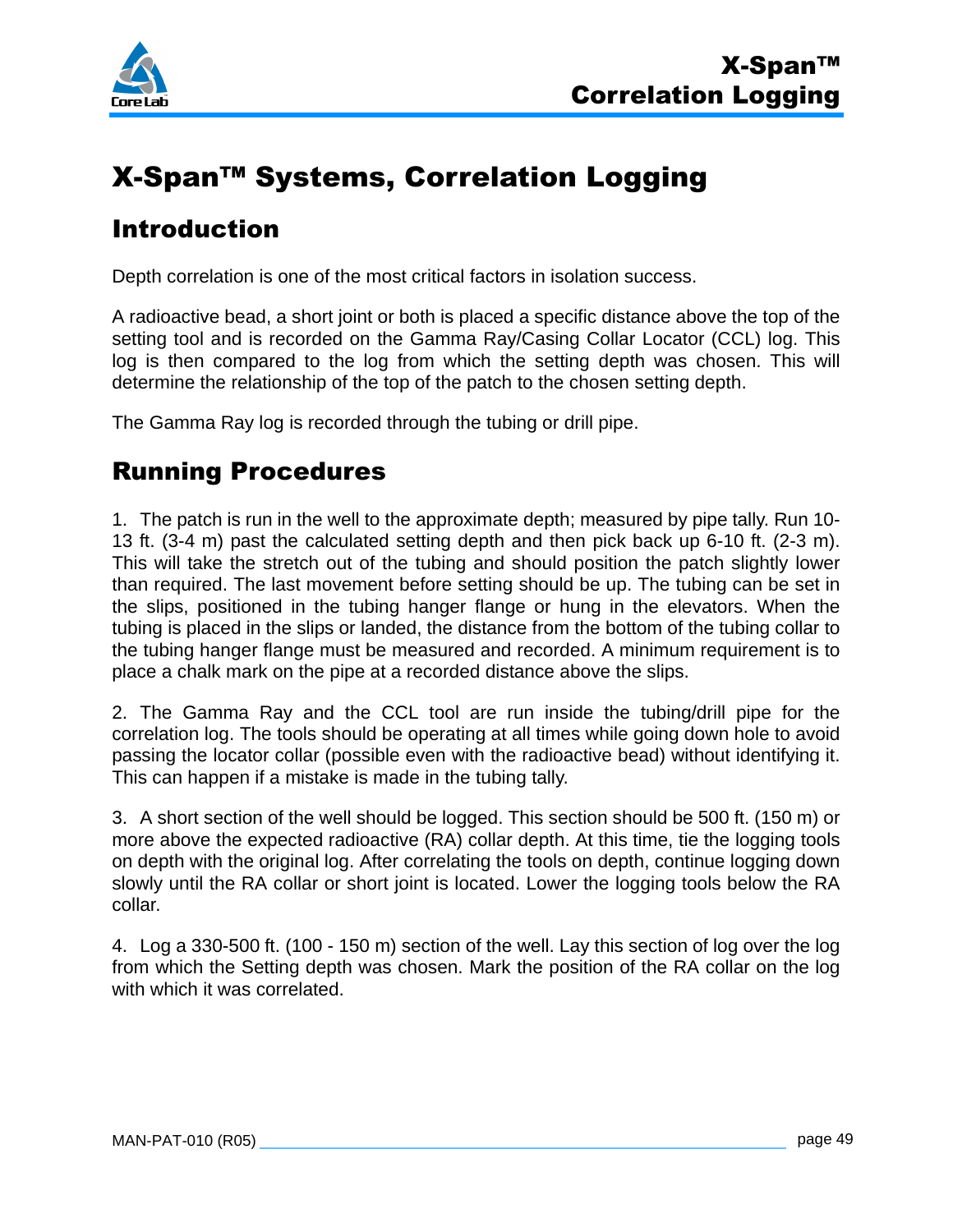# X-Span™ Systems, Correlation Logging

## Introduction

Depth correlation is one of the most critical factors in isolation success.

A radioactive bead, a short joint or both is placed a specific distance above the top of the setting tool and is recorded on the Gamma Ray/Casing Collar Locator (CCL) log. This log is then compared to the log from which the setting depth was chosen. This will determine the relationship of the top of the patch to the chosen setting depth.

The Gamma Ray log is recorded through the tubing or drill pipe.

## Running Procedures

1. The patch is run in the well to the approximate depth; measured by pipe tally. Run 10-13 ft. (3-4 m) past the calculated setting depth and then pick back up 6-10 ft. (2-3 m). This will take the stretch out of the tubing and should position the patch slightly lower than required. The last movement before setting should be up. The tubing can be set in the slips, positioned in the tubing hanger flange or hung in the elevators. When the tubing is placed in the slips or landed, the distance from the bottom of the tubing collar to the tubing hanger flange must be measured and recorded. A minimum requirement is to place a chalk mark on the pipe at a recorded distance above the slips.

2. The Gamma Ray and the CCL tool are run inside the tubing/drill pipe for the correlation log. The tools should be operating at all times while going down hole to avoid passing the locator collar (possible even with the radioactive bead) without identifying it. This can happen if a mistake is made in the tubing tally.

3. A short section of the well should be logged. This section should be 500 ft. (150 m) or more above the expected radioactive (RA) collar depth. At this time, tie the logging tools on depth with the original log. After correlating the tools on depth, continue logging down slowly until the RA collar or short joint is located. Lower the logging tools below the RA collar.

4. Log a 330-500 ft. (100 - 150 m) section of the well. Lay this section of log over the log from which the Setting depth was chosen. Mark the position of the RA collar on the log with which it was correlated.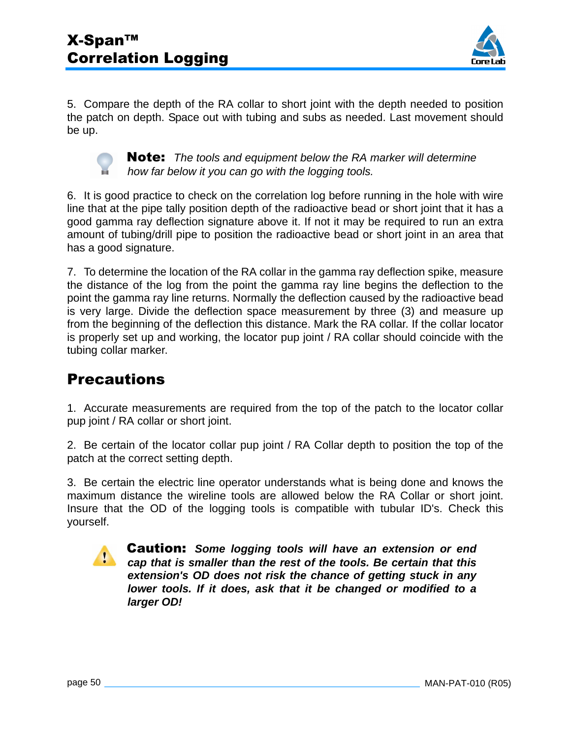5. Compare the depth of the RA collar to short joint with the depth needed to position the patch on depth. Space out with tubing and subs as needed. Last movement should be up.

> **Note:** *The tools and equipment below the RA marker will determine how far below it you can go with the logging tools.*

6. It is good practice to check on the correlation log before running in the hole with wire line that at the pipe tally position depth of the radioactive bead or short joint that it has a good gamma ray deflection signature above it. If not it may be required to run an extra amount of tubing/drill pipe to position the radioactive bead or short joint in an area that has a good signature.

7. To determine the location of the RA collar in the gamma ray deflection spike, measure the distance of the log from the point the gamma ray line begins the deflection to the point the gamma ray line returns. Normally the deflection caused by the radioactive bead is very large. Divide the deflection space measurement by three (3) and measure up from the beginning of the deflection this distance. Mark the RA collar. If the collar locator is properly set up and working, the locator pup joint / RA collar should coincide with the tubing collar marker.

## Precautions

1. Accurate measurements are required from the top of the patch to the locator collar pup joint / RA collar or short joint.

2. Be certain of the locator collar pup joint / RA Collar depth to position the top of the patch at the correct setting depth.

3. Be certain the electric line operator understands what is being done and knows the maximum distance the wireline tools are allowed below the RA Collar or short joint. Insure that the OD of the logging tools is compatible with tubular ID's. Check this yourself.

> **Caution:** ***Some logging tools will have an extension or end cap that is smaller than the rest of the tools. Be certain that this extension's OD does not risk the chance of getting stuck in any lower tools. If it does, ask that it be changed or modified to a larger OD!***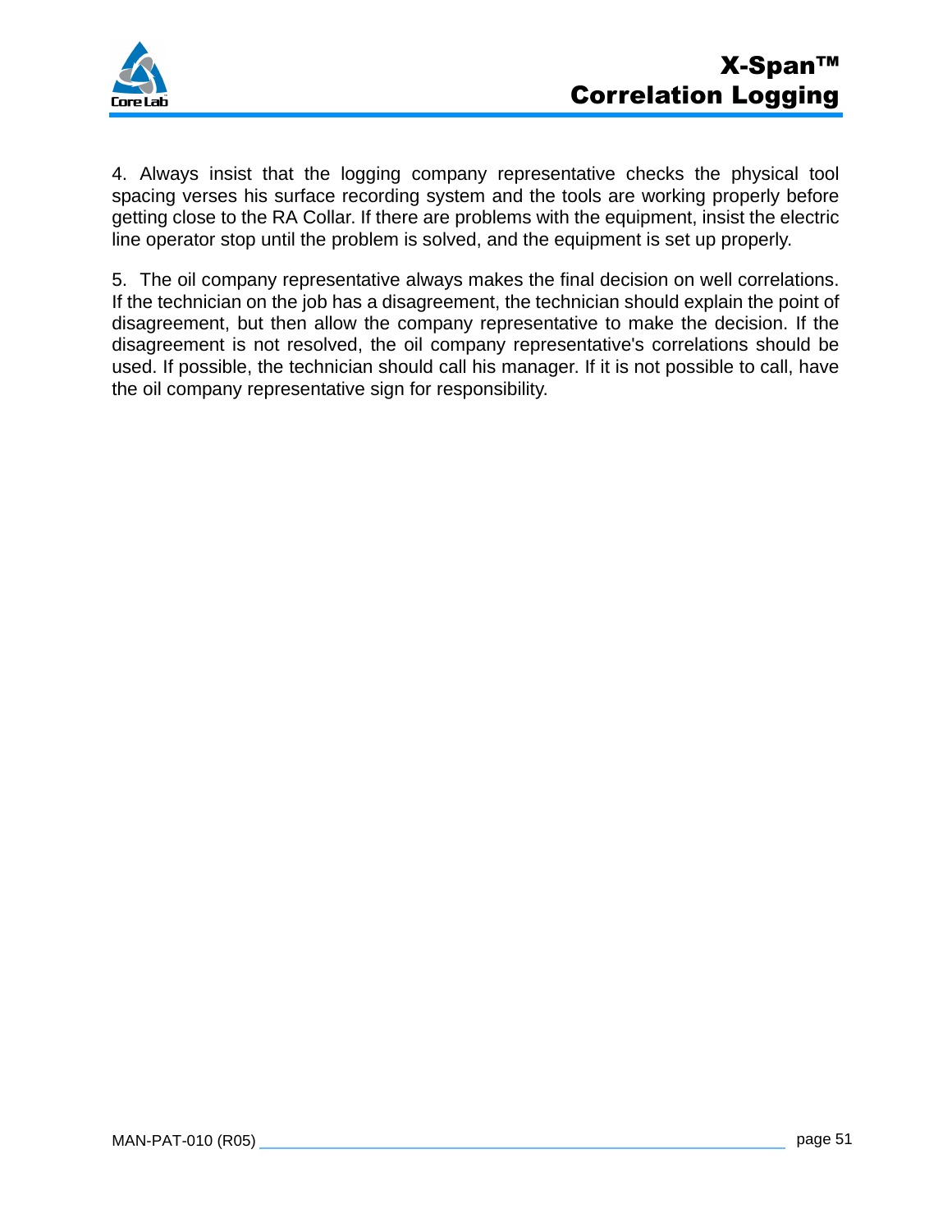4. Always insist that the logging company representative checks the physical tool spacing verses his surface recording system and the tools are working properly before getting close to the RA Collar. If there are problems with the equipment, insist the electric line operator stop until the problem is solved, and the equipment is set up properly.

5. The oil company representative always makes the final decision on well correlations. If the technician on the job has a disagreement, the technician should explain the point of disagreement, but then allow the company representative to make the decision. If the disagreement is not resolved, the oil company representative's correlations should be used. If possible, the technician should call his manager. If it is not possible to call, have the oil company representative sign for responsibility.